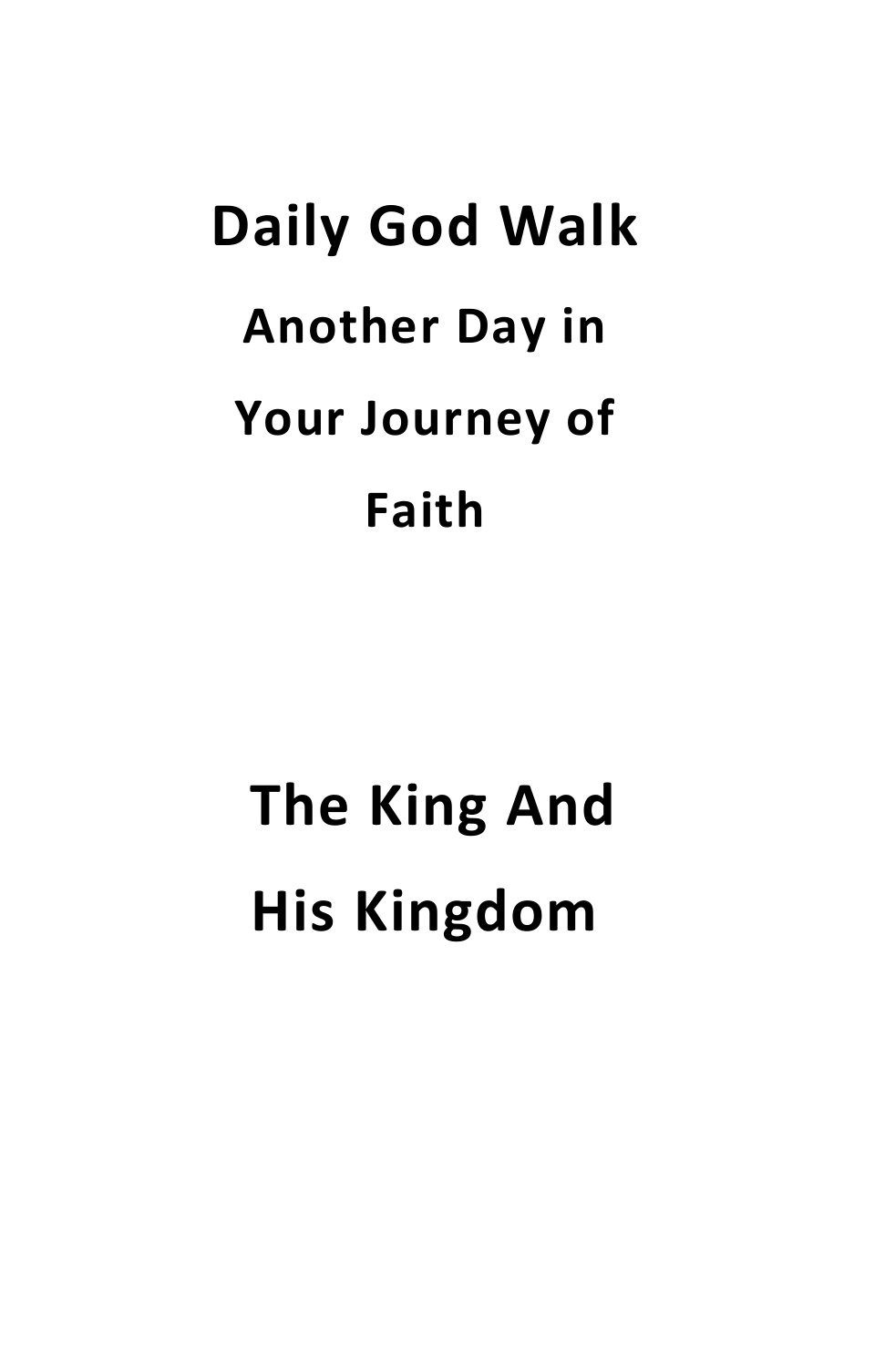# Daily God Walk

## Another Day in Your Journey of Faith

# The King And His Kingdom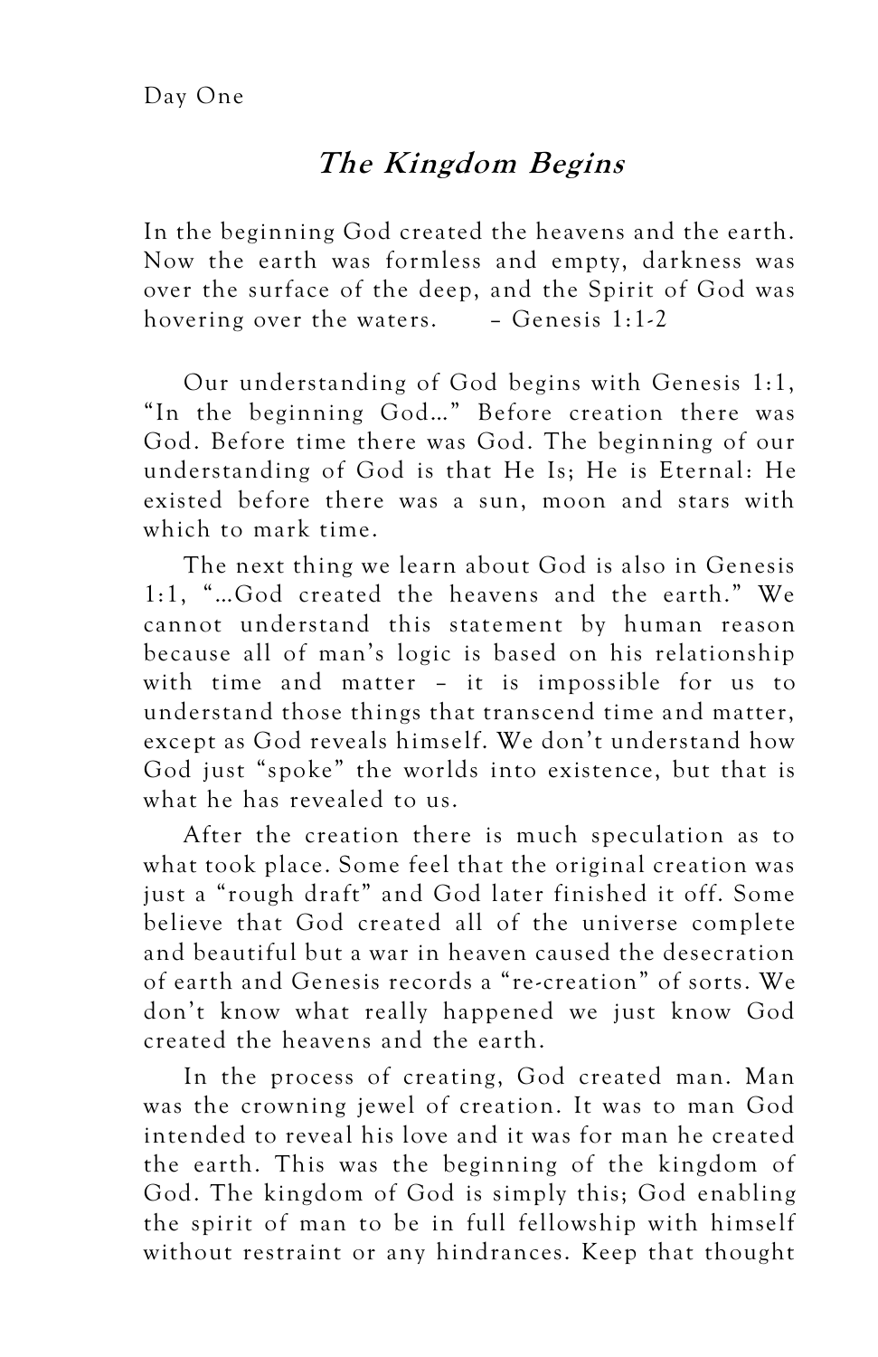Day One

## *The Kingdom Begins*

In the beginning God created the heavens and the earth. Now the earth was formless and empty, darkness was over the surface of the deep, and the Spirit of God was hovering over the waters. – Genesis 1:1-2

Our understanding of God begins with Genesis 1:1, "In the beginning God…" Before creation there was God. Before time there was God. The beginning of our understanding of God is that He Is; He is Eternal: He existed before there was a sun, moon and stars with which to mark time.

The next thing we learn about God is also in Genesis 1:1, "…God created the heavens and the earth." We cannot understand this statement by human reason because all of man's logic is based on his relationship with time and matter – it is impossible for us to understand those things that transcend time and matter, except as God reveals himself. We don't understand how God just "spoke" the worlds into existence, but that is what he has revealed to us.

After the creation there is much speculation as to what took place. Some feel that the original creation was just a "rough draft" and God later finished it off. Some believe that God created all of the universe complete and beautiful but a war in heaven caused the desecration of earth and Genesis records a "re-creation" of sorts. We don't know what really happened we just know God created the heavens and the earth.

In the process of creating, God created man. Man was the crowning jewel of creation. It was to man God intended to reveal his love and it was for man he created the earth. This was the beginning of the kingdom of God. The kingdom of God is simply this; God enabling the spirit of man to be in full fellowship with himself without restraint or any hindrances. Keep that thought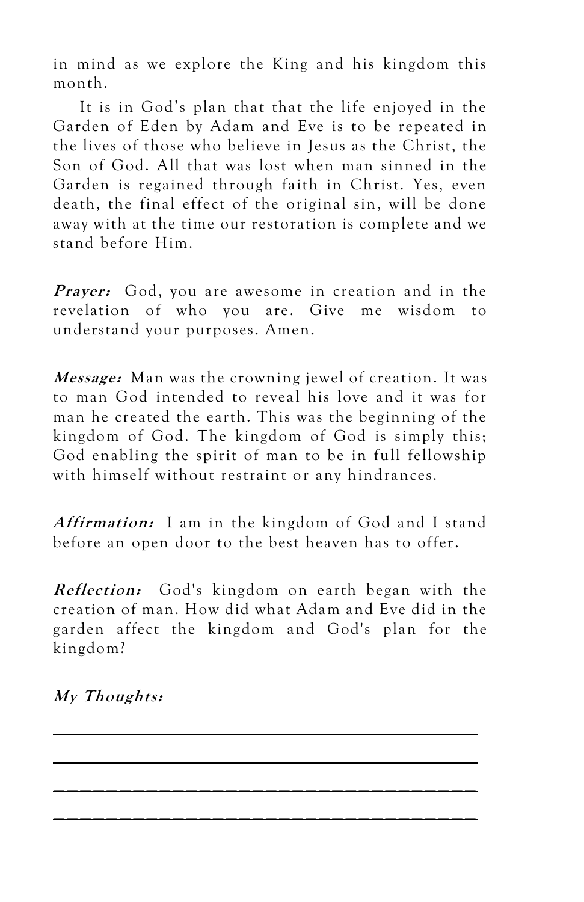in mind as we explore the King and his kingdom this month.

It is in God's plan that that the life enjoyed in the Garden of Eden by Adam and Eve is to be repeated in the lives of those who believe in Jesus as the Christ, the Son of God. All that was lost when man sinned in the Garden is regained through faith in Christ. Yes, even death, the final effect of the original sin, will be done away with at the time our restoration is complete and we stand before Him.

***Prayer:*** God, you are awesome in creation and in the revelation of who you are. Give me wisdom to understand your purposes. Amen.

***Message:*** Man was the crowning jewel of creation. It was to man God intended to reveal his love and it was for man he created the earth. This was the beginning of the kingdom of God. The kingdom of God is simply this; God enabling the spirit of man to be in full fellowship with himself without restraint or any hindrances.

***Affirmation:*** I am in the kingdom of God and I stand before an open door to the best heaven has to offer.

***Reflection:*** God's kingdom on earth began with the creation of man. How did what Adam and Eve did in the garden affect the kingdom and God's plan for the kingdom?

***My Thoughts:***

\_\_\_\_\_\_\_\_\_\_\_\_\_\_\_\_\_\_\_\_\_\_\_\_\_\_\_\_\_\_\_\_\_\_\_\_\_\_\_\_

\_\_\_\_\_\_\_\_\_\_\_\_\_\_\_\_\_\_\_\_\_\_\_\_\_\_\_\_\_\_\_\_\_\_\_\_\_\_\_\_

\_\_\_\_\_\_\_\_\_\_\_\_\_\_\_\_\_\_\_\_\_\_\_\_\_\_\_\_\_\_\_\_\_\_\_\_\_\_\_\_

\_\_\_\_\_\_\_\_\_\_\_\_\_\_\_\_\_\_\_\_\_\_\_\_\_\_\_\_\_\_\_\_\_\_\_\_\_\_\_\_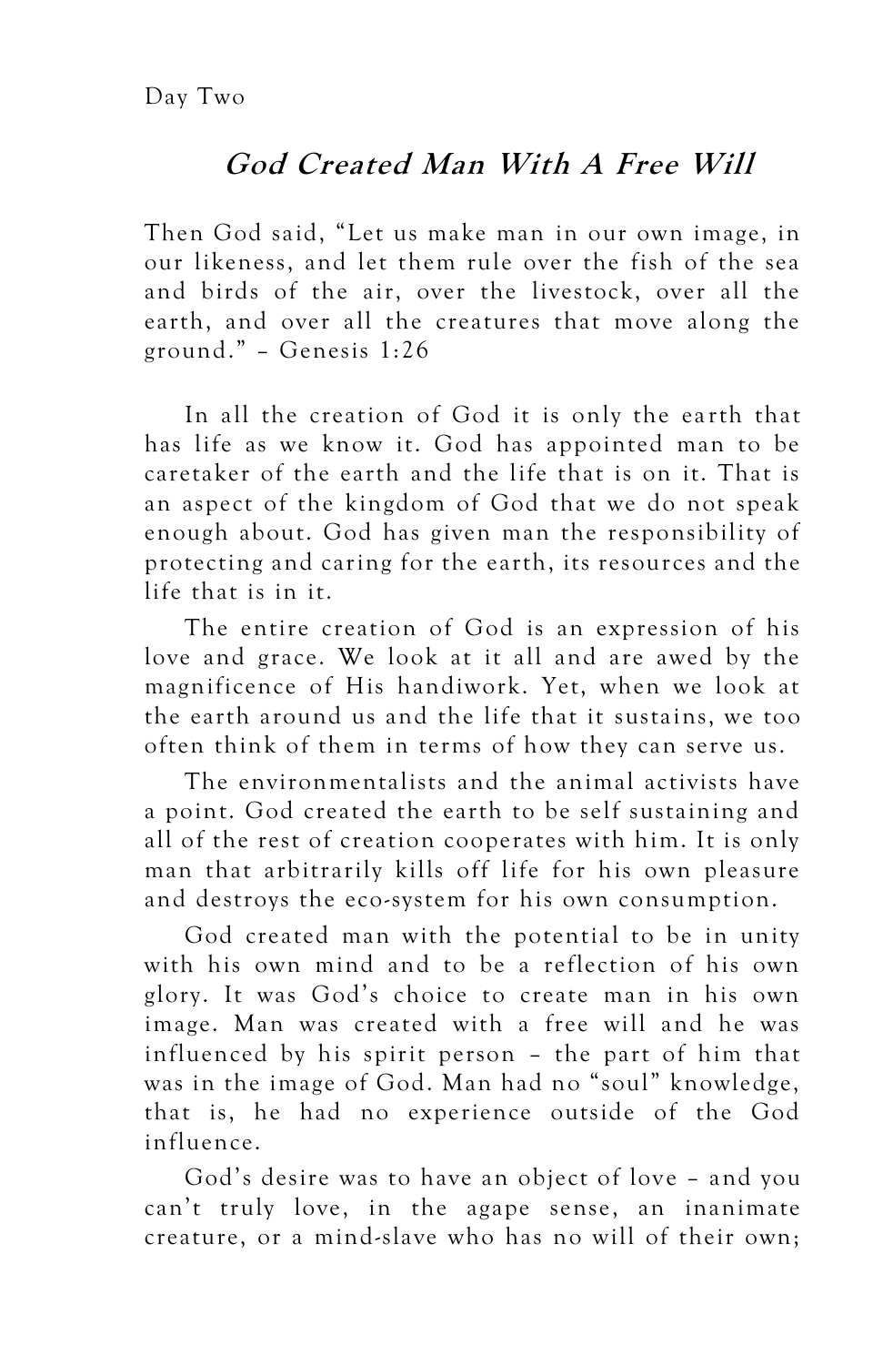Day Two

## *God Created Man With A Free Will*

Then God said, "Let us make man in our own image, in our likeness, and let them rule over the fish of the sea and birds of the air, over the livestock, over all the earth, and over all the creatures that move along the ground." – Genesis 1:26

In all the creation of God it is only the earth that has life as we know it. God has appointed man to be caretaker of the earth and the life that is on it. That is an aspect of the kingdom of God that we do not speak enough about. God has given man the responsibility of protecting and caring for the earth, its resources and the life that is in it.

The entire creation of God is an expression of his love and grace. We look at it all and are awed by the magnificence of His handiwork. Yet, when we look at the earth around us and the life that it sustains, we too often think of them in terms of how they can serve us.

The environmentalists and the animal activists have a point. God created the earth to be self sustaining and all of the rest of creation cooperates with him. It is only man that arbitrarily kills off life for his own pleasure and destroys the eco-system for his own consumption.

God created man with the potential to be in unity with his own mind and to be a reflection of his own glory. It was God's choice to create man in his own image. Man was created with a free will and he was influenced by his spirit person – the part of him that was in the image of God. Man had no "soul" knowledge, that is, he had no experience outside of the God influence.

God's desire was to have an object of love – and you can't truly love, in the agape sense, an inanimate creature, or a mind-slave who has no will of their own;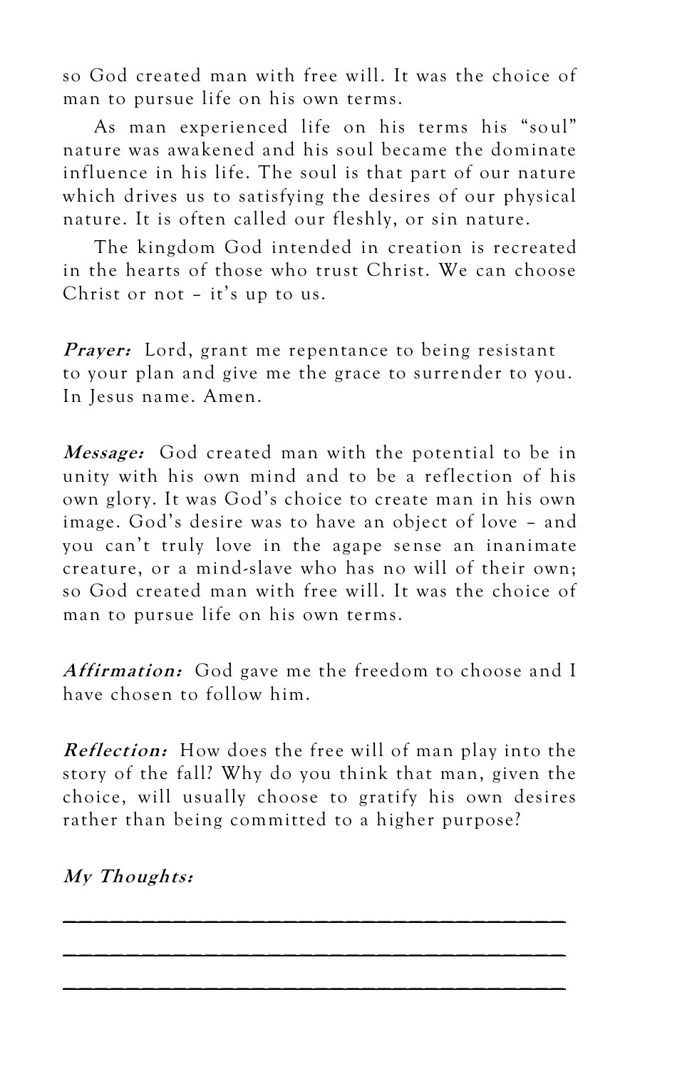so God created man with free will. It was the choice of man to pursue life on his own terms.

As man experienced life on his terms his "soul" nature was awakened and his soul became the dominate influence in his life. The soul is that part of our nature which drives us to satisfying the desires of our physical nature. It is often called our fleshly, or sin nature.

The kingdom God intended in creation is recreated in the hearts of those who trust Christ. We can choose Christ or not – it's up to us.

***Prayer:*** Lord, grant me repentance to being resistant to your plan and give me the grace to surrender to you. In Jesus name. Amen.

***Message:*** God created man with the potential to be in unity with his own mind and to be a reflection of his own glory. It was God's choice to create man in his own image. God's desire was to have an object of love – and you can't truly love in the agape sense an inanimate creature, or a mind-slave who has no will of their own; so God created man with free will. It was the choice of man to pursue life on his own terms.

***Affirmation:*** God gave me the freedom to choose and I have chosen to follow him.

***Reflection:*** How does the free will of man play into the story of the fall? Why do you think that man, given the choice, will usually choose to gratify his own desires rather than being committed to a higher purpose?

***My Thoughts:***

\_\_\_\_\_\_\_\_\_\_\_\_\_\_\_\_\_\_\_\_\_\_\_\_\_\_\_\_\_\_\_\_\_\_\_\_\_\_\_\_

\_\_\_\_\_\_\_\_\_\_\_\_\_\_\_\_\_\_\_\_\_\_\_\_\_\_\_\_\_\_\_\_\_\_\_\_\_\_\_\_

\_\_\_\_\_\_\_\_\_\_\_\_\_\_\_\_\_\_\_\_\_\_\_\_\_\_\_\_\_\_\_\_\_\_\_\_\_\_\_\_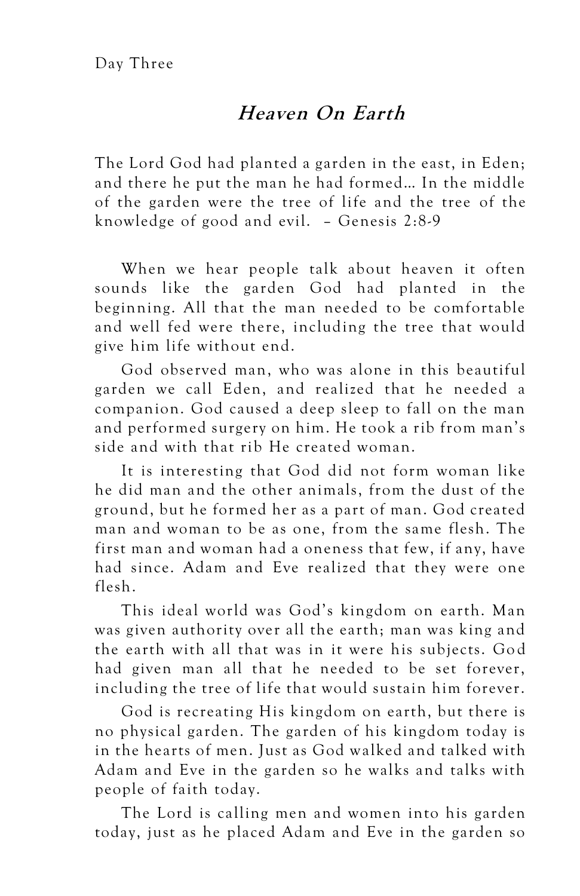Day Three

## *Heaven On Earth*

The Lord God had planted a garden in the east, in Eden; and there he put the man he had formed… In the middle of the garden were the tree of life and the tree of the knowledge of good and evil. – Genesis 2:8-9

When we hear people talk about heaven it often sounds like the garden God had planted in the beginning. All that the man needed to be comfortable and well fed were there, including the tree that would give him life without end.

God observed man, who was alone in this beautiful garden we call Eden, and realized that he needed a companion. God caused a deep sleep to fall on the man and performed surgery on him. He took a rib from man's side and with that rib He created woman.

It is interesting that God did not form woman like he did man and the other animals, from the dust of the ground, but he formed her as a part of man. God created man and woman to be as one, from the same flesh. The first man and woman had a oneness that few, if any, have had since. Adam and Eve realized that they were one flesh.

This ideal world was God's kingdom on earth. Man was given authority over all the earth; man was king and the earth with all that was in it were his subjects. God had given man all that he needed to be set forever, including the tree of life that would sustain him forever.

God is recreating His kingdom on earth, but there is no physical garden. The garden of his kingdom today is in the hearts of men. Just as God walked and talked with Adam and Eve in the garden so he walks and talks with people of faith today.

The Lord is calling men and women into his garden today, just as he placed Adam and Eve in the garden so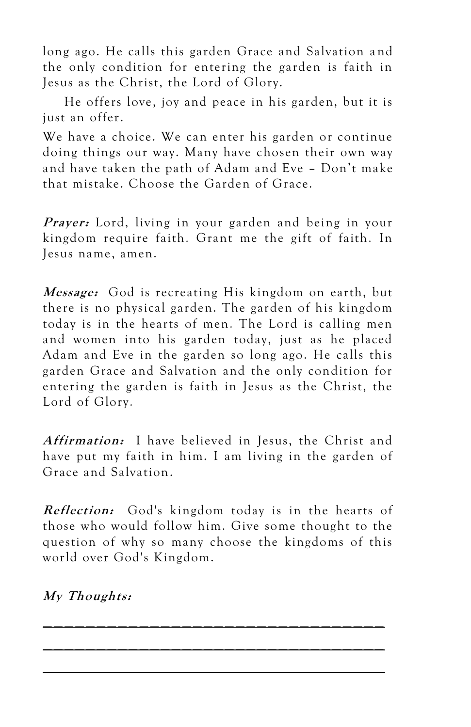long ago. He calls this garden Grace and Salvation and the only condition for entering the garden is faith in Jesus as the Christ, the Lord of Glory.

He offers love, joy and peace in his garden, but it is just an offer.

We have a choice. We can enter his garden or continue doing things our way. Many have chosen their own way and have taken the path of Adam and Eve – Don't make that mistake. Choose the Garden of Grace.

***Prayer:*** Lord, living in your garden and being in your kingdom require faith. Grant me the gift of faith. In Jesus name, amen.

***Message:*** God is recreating His kingdom on earth, but there is no physical garden. The garden of his kingdom today is in the hearts of men. The Lord is calling men and women into his garden today, just as he placed Adam and Eve in the garden so long ago. He calls this garden Grace and Salvation and the only condition for entering the garden is faith in Jesus as the Christ, the Lord of Glory.

***Affirmation:*** I have believed in Jesus, the Christ and have put my faith in him. I am living in the garden of Grace and Salvation.

***Reflection:*** God's kingdom today is in the hearts of those who would follow him. Give some thought to the question of why so many choose the kingdoms of this world over God's Kingdom.

***My Thoughts:***

_____________________________________

_____________________________________

_____________________________________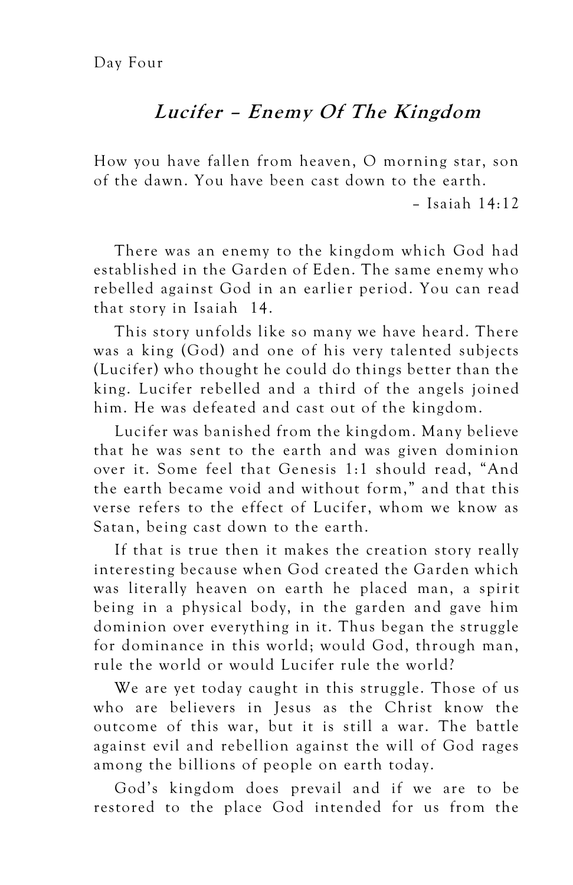Day Four

## *Lucifer – Enemy Of The Kingdom*

How you have fallen from heaven, O morning star, son of the dawn. You have been cast down to the earth.

– Isaiah 14:12

There was an enemy to the kingdom which God had established in the Garden of Eden. The same enemy who rebelled against God in an earlier period. You can read that story in Isaiah 14.

This story unfolds like so many we have heard. There was a king (God) and one of his very talented subjects (Lucifer) who thought he could do things better than the king. Lucifer rebelled and a third of the angels joined him. He was defeated and cast out of the kingdom.

Lucifer was banished from the kingdom. Many believe that he was sent to the earth and was given dominion over it. Some feel that Genesis 1:1 should read, "And the earth became void and without form," and that this verse refers to the effect of Lucifer, whom we know as Satan, being cast down to the earth.

If that is true then it makes the creation story really interesting because when God created the Garden which was literally heaven on earth he placed man, a spirit being in a physical body, in the garden and gave him dominion over everything in it. Thus began the struggle for dominance in this world; would God, through man, rule the world or would Lucifer rule the world?

We are yet today caught in this struggle. Those of us who are believers in Jesus as the Christ know the outcome of this war, but it is still a war. The battle against evil and rebellion against the will of God rages among the billions of people on earth today.

God's kingdom does prevail and if we are to be restored to the place God intended for us from the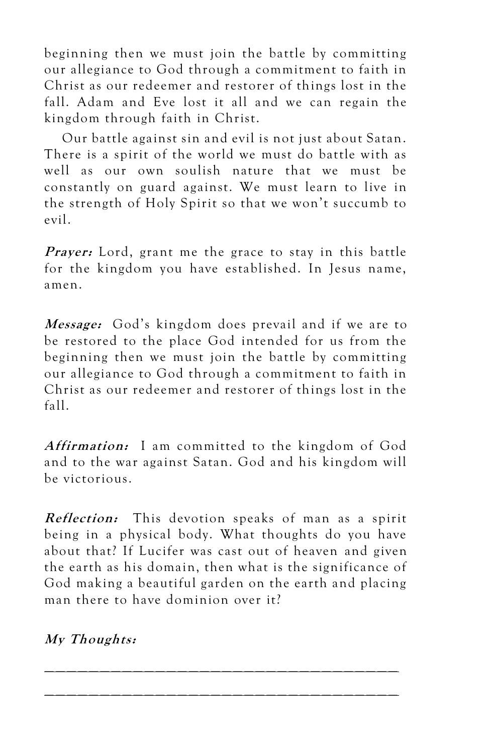beginning then we must join the battle by committing our allegiance to God through a commitment to faith in Christ as our redeemer and restorer of things lost in the fall. Adam and Eve lost it all and we can regain the kingdom through faith in Christ.

Our battle against sin and evil is not just about Satan. There is a spirit of the world we must do battle with as well as our own soulish nature that we must be constantly on guard against. We must learn to live in the strength of Holy Spirit so that we won't succumb to evil.

***Prayer:*** Lord, grant me the grace to stay in this battle for the kingdom you have established. In Jesus name, amen.

***Message:*** God's kingdom does prevail and if we are to be restored to the place God intended for us from the beginning then we must join the battle by committing our allegiance to God through a commitment to faith in Christ as our redeemer and restorer of things lost in the fall.

***Affirmation:*** I am committed to the kingdom of God and to the war against Satan. God and his kingdom will be victorious.

***Reflection:*** This devotion speaks of man as a spirit being in a physical body. What thoughts do you have about that? If Lucifer was cast out of heaven and given the earth as his domain, then what is the significance of God making a beautiful garden on the earth and placing man there to have dominion over it?

***My Thoughts:***

_______________________________________

_______________________________________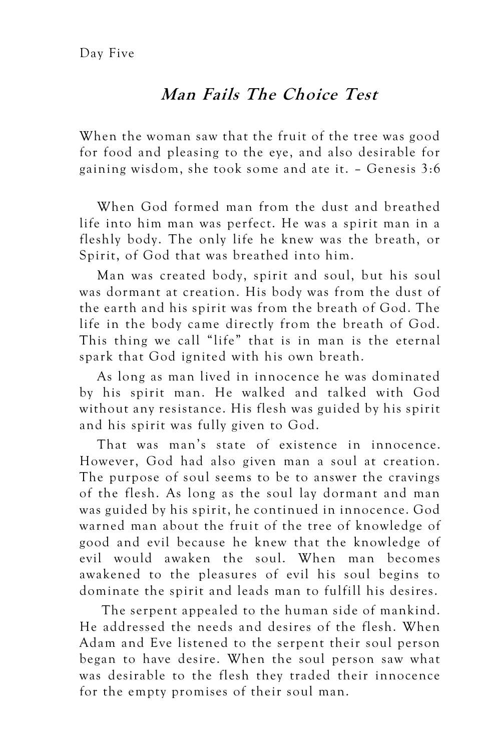Day Five

## *Man Fails The Choice Test*

When the woman saw that the fruit of the tree was good for food and pleasing to the eye, and also desirable for gaining wisdom, she took some and ate it. – Genesis 3:6

When God formed man from the dust and breathed life into him man was perfect. He was a spirit man in a fleshly body. The only life he knew was the breath, or Spirit, of God that was breathed into him.

Man was created body, spirit and soul, but his soul was dormant at creation. His body was from the dust of the earth and his spirit was from the breath of God. The life in the body came directly from the breath of God. This thing we call "life" that is in man is the eternal spark that God ignited with his own breath.

As long as man lived in innocence he was dominated by his spirit man. He walked and talked with God without any resistance. His flesh was guided by his spirit and his spirit was fully given to God.

That was man's state of existence in innocence. However, God had also given man a soul at creation. The purpose of soul seems to be to answer the cravings of the flesh. As long as the soul lay dormant and man was guided by his spirit, he continued in innocence. God warned man about the fruit of the tree of knowledge of good and evil because he knew that the knowledge of evil would awaken the soul. When man becomes awakened to the pleasures of evil his soul begins to dominate the spirit and leads man to fulfill his desires.

The serpent appealed to the human side of mankind. He addressed the needs and desires of the flesh. When Adam and Eve listened to the serpent their soul person began to have desire. When the soul person saw what was desirable to the flesh they traded their innocence for the empty promises of their soul man.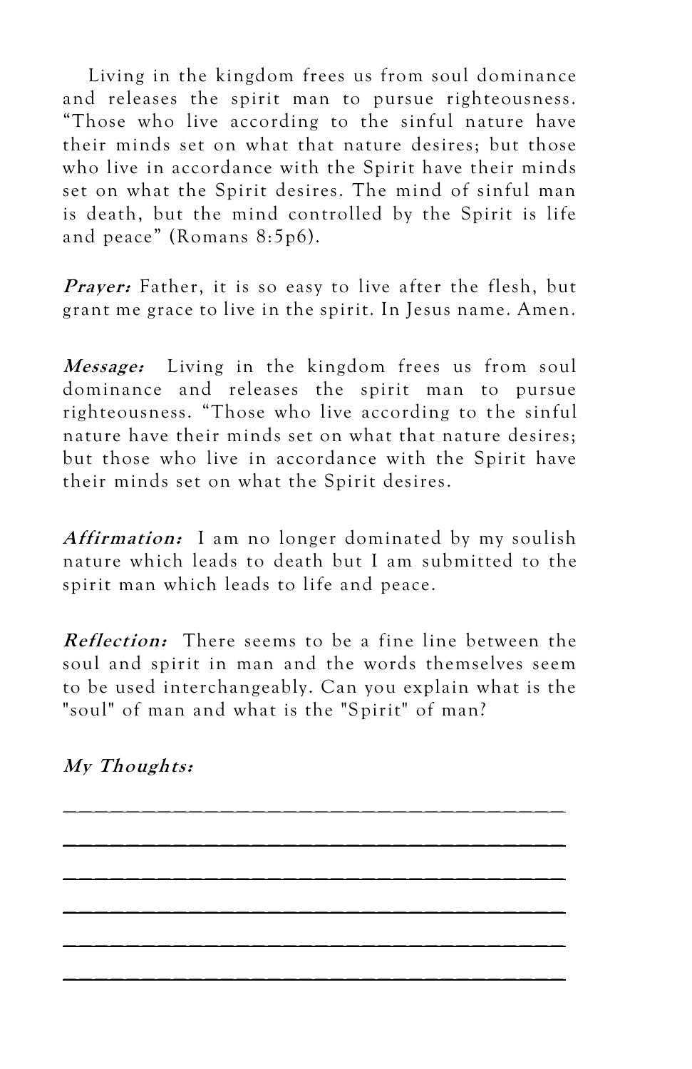Living in the kingdom frees us from soul dominance and releases the spirit man to pursue righteousness. “Those who live according to the sinful nature have their minds set on what that nature desires; but those who live in accordance with the Spirit have their minds set on what the Spirit desires. The mind of sinful man is death, but the mind controlled by the Spirit is life and peace” (Romans 8:5p6).

***Prayer:*** Father, it is so easy to live after the flesh, but grant me grace to live in the spirit. In Jesus name. Amen.

***Message:*** Living in the kingdom frees us from soul dominance and releases the spirit man to pursue righteousness. “Those who live according to the sinful nature have their minds set on what that nature desires; but those who live in accordance with the Spirit have their minds set on what the Spirit desires.

***Affirmation:*** I am no longer dominated by my soulish nature which leads to death but I am submitted to the spirit man which leads to life and peace.

***Reflection:*** There seems to be a fine line between the soul and spirit in man and the words themselves seem to be used interchangeably. Can you explain what is the "soul" of man and what is the "Spirit" of man?

***My Thoughts:***

______________________________________

______________________________________

______________________________________

______________________________________

______________________________________

______________________________________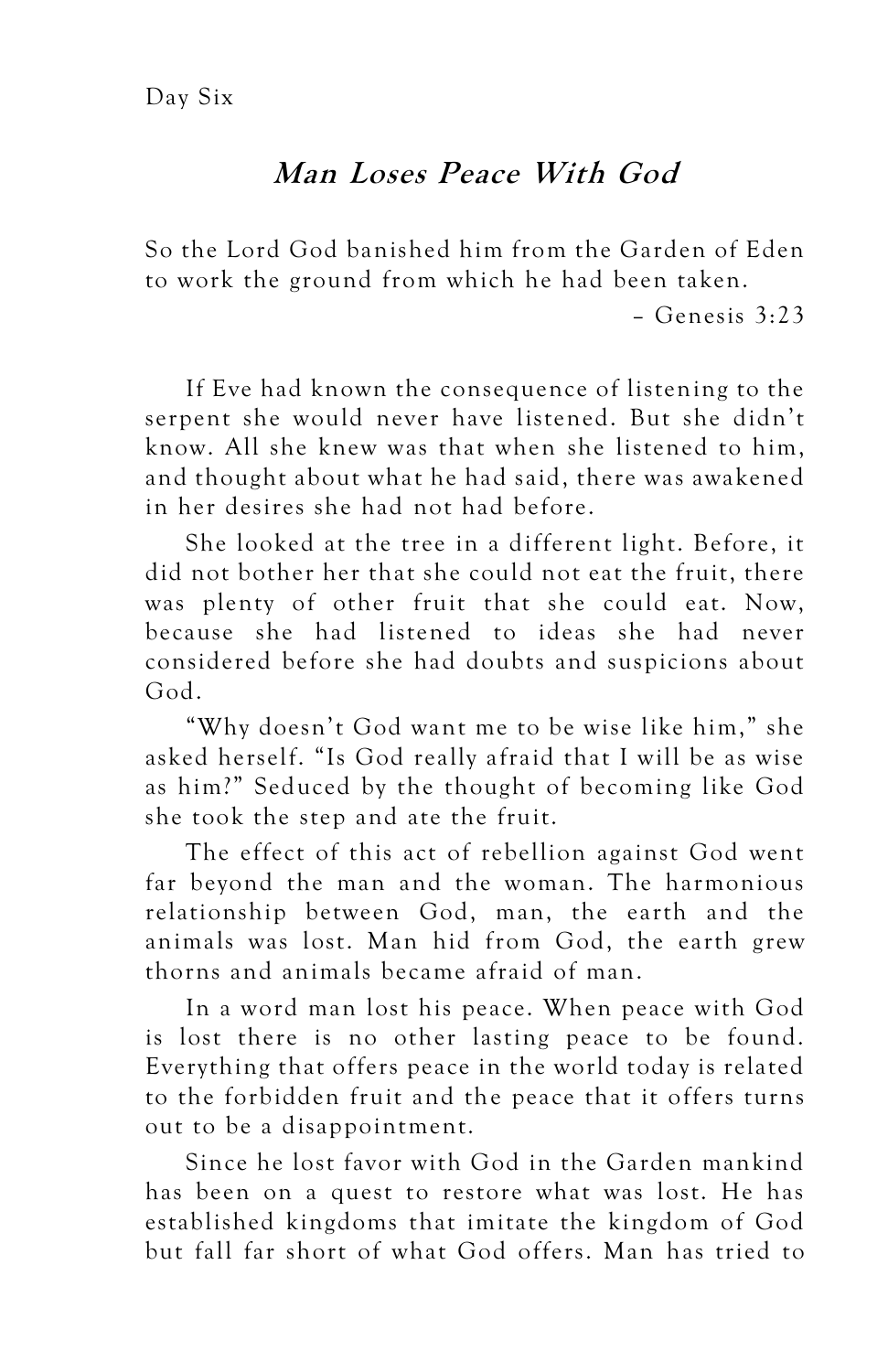Day Six

## *Man Loses Peace With God*

So the Lord God banished him from the Garden of Eden to work the ground from which he had been taken.

– Genesis 3:23

If Eve had known the consequence of listening to the serpent she would never have listened. But she didn't know. All she knew was that when she listened to him, and thought about what he had said, there was awakened in her desires she had not had before.

She looked at the tree in a different light. Before, it did not bother her that she could not eat the fruit, there was plenty of other fruit that she could eat. Now, because she had listened to ideas she had never considered before she had doubts and suspicions about God.

"Why doesn't God want me to be wise like him," she asked herself. "Is God really afraid that I will be as wise as him?" Seduced by the thought of becoming like God she took the step and ate the fruit.

The effect of this act of rebellion against God went far beyond the man and the woman. The harmonious relationship between God, man, the earth and the animals was lost. Man hid from God, the earth grew thorns and animals became afraid of man.

In a word man lost his peace. When peace with God is lost there is no other lasting peace to be found. Everything that offers peace in the world today is related to the forbidden fruit and the peace that it offers turns out to be a disappointment.

Since he lost favor with God in the Garden mankind has been on a quest to restore what was lost. He has established kingdoms that imitate the kingdom of God but fall far short of what God offers. Man has tried to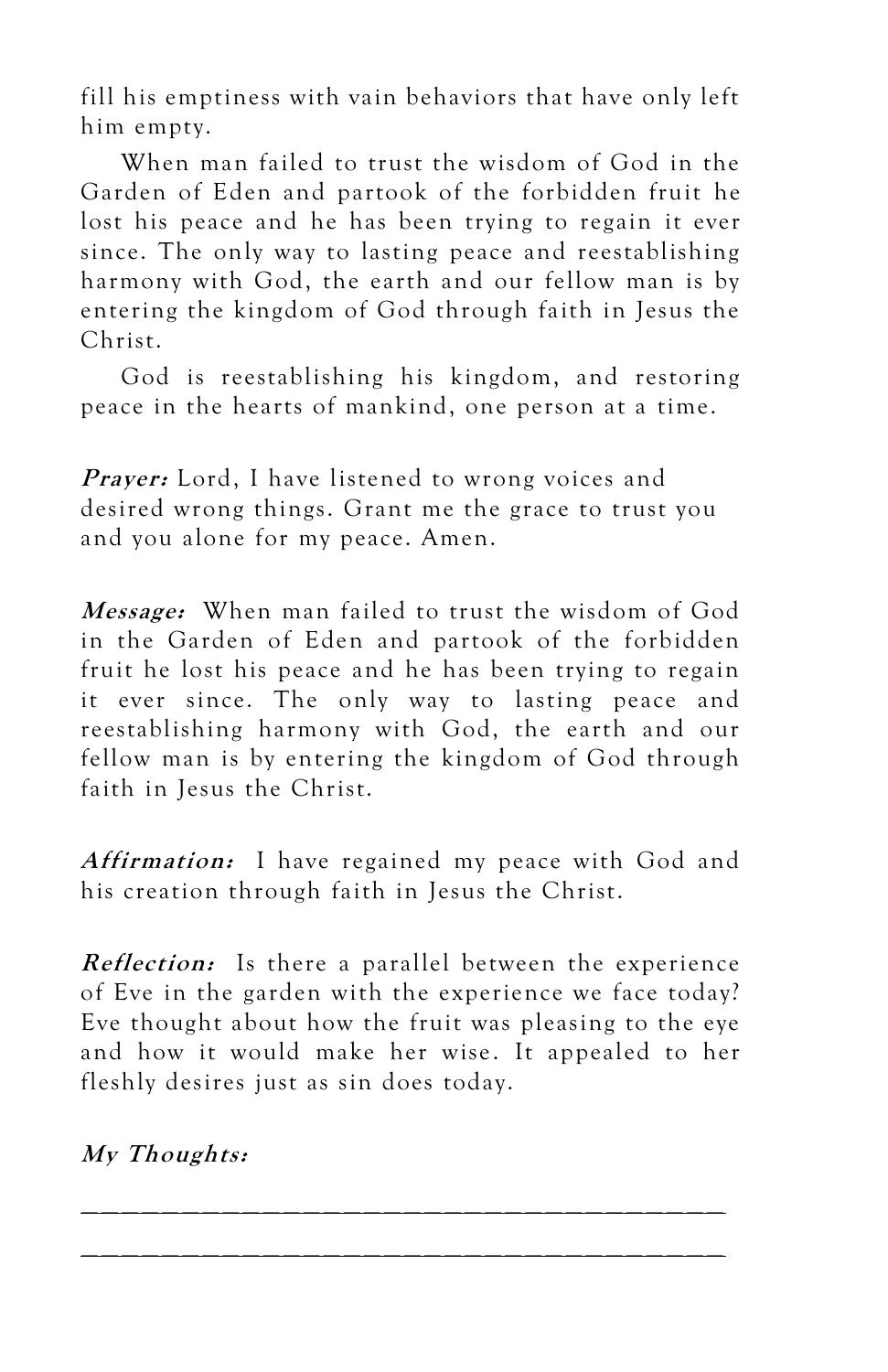fill his emptiness with vain behaviors that have only left him empty.

When man failed to trust the wisdom of God in the Garden of Eden and partook of the forbidden fruit he lost his peace and he has been trying to regain it ever since. The only way to lasting peace and reestablishing harmony with God, the earth and our fellow man is by entering the kingdom of God through faith in Jesus the Christ.

God is reestablishing his kingdom, and restoring peace in the hearts of mankind, one person at a time.

***Prayer:*** Lord, I have listened to wrong voices and desired wrong things. Grant me the grace to trust you and you alone for my peace. Amen.

***Message:*** When man failed to trust the wisdom of God in the Garden of Eden and partook of the forbidden fruit he lost his peace and he has been trying to regain it ever since. The only way to lasting peace and reestablishing harmony with God, the earth and our fellow man is by entering the kingdom of God through faith in Jesus the Christ.

***Affirmation:*** I have regained my peace with God and his creation through faith in Jesus the Christ.

***Reflection:*** Is there a parallel between the experience of Eve in the garden with the experience we face today? Eve thought about how the fruit was pleasing to the eye and how it would make her wise. It appealed to her fleshly desires just as sin does today.

***My Thoughts:***

______________________________________________

______________________________________________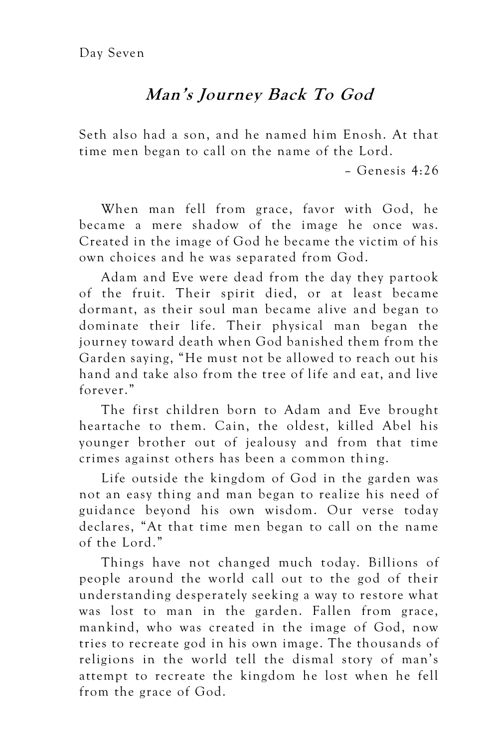Day Seven

## *Man's Journey Back To God*

Seth also had a son, and he named him Enosh. At that time men began to call on the name of the Lord.

– Genesis 4:26

When man fell from grace, favor with God, he became a mere shadow of the image he once was. Created in the image of God he became the victim of his own choices and he was separated from God.

Adam and Eve were dead from the day they partook of the fruit. Their spirit died, or at least became dormant, as their soul man became alive and began to dominate their life. Their physical man began the journey toward death when God banished them from the Garden saying, "He must not be allowed to reach out his hand and take also from the tree of life and eat, and live forever."

The first children born to Adam and Eve brought heartache to them. Cain, the oldest, killed Abel his younger brother out of jealousy and from that time crimes against others has been a common thing.

Life outside the kingdom of God in the garden was not an easy thing and man began to realize his need of guidance beyond his own wisdom. Our verse today declares, "At that time men began to call on the name of the Lord."

Things have not changed much today. Billions of people around the world call out to the god of their understanding desperately seeking a way to restore what was lost to man in the garden. Fallen from grace, mankind, who was created in the image of God, now tries to recreate god in his own image. The thousands of religions in the world tell the dismal story of man's attempt to recreate the kingdom he lost when he fell from the grace of God.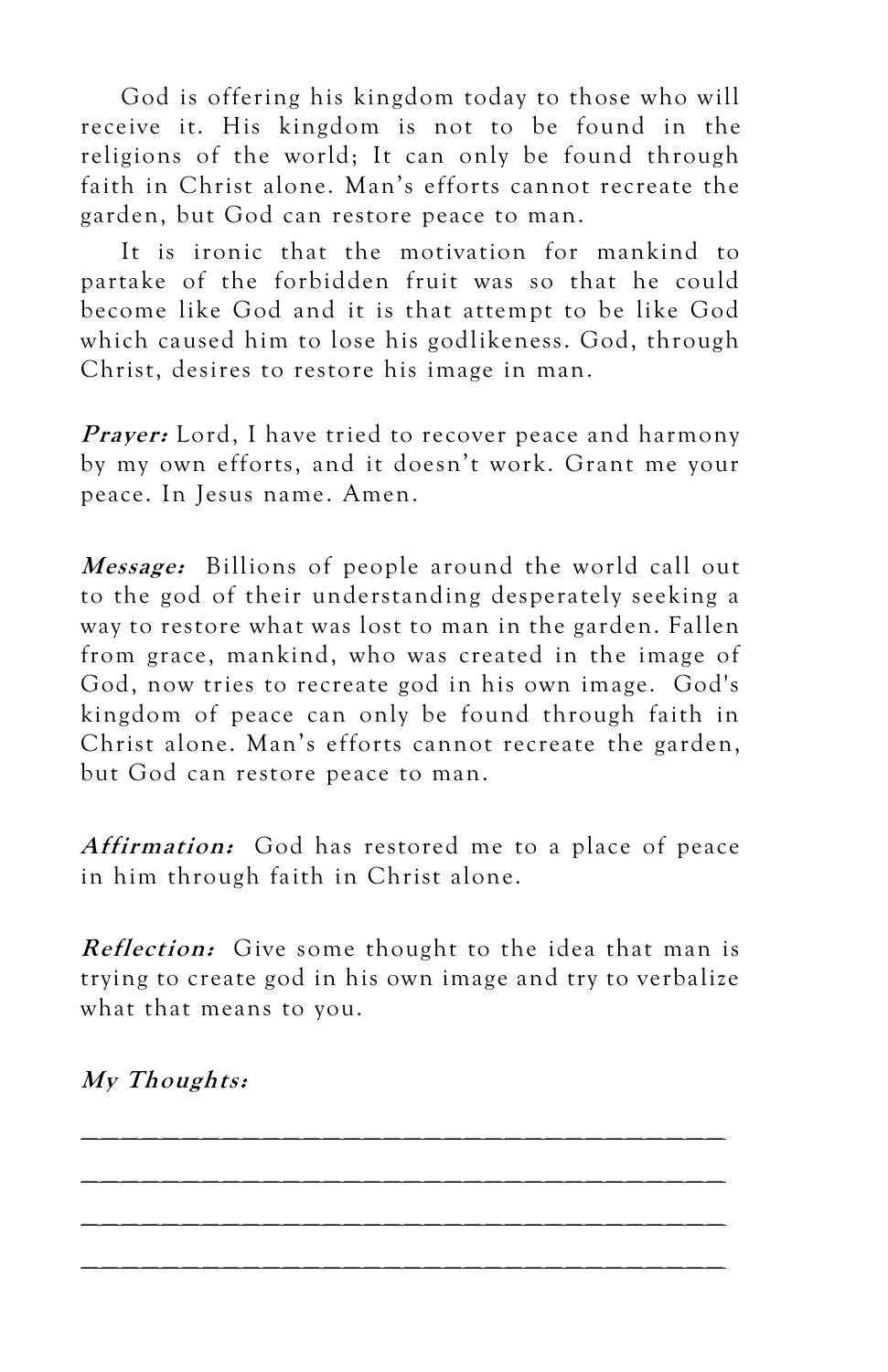God is offering his kingdom today to those who will receive it. His kingdom is not to be found in the religions of the world; It can only be found through faith in Christ alone. Man’s efforts cannot recreate the garden, but God can restore peace to man.

It is ironic that the motivation for mankind to partake of the forbidden fruit was so that he could become like God and it is that attempt to be like God which caused him to lose his godlikeness. God, through Christ, desires to restore his image in man.

***Prayer:*** Lord, I have tried to recover peace and harmony by my own efforts, and it doesn’t work. Grant me your peace. In Jesus name. Amen.

***Message:*** Billions of people around the world call out to the god of their understanding desperately seeking a way to restore what was lost to man in the garden. Fallen from grace, mankind, who was created in the image of God, now tries to recreate god in his own image. God's kingdom of peace can only be found through faith in Christ alone. Man’s efforts cannot recreate the garden, but God can restore peace to man.

***Affirmation:*** God has restored me to a place of peace in him through faith in Christ alone.

***Reflection:*** Give some thought to the idea that man is trying to create god in his own image and try to verbalize what that means to you.

***My Thoughts:***

________________________________________

________________________________________

________________________________________

________________________________________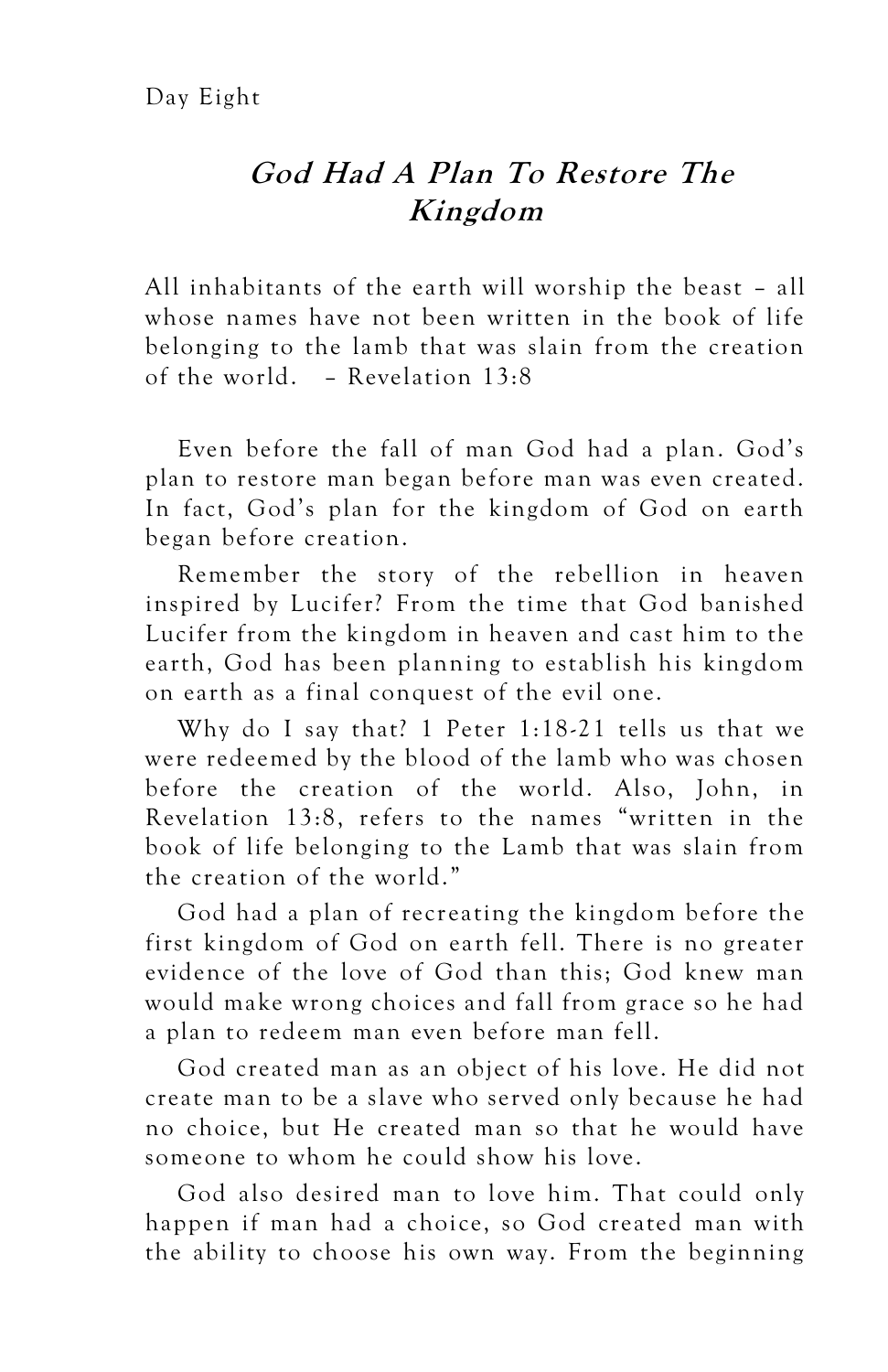Day Eight

## *God Had A Plan To Restore The Kingdom*

All inhabitants of the earth will worship the beast – all whose names have not been written in the book of life belonging to the lamb that was slain from the creation of the world. – Revelation 13:8

Even before the fall of man God had a plan. God's plan to restore man began before man was even created. In fact, God's plan for the kingdom of God on earth began before creation.

Remember the story of the rebellion in heaven inspired by Lucifer? From the time that God banished Lucifer from the kingdom in heaven and cast him to the earth, God has been planning to establish his kingdom on earth as a final conquest of the evil one.

Why do I say that? 1 Peter 1:18-21 tells us that we were redeemed by the blood of the lamb who was chosen before the creation of the world. Also, John, in Revelation 13:8, refers to the names "written in the book of life belonging to the Lamb that was slain from the creation of the world."

God had a plan of recreating the kingdom before the first kingdom of God on earth fell. There is no greater evidence of the love of God than this; God knew man would make wrong choices and fall from grace so he had a plan to redeem man even before man fell.

God created man as an object of his love. He did not create man to be a slave who served only because he had no choice, but He created man so that he would have someone to whom he could show his love.

God also desired man to love him. That could only happen if man had a choice, so God created man with the ability to choose his own way. From the beginning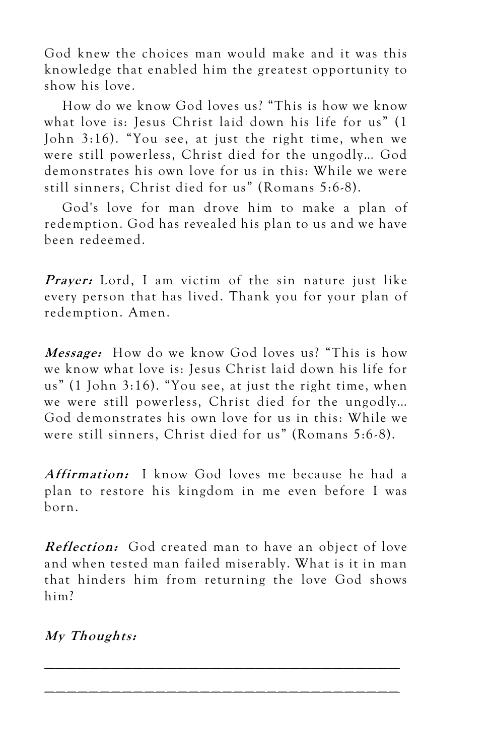God knew the choices man would make and it was this knowledge that enabled him the greatest opportunity to show his love.

How do we know God loves us? "This is how we know what love is: Jesus Christ laid down his life for us" (1 John 3:16). "You see, at just the right time, when we were still powerless, Christ died for the ungodly... God demonstrates his own love for us in this: While we were still sinners, Christ died for us" (Romans 5:6-8).

God's love for man drove him to make a plan of redemption. God has revealed his plan to us and we have been redeemed.

***Prayer:*** Lord, I am victim of the sin nature just like every person that has lived. Thank you for your plan of redemption. Amen.

***Message:*** How do we know God loves us? "This is how we know what love is: Jesus Christ laid down his life for us" (1 John 3:16). "You see, at just the right time, when we were still powerless, Christ died for the ungodly... God demonstrates his own love for us in this: While we were still sinners, Christ died for us" (Romans 5:6-8).

***Affirmation:*** I know God loves me because he had a plan to restore his kingdom in me even before I was born.

***Reflection:*** God created man to have an object of love and when tested man failed miserably. What is it in man that hinders him from returning the love God shows him?

***My Thoughts:***

________________________________________

________________________________________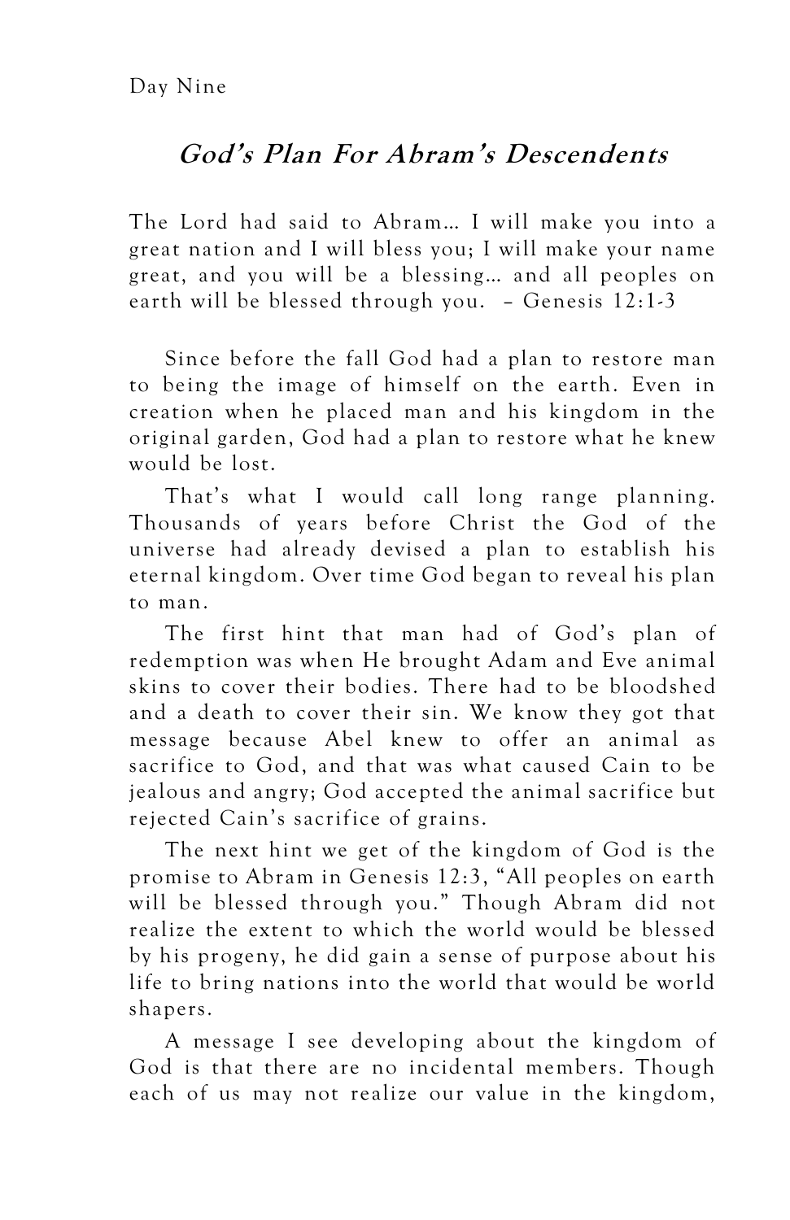Day Nine

## *God's Plan For Abram's Descendents*

The Lord had said to Abram… I will make you into a great nation and I will bless you; I will make your name great, and you will be a blessing… and all peoples on earth will be blessed through you. – Genesis 12:1-3

Since before the fall God had a plan to restore man to being the image of himself on the earth. Even in creation when he placed man and his kingdom in the original garden, God had a plan to restore what he knew would be lost.

That's what I would call long range planning. Thousands of years before Christ the God of the universe had already devised a plan to establish his eternal kingdom. Over time God began to reveal his plan to man.

The first hint that man had of God's plan of redemption was when He brought Adam and Eve animal skins to cover their bodies. There had to be bloodshed and a death to cover their sin. We know they got that message because Abel knew to offer an animal as sacrifice to God, and that was what caused Cain to be jealous and angry; God accepted the animal sacrifice but rejected Cain's sacrifice of grains.

The next hint we get of the kingdom of God is the promise to Abram in Genesis 12:3, "All peoples on earth will be blessed through you." Though Abram did not realize the extent to which the world would be blessed by his progeny, he did gain a sense of purpose about his life to bring nations into the world that would be world shapers.

A message I see developing about the kingdom of God is that there are no incidental members. Though each of us may not realize our value in the kingdom,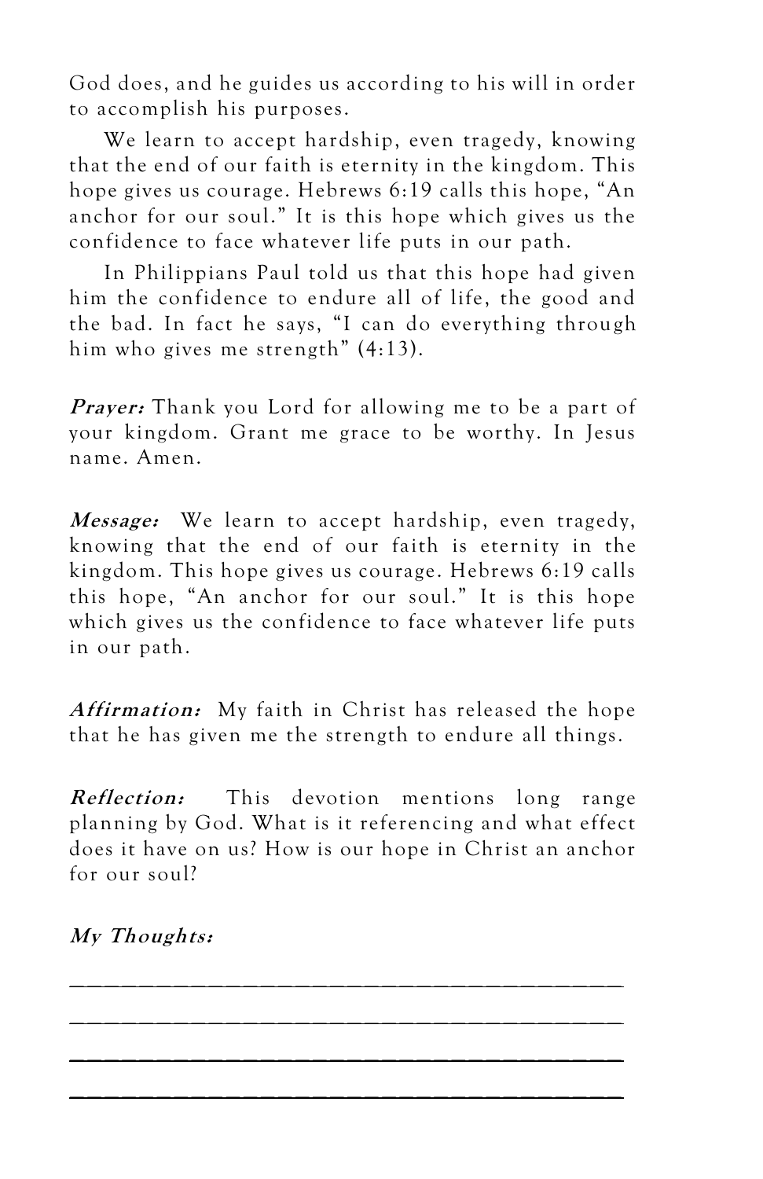God does, and he guides us according to his will in order to accomplish his purposes.

We learn to accept hardship, even tragedy, knowing that the end of our faith is eternity in the kingdom. This hope gives us courage. Hebrews 6:19 calls this hope, "An anchor for our soul." It is this hope which gives us the confidence to face whatever life puts in our path.

In Philippians Paul told us that this hope had given him the confidence to endure all of life, the good and the bad. In fact he says, "I can do everything through him who gives me strength" (4:13).

***Prayer:*** Thank you Lord for allowing me to be a part of your kingdom. Grant me grace to be worthy. In Jesus name. Amen.

***Message:*** We learn to accept hardship, even tragedy, knowing that the end of our faith is eternity in the kingdom. This hope gives us courage. Hebrews 6:19 calls this hope, "An anchor for our soul." It is this hope which gives us the confidence to face whatever life puts in our path.

***Affirmation:*** My faith in Christ has released the hope that he has given me the strength to endure all things.

***Reflection:*** This devotion mentions long range planning by God. What is it referencing and what effect does it have on us? How is our hope in Christ an anchor for our soul?

***My Thoughts:***

\_\_\_\_\_\_\_\_\_\_\_\_\_\_\_\_\_\_\_\_\_\_\_\_\_\_\_\_\_\_\_\_\_\_\_\_\_\_\_\_

\_\_\_\_\_\_\_\_\_\_\_\_\_\_\_\_\_\_\_\_\_\_\_\_\_\_\_\_\_\_\_\_\_\_\_\_\_\_\_\_

\_\_\_\_\_\_\_\_\_\_\_\_\_\_\_\_\_\_\_\_\_\_\_\_\_\_\_\_\_\_\_\_\_\_\_\_\_\_\_\_

\_\_\_\_\_\_\_\_\_\_\_\_\_\_\_\_\_\_\_\_\_\_\_\_\_\_\_\_\_\_\_\_\_\_\_\_\_\_\_\_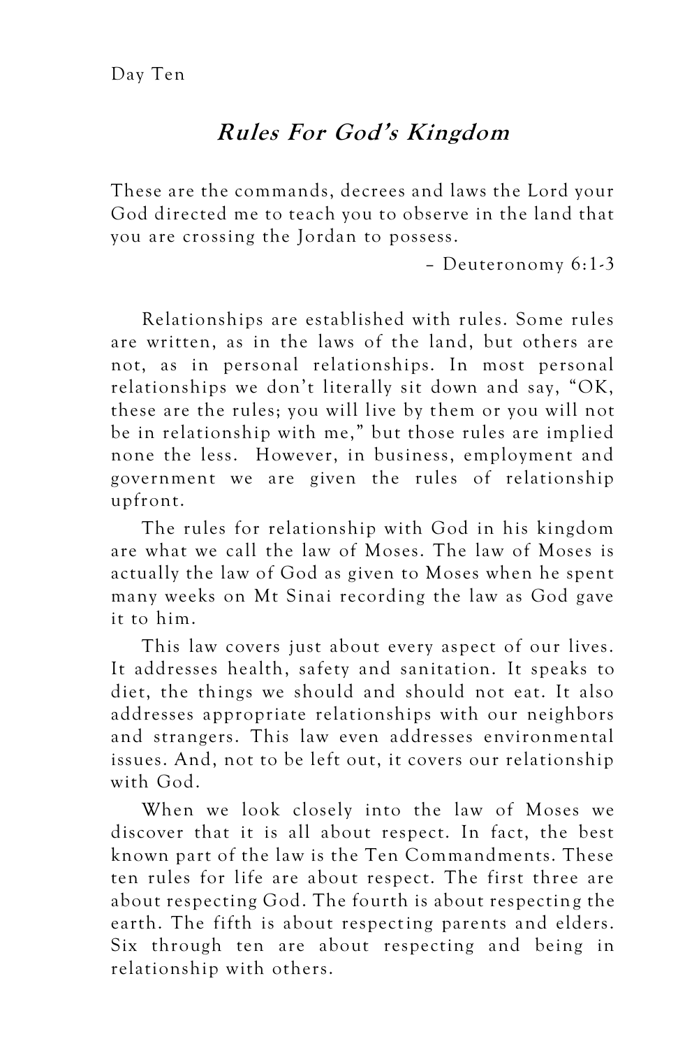Day Ten

## *Rules For God's Kingdom*

These are the commands, decrees and laws the Lord your God directed me to teach you to observe in the land that you are crossing the Jordan to possess.

– Deuteronomy 6:1-3

Relationships are established with rules. Some rules are written, as in the laws of the land, but others are not, as in personal relationships. In most personal relationships we don't literally sit down and say, "OK, these are the rules; you will live by them or you will not be in relationship with me," but those rules are implied none the less. However, in business, employment and government we are given the rules of relationship upfront.

The rules for relationship with God in his kingdom are what we call the law of Moses. The law of Moses is actually the law of God as given to Moses when he spent many weeks on Mt Sinai recording the law as God gave it to him.

This law covers just about every aspect of our lives. It addresses health, safety and sanitation. It speaks to diet, the things we should and should not eat. It also addresses appropriate relationships with our neighbors and strangers. This law even addresses environmental issues. And, not to be left out, it covers our relationship with God.

When we look closely into the law of Moses we discover that it is all about respect. In fact, the best known part of the law is the Ten Commandments. These ten rules for life are about respect. The first three are about respecting God. The fourth is about respecting the earth. The fifth is about respecting parents and elders. Six through ten are about respecting and being in relationship with others.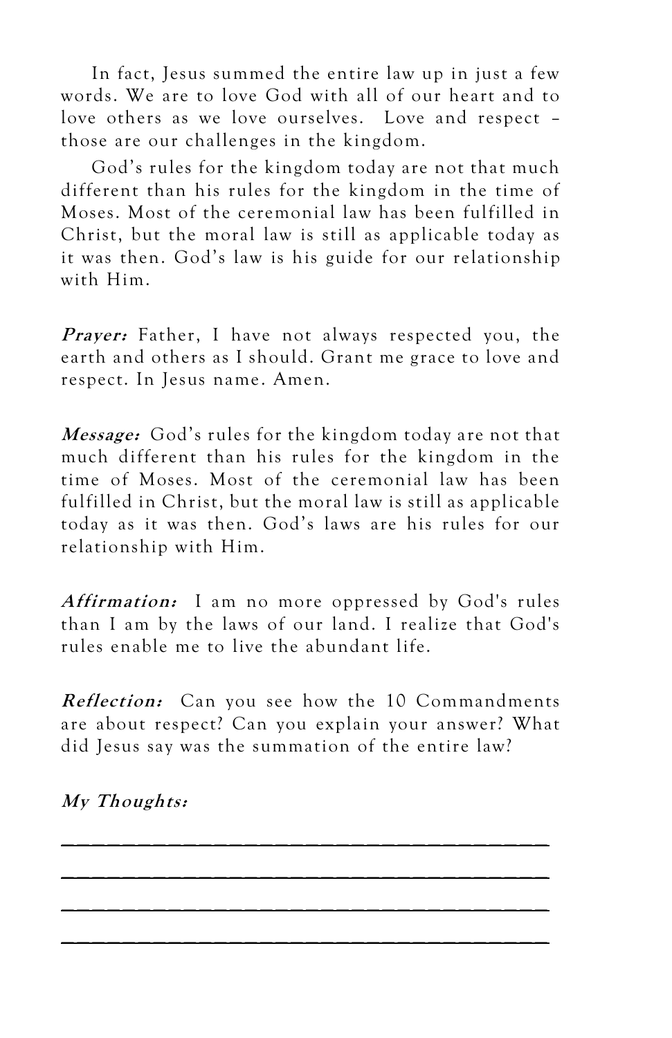In fact, Jesus summed the entire law up in just a few words. We are to love God with all of our heart and to love others as we love ourselves. Love and respect – those are our challenges in the kingdom.

God's rules for the kingdom today are not that much different than his rules for the kingdom in the time of Moses. Most of the ceremonial law has been fulfilled in Christ, but the moral law is still as applicable today as it was then. God's law is his guide for our relationship with Him.

***Prayer:*** Father, I have not always respected you, the earth and others as I should. Grant me grace to love and respect. In Jesus name. Amen.

***Message:*** God's rules for the kingdom today are not that much different than his rules for the kingdom in the time of Moses. Most of the ceremonial law has been fulfilled in Christ, but the moral law is still as applicable today as it was then. God's laws are his rules for our relationship with Him.

***Affirmation:*** I am no more oppressed by God's rules than I am by the laws of our land. I realize that God's rules enable me to live the abundant life.

***Reflection:*** Can you see how the 10 Commandments are about respect? Can you explain your answer? What did Jesus say was the summation of the entire law?

***My Thoughts:***

______________________________________

______________________________________

______________________________________

______________________________________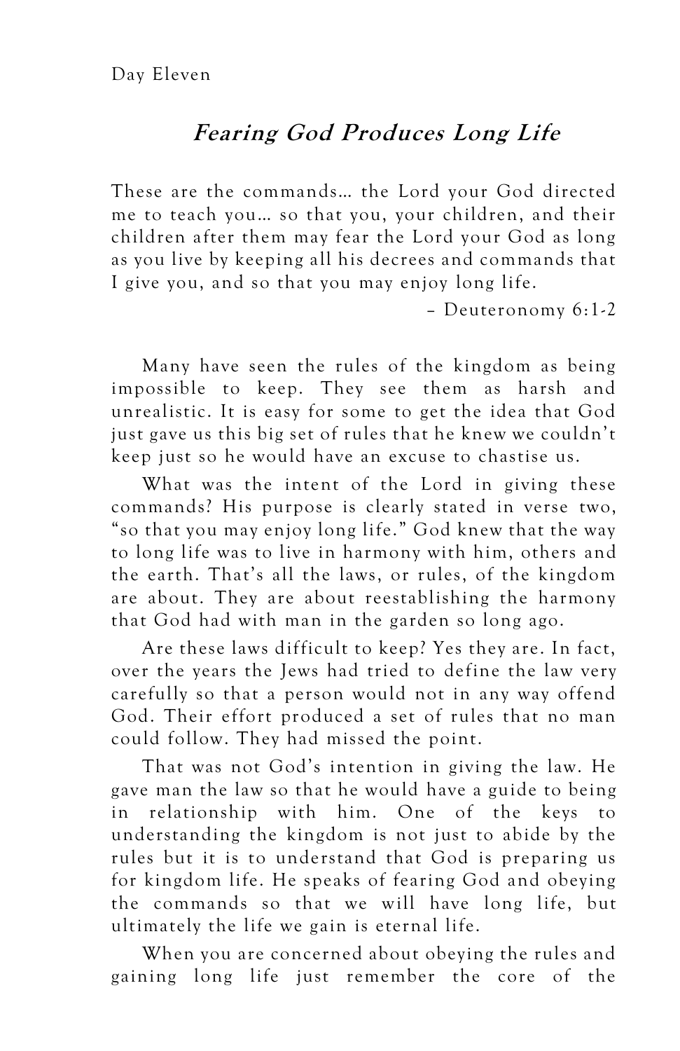Day Eleven

## *Fearing God Produces Long Life*

These are the commands… the Lord your God directed me to teach you… so that you, your children, and their children after them may fear the Lord your God as long as you live by keeping all his decrees and commands that I give you, and so that you may enjoy long life.

– Deuteronomy 6:1-2

Many have seen the rules of the kingdom as being impossible to keep. They see them as harsh and unrealistic. It is easy for some to get the idea that God just gave us this big set of rules that he knew we couldn't keep just so he would have an excuse to chastise us.

What was the intent of the Lord in giving these commands? His purpose is clearly stated in verse two, "so that you may enjoy long life." God knew that the way to long life was to live in harmony with him, others and the earth. That's all the laws, or rules, of the kingdom are about. They are about reestablishing the harmony that God had with man in the garden so long ago.

Are these laws difficult to keep? Yes they are. In fact, over the years the Jews had tried to define the law very carefully so that a person would not in any way offend God. Their effort produced a set of rules that no man could follow. They had missed the point.

That was not God's intention in giving the law. He gave man the law so that he would have a guide to being in relationship with him. One of the keys to understanding the kingdom is not just to abide by the rules but it is to understand that God is preparing us for kingdom life. He speaks of fearing God and obeying the commands so that we will have long life, but ultimately the life we gain is eternal life.

When you are concerned about obeying the rules and gaining long life just remember the core of the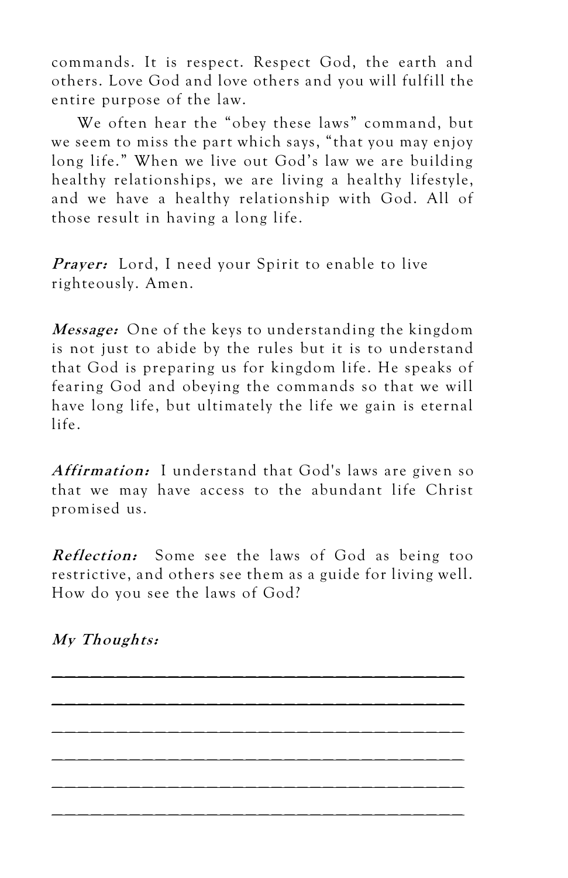commands. It is respect. Respect God, the earth and others. Love God and love others and you will fulfill the entire purpose of the law.

We often hear the "obey these laws" command, but we seem to miss the part which says, "that you may enjoy long life." When we live out God's law we are building healthy relationships, we are living a healthy lifestyle, and we have a healthy relationship with God. All of those result in having a long life.

***Prayer:*** Lord, I need your Spirit to enable to live righteously. Amen.

***Message:*** One of the keys to understanding the kingdom is not just to abide by the rules but it is to understand that God is preparing us for kingdom life. He speaks of fearing God and obeying the commands so that we will have long life, but ultimately the life we gain is eternal life.

***Affirmation:*** I understand that God's laws are given so that we may have access to the abundant life Christ promised us.

***Reflection:*** Some see the laws of God as being too restrictive, and others see them as a guide for living well. How do you see the laws of God?

***My Thoughts:***

_______________________________________

_______________________________________

_______________________________________

_______________________________________

_______________________________________

_______________________________________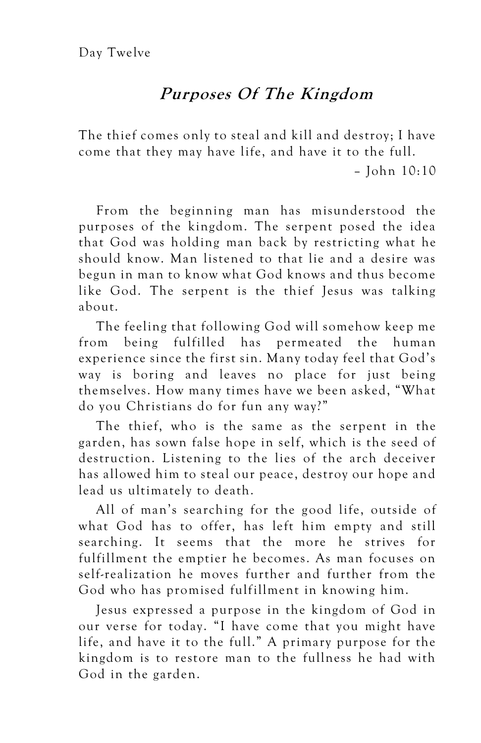Day Twelve

## *Purposes Of The Kingdom*

The thief comes only to steal and kill and destroy; I have come that they may have life, and have it to the full.

– John 10:10

From the beginning man has misunderstood the purposes of the kingdom. The serpent posed the idea that God was holding man back by restricting what he should know. Man listened to that lie and a desire was begun in man to know what God knows and thus become like God. The serpent is the thief Jesus was talking about.

The feeling that following God will somehow keep me from being fulfilled has permeated the human experience since the first sin. Many today feel that God's way is boring and leaves no place for just being themselves. How many times have we been asked, "What do you Christians do for fun any way?"

The thief, who is the same as the serpent in the garden, has sown false hope in self, which is the seed of destruction. Listening to the lies of the arch deceiver has allowed him to steal our peace, destroy our hope and lead us ultimately to death.

All of man's searching for the good life, outside of what God has to offer, has left him empty and still searching. It seems that the more he strives for fulfillment the emptier he becomes. As man focuses on self-realization he moves further and further from the God who has promised fulfillment in knowing him.

Jesus expressed a purpose in the kingdom of God in our verse for today. "I have come that you might have life, and have it to the full." A primary purpose for the kingdom is to restore man to the fullness he had with God in the garden.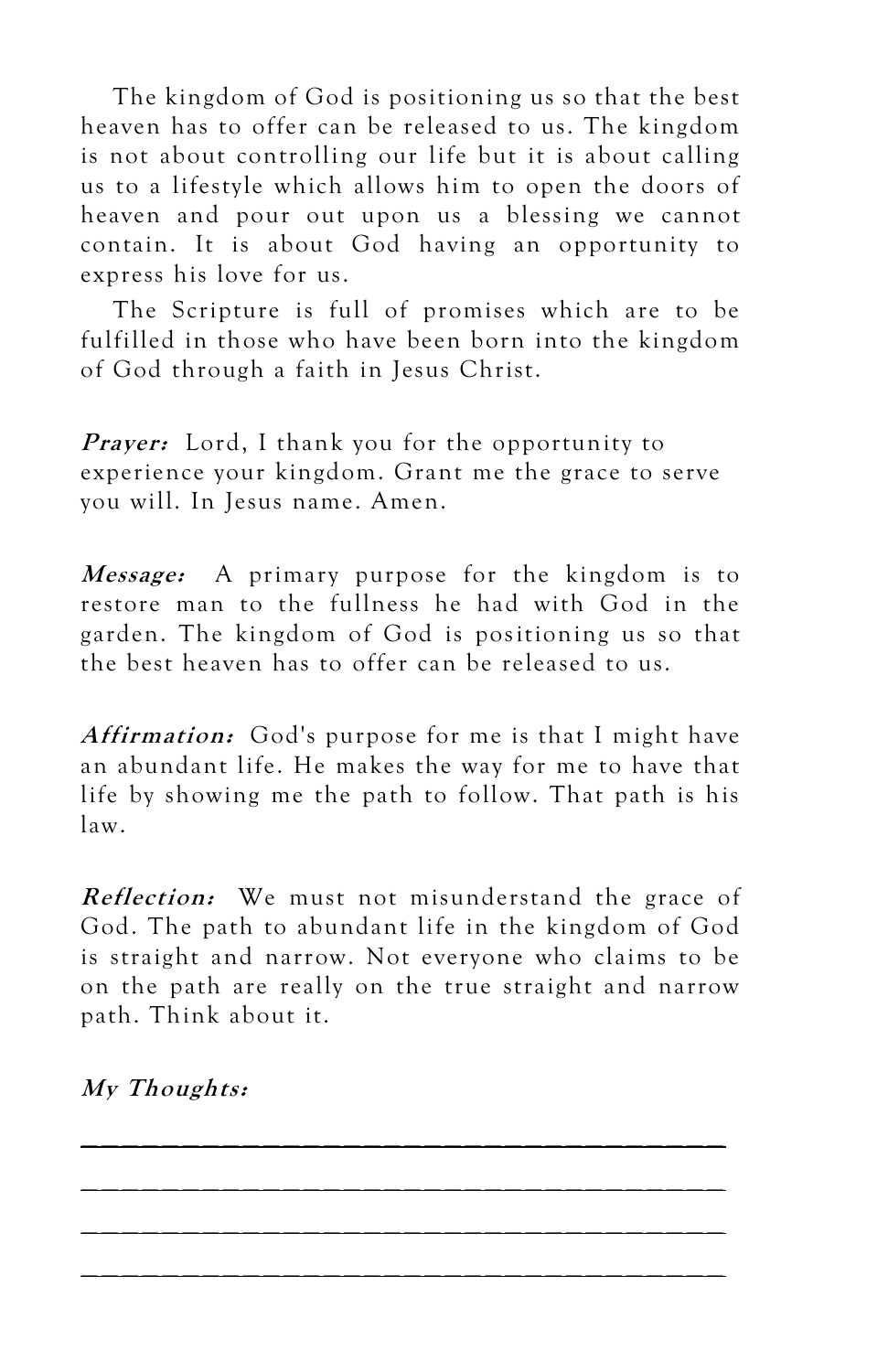The kingdom of God is positioning us so that the best heaven has to offer can be released to us. The kingdom is not about controlling our life but it is about calling us to a lifestyle which allows him to open the doors of heaven and pour out upon us a blessing we cannot contain. It is about God having an opportunity to express his love for us.

The Scripture is full of promises which are to be fulfilled in those who have been born into the kingdom of God through a faith in Jesus Christ.

***Prayer:*** Lord, I thank you for the opportunity to experience your kingdom. Grant me the grace to serve you will. In Jesus name. Amen.

***Message:*** A primary purpose for the kingdom is to restore man to the fullness he had with God in the garden. The kingdom of God is positioning us so that the best heaven has to offer can be released to us.

***Affirmation:*** God's purpose for me is that I might have an abundant life. He makes the way for me to have that life by showing me the path to follow. That path is his law.

***Reflection:*** We must not misunderstand the grace of God. The path to abundant life in the kingdom of God is straight and narrow. Not everyone who claims to be on the path are really on the true straight and narrow path. Think about it.

***My Thoughts:***

_______________________________________

_______________________________________

_______________________________________

_______________________________________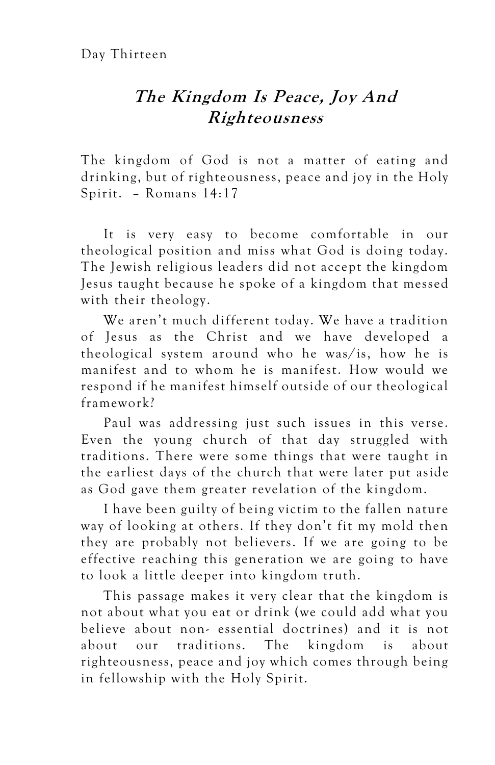Day Thirteen

# *The Kingdom Is Peace, Joy And Righteousness*

The kingdom of God is not a matter of eating and drinking, but of righteousness, peace and joy in the Holy Spirit. – Romans 14:17

It is very easy to become comfortable in our theological position and miss what God is doing today. The Jewish religious leaders did not accept the kingdom Jesus taught because he spoke of a kingdom that messed with their theology.

We aren't much different today. We have a tradition of Jesus as the Christ and we have developed a theological system around who he was/is, how he is manifest and to whom he is manifest. How would we respond if he manifest himself outside of our theological framework?

Paul was addressing just such issues in this verse. Even the young church of that day struggled with traditions. There were some things that were taught in the earliest days of the church that were later put aside as God gave them greater revelation of the kingdom.

I have been guilty of being victim to the fallen nature way of looking at others. If they don't fit my mold then they are probably not believers. If we are going to be effective reaching this generation we are going to have to look a little deeper into kingdom truth.

This passage makes it very clear that the kingdom is not about what you eat or drink (we could add what you believe about non- essential doctrines) and it is not about our traditions. The kingdom is about righteousness, peace and joy which comes through being in fellowship with the Holy Spirit.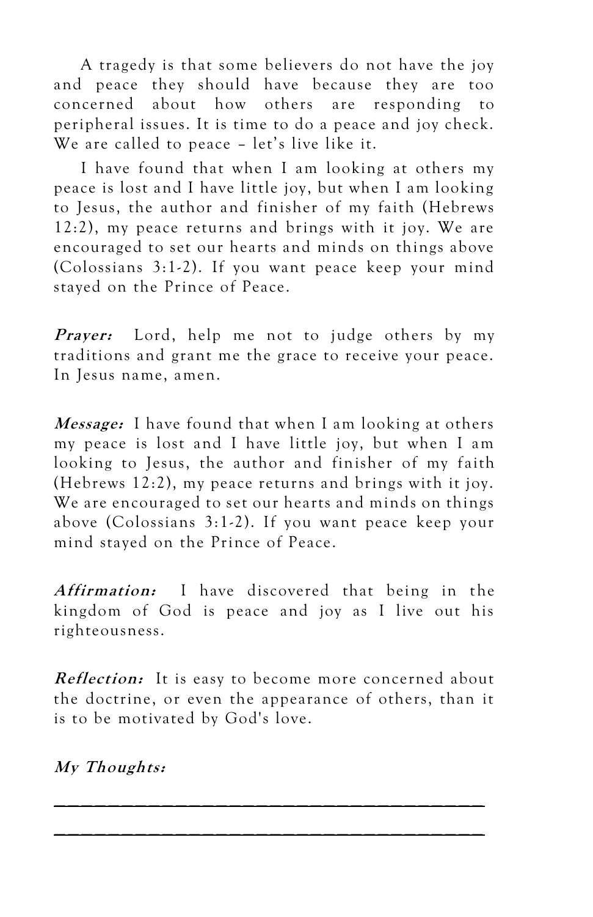A tragedy is that some believers do not have the joy and peace they should have because they are too concerned about how others are responding to peripheral issues. It is time to do a peace and joy check. We are called to peace – let's live like it.

I have found that when I am looking at others my peace is lost and I have little joy, but when I am looking to Jesus, the author and finisher of my faith (Hebrews 12:2), my peace returns and brings with it joy. We are encouraged to set our hearts and minds on things above (Colossians 3:1-2). If you want peace keep your mind stayed on the Prince of Peace.

***Prayer:*** Lord, help me not to judge others by my traditions and grant me the grace to receive your peace. In Jesus name, amen.

***Message:*** I have found that when I am looking at others my peace is lost and I have little joy, but when I am looking to Jesus, the author and finisher of my faith (Hebrews 12:2), my peace returns and brings with it joy. We are encouraged to set our hearts and minds on things above (Colossians 3:1-2). If you want peace keep your mind stayed on the Prince of Peace.

***Affirmation:*** I have discovered that being in the kingdom of God is peace and joy as I live out his righteousness.

***Reflection:*** It is easy to become more concerned about the doctrine, or even the appearance of others, than it is to be motivated by God's love.

***My Thoughts:***

______________________________________

______________________________________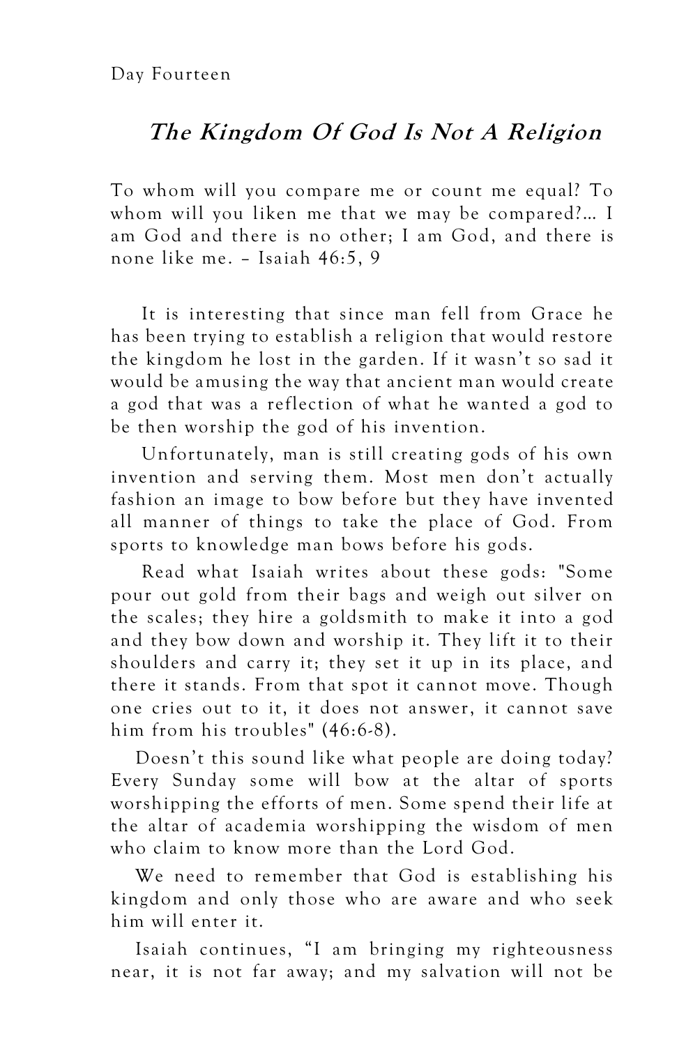Day Fourteen

## *The Kingdom Of God Is Not A Religion*

To whom will you compare me or count me equal? To whom will you liken me that we may be compared?… I am God and there is no other; I am God, and there is none like me. – Isaiah 46:5, 9

It is interesting that since man fell from Grace he has been trying to establish a religion that would restore the kingdom he lost in the garden. If it wasn't so sad it would be amusing the way that ancient man would create a god that was a reflection of what he wanted a god to be then worship the god of his invention.

Unfortunately, man is still creating gods of his own invention and serving them. Most men don't actually fashion an image to bow before but they have invented all manner of things to take the place of God. From sports to knowledge man bows before his gods.

Read what Isaiah writes about these gods: "Some pour out gold from their bags and weigh out silver on the scales; they hire a goldsmith to make it into a god and they bow down and worship it. They lift it to their shoulders and carry it; they set it up in its place, and there it stands. From that spot it cannot move. Though one cries out to it, it does not answer, it cannot save him from his troubles" (46:6-8).

Doesn't this sound like what people are doing today? Every Sunday some will bow at the altar of sports worshipping the efforts of men. Some spend their life at the altar of academia worshipping the wisdom of men who claim to know more than the Lord God.

We need to remember that God is establishing his kingdom and only those who are aware and who seek him will enter it.

Isaiah continues, "I am bringing my righteousness near, it is not far away; and my salvation will not be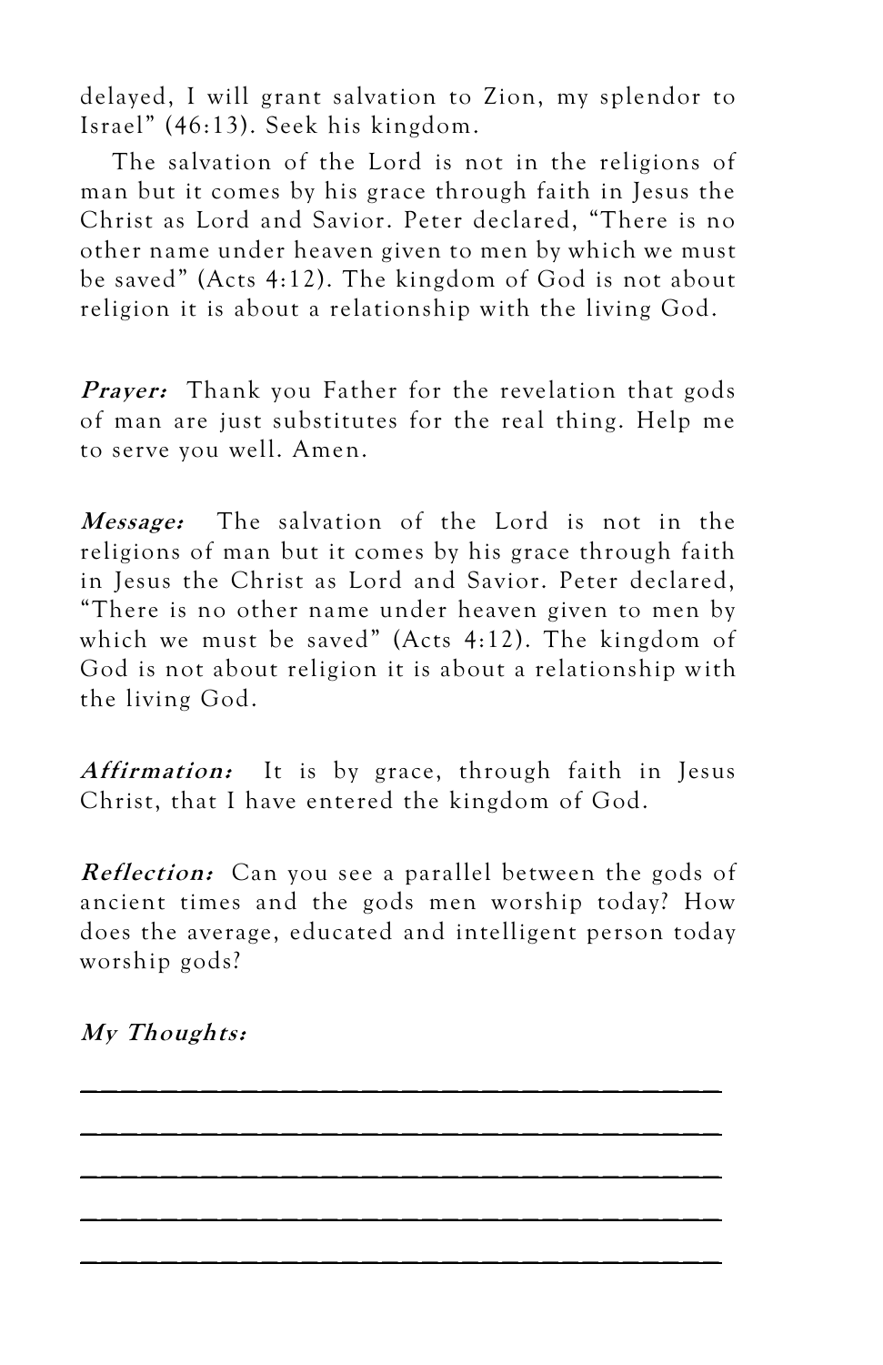delayed, I will grant salvation to Zion, my splendor to Israel" (46:13). Seek his kingdom.

The salvation of the Lord is not in the religions of man but it comes by his grace through faith in Jesus the Christ as Lord and Savior. Peter declared, "There is no other name under heaven given to men by which we must be saved" (Acts 4:12). The kingdom of God is not about religion it is about a relationship with the living God.

***Prayer:*** Thank you Father for the revelation that gods of man are just substitutes for the real thing. Help me to serve you well. Amen.

***Message:*** The salvation of the Lord is not in the religions of man but it comes by his grace through faith in Jesus the Christ as Lord and Savior. Peter declared, "There is no other name under heaven given to men by which we must be saved" (Acts 4:12). The kingdom of God is not about religion it is about a relationship with the living God.

***Affirmation:*** It is by grace, through faith in Jesus Christ, that I have entered the kingdom of God.

***Reflection:*** Can you see a parallel between the gods of ancient times and the gods men worship today? How does the average, educated and intelligent person today worship gods?

***My Thoughts:***

\_\_\_\_\_\_\_\_\_\_\_\_\_\_\_\_\_\_\_\_\_\_\_\_\_\_\_\_\_\_\_\_\_\_\_\_\_\_\_\_

\_\_\_\_\_\_\_\_\_\_\_\_\_\_\_\_\_\_\_\_\_\_\_\_\_\_\_\_\_\_\_\_\_\_\_\_\_\_\_\_

\_\_\_\_\_\_\_\_\_\_\_\_\_\_\_\_\_\_\_\_\_\_\_\_\_\_\_\_\_\_\_\_\_\_\_\_\_\_\_\_

\_\_\_\_\_\_\_\_\_\_\_\_\_\_\_\_\_\_\_\_\_\_\_\_\_\_\_\_\_\_\_\_\_\_\_\_\_\_\_\_

\_\_\_\_\_\_\_\_\_\_\_\_\_\_\_\_\_\_\_\_\_\_\_\_\_\_\_\_\_\_\_\_\_\_\_\_\_\_\_\_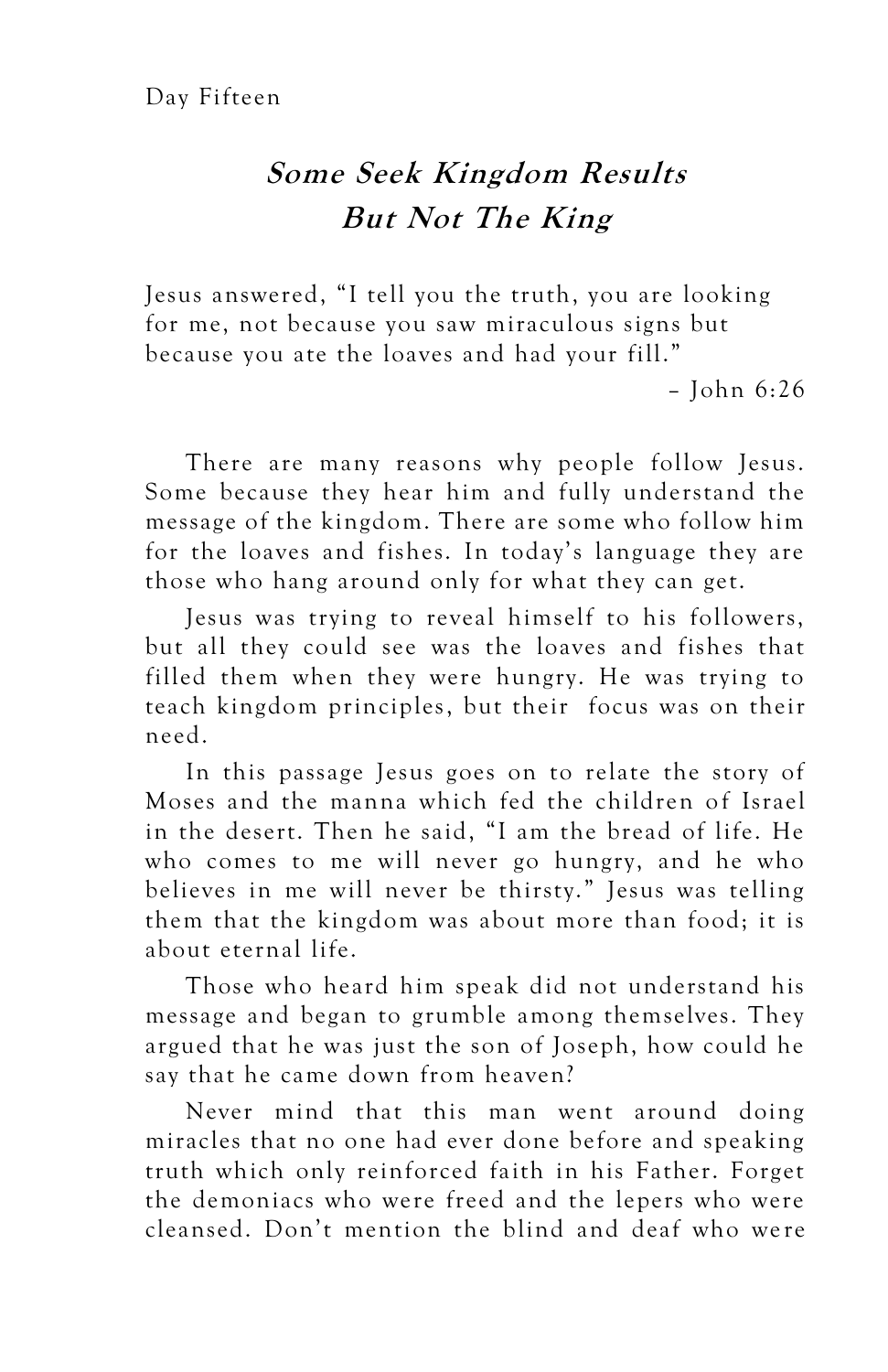Day Fifteen

## *Some Seek Kingdom Results But Not The King*

Jesus answered, "I tell you the truth, you are looking for me, not because you saw miraculous signs but because you ate the loaves and had your fill."

– John 6:26

There are many reasons why people follow Jesus. Some because they hear him and fully understand the message of the kingdom. There are some who follow him for the loaves and fishes. In today's language they are those who hang around only for what they can get.

Jesus was trying to reveal himself to his followers, but all they could see was the loaves and fishes that filled them when they were hungry. He was trying to teach kingdom principles, but their focus was on their need.

In this passage Jesus goes on to relate the story of Moses and the manna which fed the children of Israel in the desert. Then he said, "I am the bread of life. He who comes to me will never go hungry, and he who believes in me will never be thirsty." Jesus was telling them that the kingdom was about more than food; it is about eternal life.

Those who heard him speak did not understand his message and began to grumble among themselves. They argued that he was just the son of Joseph, how could he say that he came down from heaven?

Never mind that this man went around doing miracles that no one had ever done before and speaking truth which only reinforced faith in his Father. Forget the demoniacs who were freed and the lepers who were cleansed. Don't mention the blind and deaf who were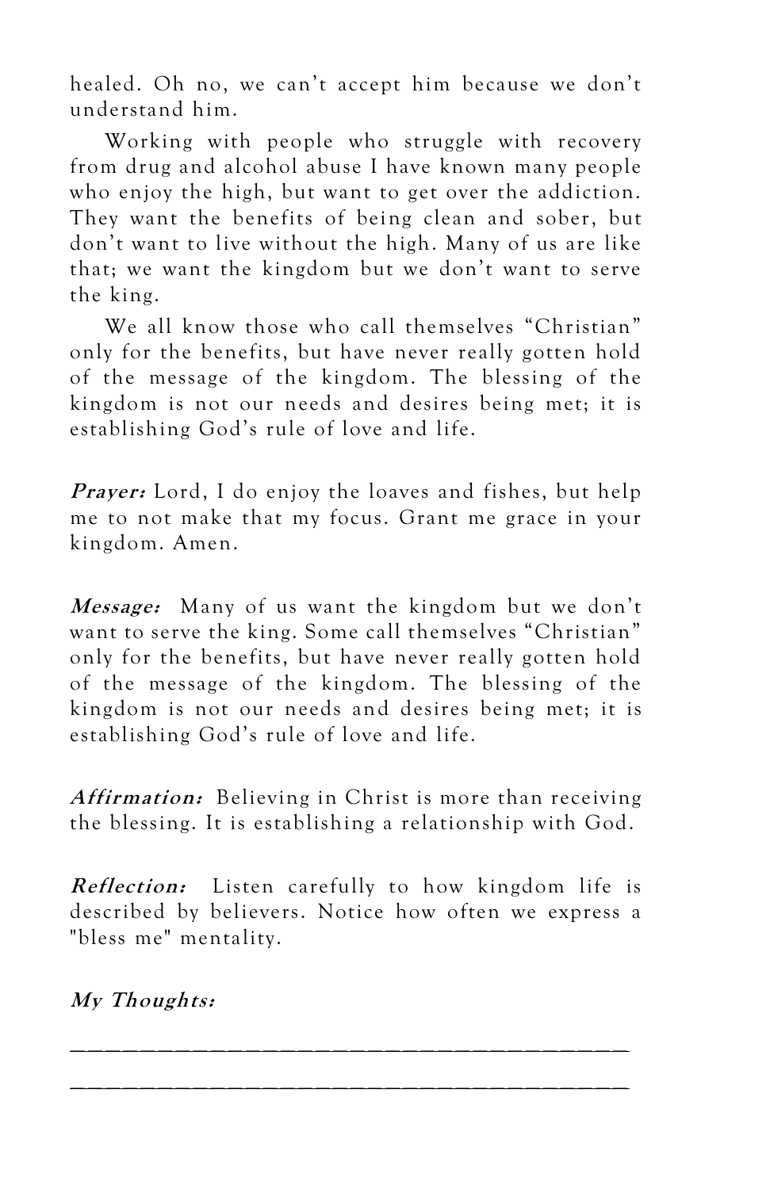healed. Oh no, we can't accept him because we don't understand him.

Working with people who struggle with recovery from drug and alcohol abuse I have known many people who enjoy the high, but want to get over the addiction. They want the benefits of being clean and sober, but don't want to live without the high. Many of us are like that; we want the kingdom but we don't want to serve the king.

We all know those who call themselves "Christian" only for the benefits, but have never really gotten hold of the message of the kingdom. The blessing of the kingdom is not our needs and desires being met; it is establishing God's rule of love and life.

***Prayer:*** Lord, I do enjoy the loaves and fishes, but help me to not make that my focus. Grant me grace in your kingdom. Amen.

***Message:*** Many of us want the kingdom but we don't want to serve the king. Some call themselves "Christian" only for the benefits, but have never really gotten hold of the message of the kingdom. The blessing of the kingdom is not our needs and desires being met; it is establishing God's rule of love and life.

***Affirmation:*** Believing in Christ is more than receiving the blessing. It is establishing a relationship with God.

***Reflection:*** Listen carefully to how kingdom life is described by believers. Notice how often we express a "bless me" mentality.

***My Thoughts:***

______________________________________

______________________________________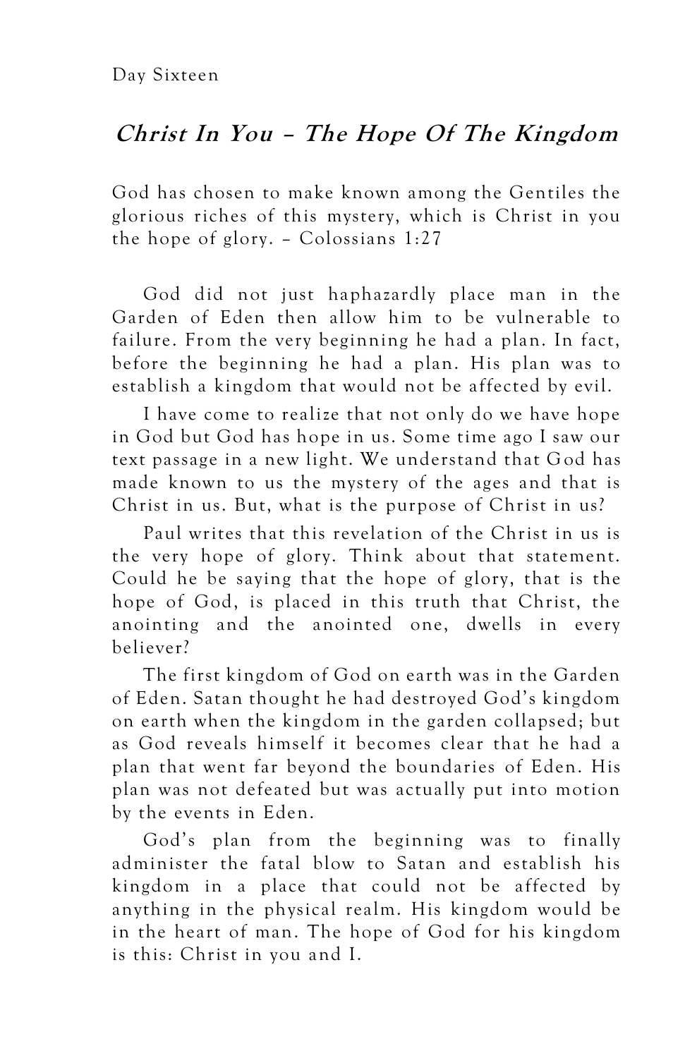Day Sixteen

## *Christ In You – The Hope Of The Kingdom*

God has chosen to make known among the Gentiles the glorious riches of this mystery, which is Christ in you the hope of glory. – Colossians 1:27

God did not just haphazardly place man in the Garden of Eden then allow him to be vulnerable to failure. From the very beginning he had a plan. In fact, before the beginning he had a plan. His plan was to establish a kingdom that would not be affected by evil.

I have come to realize that not only do we have hope in God but God has hope in us. Some time ago I saw our text passage in a new light. We understand that God has made known to us the mystery of the ages and that is Christ in us. But, what is the purpose of Christ in us?

Paul writes that this revelation of the Christ in us is the very hope of glory. Think about that statement. Could he be saying that the hope of glory, that is the hope of God, is placed in this truth that Christ, the anointing and the anointed one, dwells in every believer?

The first kingdom of God on earth was in the Garden of Eden. Satan thought he had destroyed God's kingdom on earth when the kingdom in the garden collapsed; but as God reveals himself it becomes clear that he had a plan that went far beyond the boundaries of Eden. His plan was not defeated but was actually put into motion by the events in Eden.

God's plan from the beginning was to finally administer the fatal blow to Satan and establish his kingdom in a place that could not be affected by anything in the physical realm. His kingdom would be in the heart of man. The hope of God for his kingdom is this: Christ in you and I.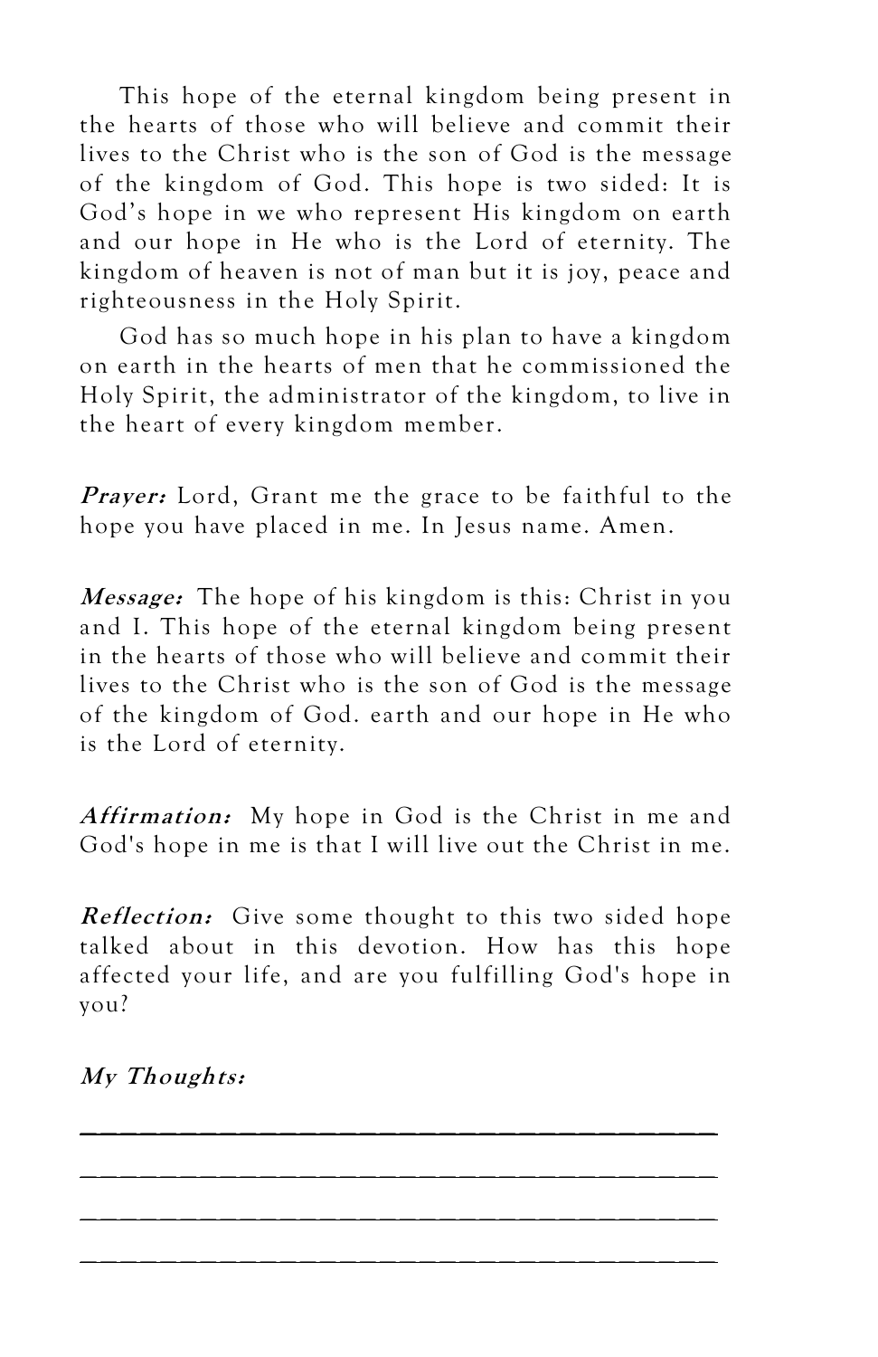This hope of the eternal kingdom being present in the hearts of those who will believe and commit their lives to the Christ who is the son of God is the message of the kingdom of God. This hope is two sided: It is God's hope in we who represent His kingdom on earth and our hope in He who is the Lord of eternity. The kingdom of heaven is not of man but it is joy, peace and righteousness in the Holy Spirit.

God has so much hope in his plan to have a kingdom on earth in the hearts of men that he commissioned the Holy Spirit, the administrator of the kingdom, to live in the heart of every kingdom member.

***Prayer:*** Lord, Grant me the grace to be faithful to the hope you have placed in me. In Jesus name. Amen.

***Message:*** The hope of his kingdom is this: Christ in you and I. This hope of the eternal kingdom being present in the hearts of those who will believe and commit their lives to the Christ who is the son of God is the message of the kingdom of God. earth and our hope in He who is the Lord of eternity.

***Affirmation:*** My hope in God is the Christ in me and God's hope in me is that I will live out the Christ in me.

***Reflection:*** Give some thought to this two sided hope talked about in this devotion. How has this hope affected your life, and are you fulfilling God's hope in you?

***My Thoughts:***

\_\_\_\_\_\_\_\_\_\_\_\_\_\_\_\_\_\_\_\_\_\_\_\_\_\_\_\_\_\_\_\_\_\_\_\_\_\_\_\_

\_\_\_\_\_\_\_\_\_\_\_\_\_\_\_\_\_\_\_\_\_\_\_\_\_\_\_\_\_\_\_\_\_\_\_\_\_\_\_\_

\_\_\_\_\_\_\_\_\_\_\_\_\_\_\_\_\_\_\_\_\_\_\_\_\_\_\_\_\_\_\_\_\_\_\_\_\_\_\_\_

\_\_\_\_\_\_\_\_\_\_\_\_\_\_\_\_\_\_\_\_\_\_\_\_\_\_\_\_\_\_\_\_\_\_\_\_\_\_\_\_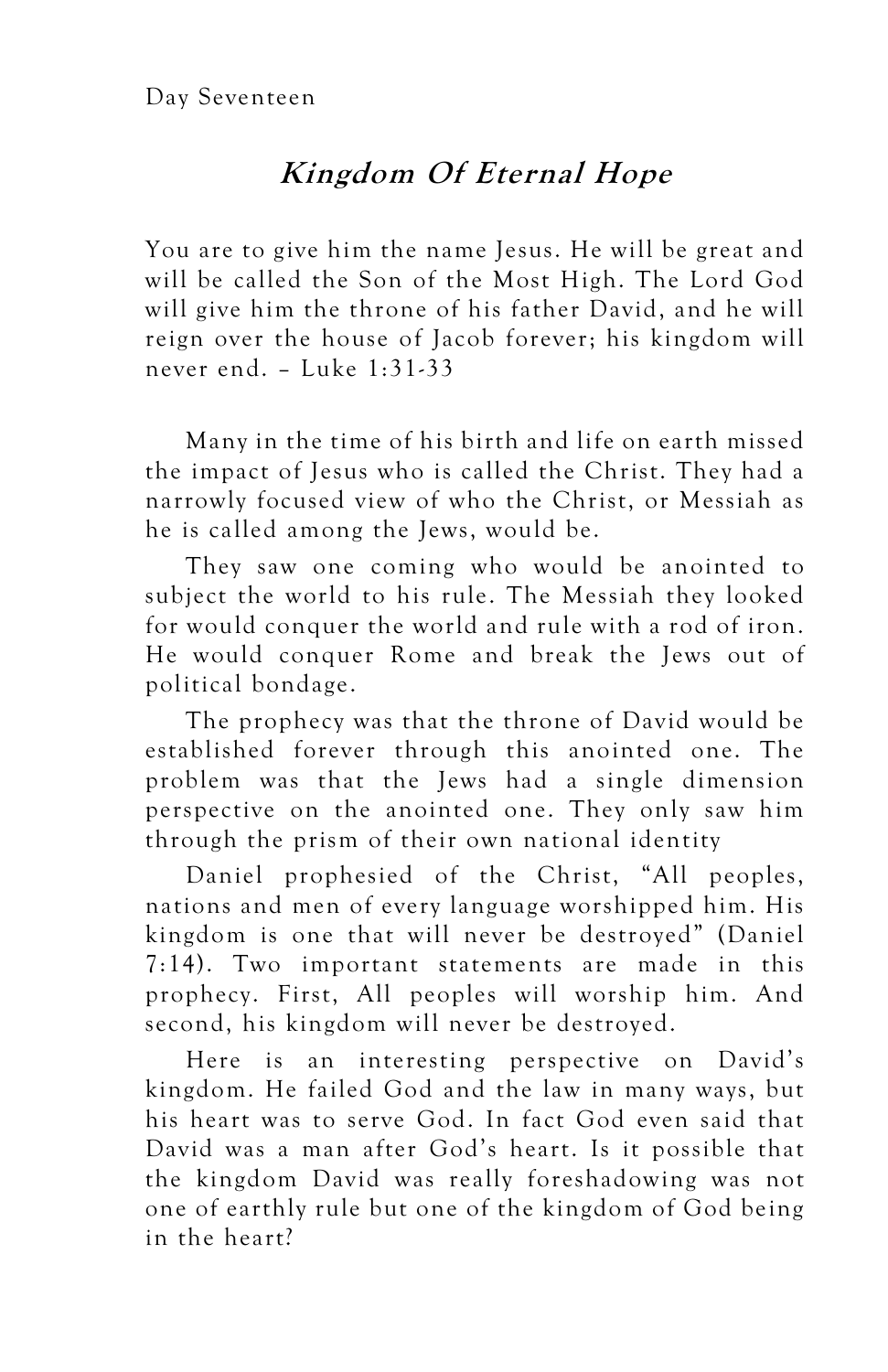Day Seventeen

## *Kingdom Of Eternal Hope*

You are to give him the name Jesus. He will be great and will be called the Son of the Most High. The Lord God will give him the throne of his father David, and he will reign over the house of Jacob forever; his kingdom will never end. – Luke 1:31-33

Many in the time of his birth and life on earth missed the impact of Jesus who is called the Christ. They had a narrowly focused view of who the Christ, or Messiah as he is called among the Jews, would be.

They saw one coming who would be anointed to subject the world to his rule. The Messiah they looked for would conquer the world and rule with a rod of iron. He would conquer Rome and break the Jews out of political bondage.

The prophecy was that the throne of David would be established forever through this anointed one. The problem was that the Jews had a single dimension perspective on the anointed one. They only saw him through the prism of their own national identity

Daniel prophesied of the Christ, "All peoples, nations and men of every language worshipped him. His kingdom is one that will never be destroyed" (Daniel 7:14). Two important statements are made in this prophecy. First, All peoples will worship him. And second, his kingdom will never be destroyed.

Here is an interesting perspective on David's kingdom. He failed God and the law in many ways, but his heart was to serve God. In fact God even said that David was a man after God's heart. Is it possible that the kingdom David was really foreshadowing was not one of earthly rule but one of the kingdom of God being in the heart?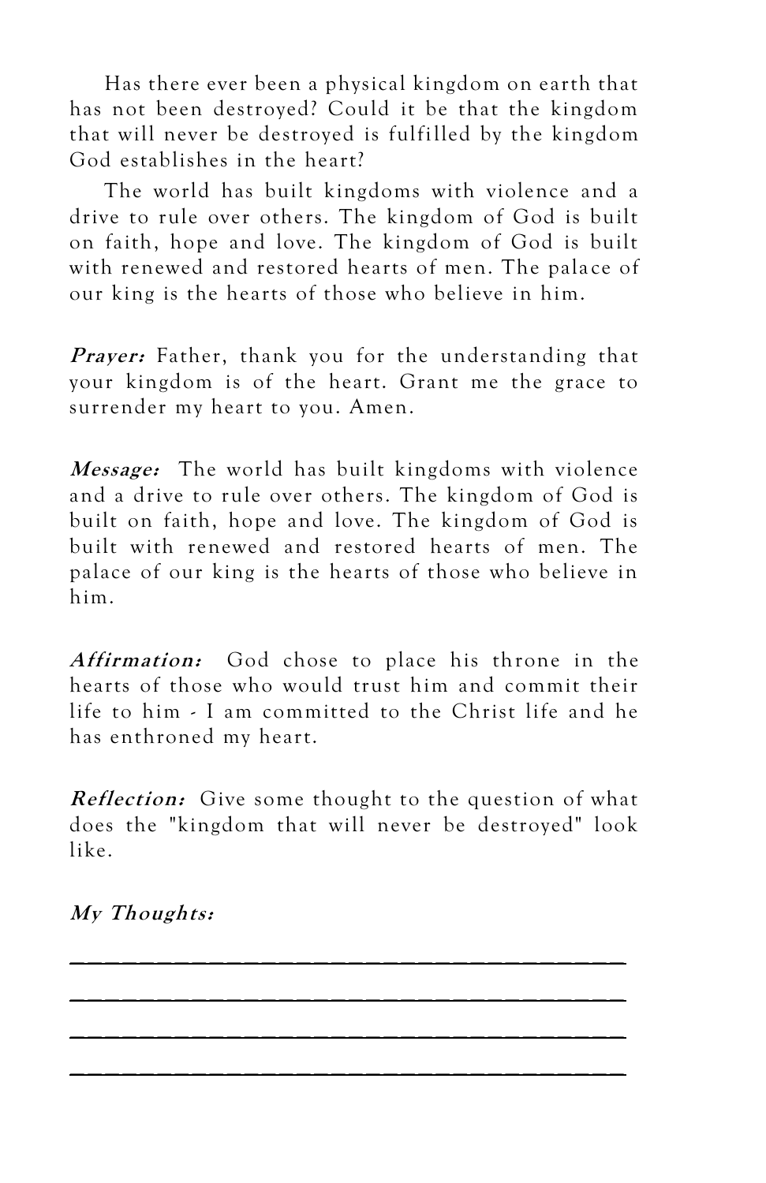Has there ever been a physical kingdom on earth that has not been destroyed? Could it be that the kingdom that will never be destroyed is fulfilled by the kingdom God establishes in the heart?

The world has built kingdoms with violence and a drive to rule over others. The kingdom of God is built on faith, hope and love. The kingdom of God is built with renewed and restored hearts of men. The palace of our king is the hearts of those who believe in him.

***Prayer:*** Father, thank you for the understanding that your kingdom is of the heart. Grant me the grace to surrender my heart to you. Amen.

***Message:*** The world has built kingdoms with violence and a drive to rule over others. The kingdom of God is built on faith, hope and love. The kingdom of God is built with renewed and restored hearts of men. The palace of our king is the hearts of those who believe in him.

***Affirmation:*** God chose to place his throne in the hearts of those who would trust him and commit their life to him - I am committed to the Christ life and he has enthroned my heart.

***Reflection:*** Give some thought to the question of what does the "kingdom that will never be destroyed" look like.

***My Thoughts:***

______________________________________

______________________________________

______________________________________

______________________________________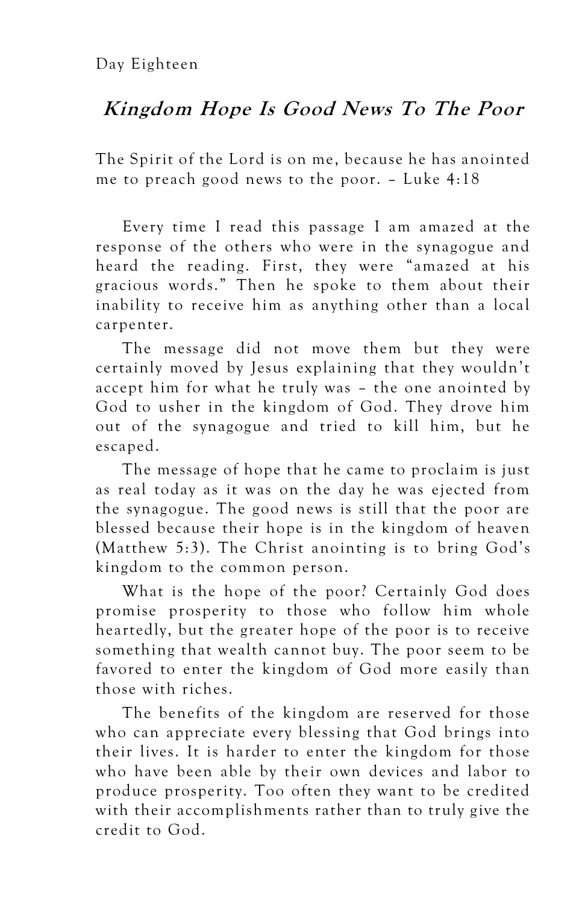Day Eighteen

## *Kingdom Hope Is Good News To The Poor*

The Spirit of the Lord is on me, because he has anointed me to preach good news to the poor. – Luke 4:18

Every time I read this passage I am amazed at the response of the others who were in the synagogue and heard the reading. First, they were "amazed at his gracious words." Then he spoke to them about their inability to receive him as anything other than a local carpenter.

The message did not move them but they were certainly moved by Jesus explaining that they wouldn't accept him for what he truly was – the one anointed by God to usher in the kingdom of God. They drove him out of the synagogue and tried to kill him, but he escaped.

The message of hope that he came to proclaim is just as real today as it was on the day he was ejected from the synagogue. The good news is still that the poor are blessed because their hope is in the kingdom of heaven (Matthew 5:3). The Christ anointing is to bring God's kingdom to the common person.

What is the hope of the poor? Certainly God does promise prosperity to those who follow him whole heartedly, but the greater hope of the poor is to receive something that wealth cannot buy. The poor seem to be favored to enter the kingdom of God more easily than those with riches.

The benefits of the kingdom are reserved for those who can appreciate every blessing that God brings into their lives. It is harder to enter the kingdom for those who have been able by their own devices and labor to produce prosperity. Too often they want to be credited with their accomplishments rather than to truly give the credit to God.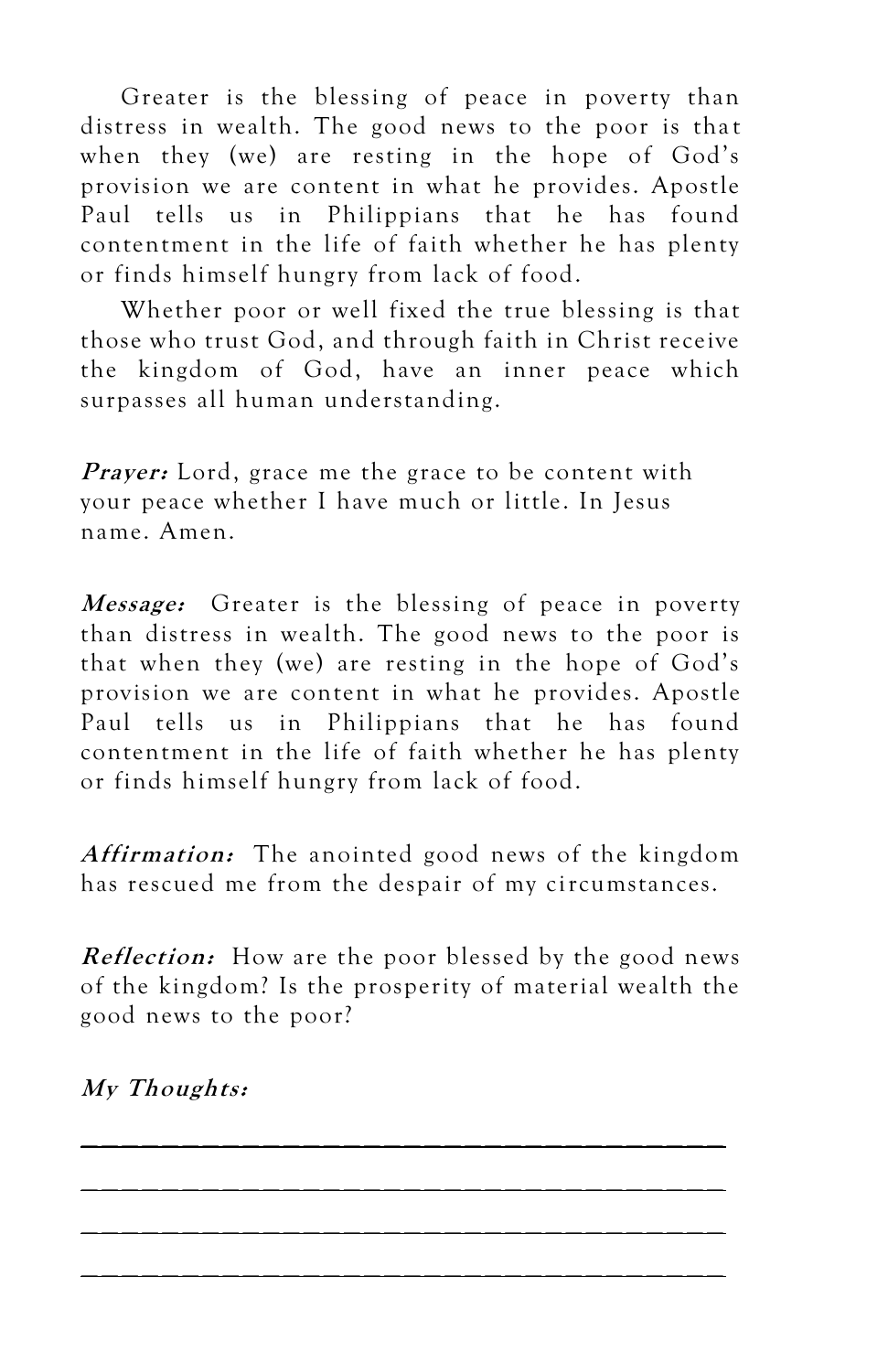Greater is the blessing of peace in poverty than distress in wealth. The good news to the poor is that when they (we) are resting in the hope of God's provision we are content in what he provides. Apostle Paul tells us in Philippians that he has found contentment in the life of faith whether he has plenty or finds himself hungry from lack of food.

Whether poor or well fixed the true blessing is that those who trust God, and through faith in Christ receive the kingdom of God, have an inner peace which surpasses all human understanding.

***Prayer:*** Lord, grace me the grace to be content with your peace whether I have much or little. In Jesus name. Amen.

***Message:*** Greater is the blessing of peace in poverty than distress in wealth. The good news to the poor is that when they (we) are resting in the hope of God's provision we are content in what he provides. Apostle Paul tells us in Philippians that he has found contentment in the life of faith whether he has plenty or finds himself hungry from lack of food.

***Affirmation:*** The anointed good news of the kingdom has rescued me from the despair of my circumstances.

***Reflection:*** How are the poor blessed by the good news of the kingdom? Is the prosperity of material wealth the good news to the poor?

***My Thoughts:***

\_\_\_\_\_\_\_\_\_\_\_\_\_\_\_\_\_\_\_\_\_\_\_\_\_\_\_\_\_\_\_\_\_\_\_\_\_\_\_\_

\_\_\_\_\_\_\_\_\_\_\_\_\_\_\_\_\_\_\_\_\_\_\_\_\_\_\_\_\_\_\_\_\_\_\_\_\_\_\_\_

\_\_\_\_\_\_\_\_\_\_\_\_\_\_\_\_\_\_\_\_\_\_\_\_\_\_\_\_\_\_\_\_\_\_\_\_\_\_\_\_

\_\_\_\_\_\_\_\_\_\_\_\_\_\_\_\_\_\_\_\_\_\_\_\_\_\_\_\_\_\_\_\_\_\_\_\_\_\_\_\_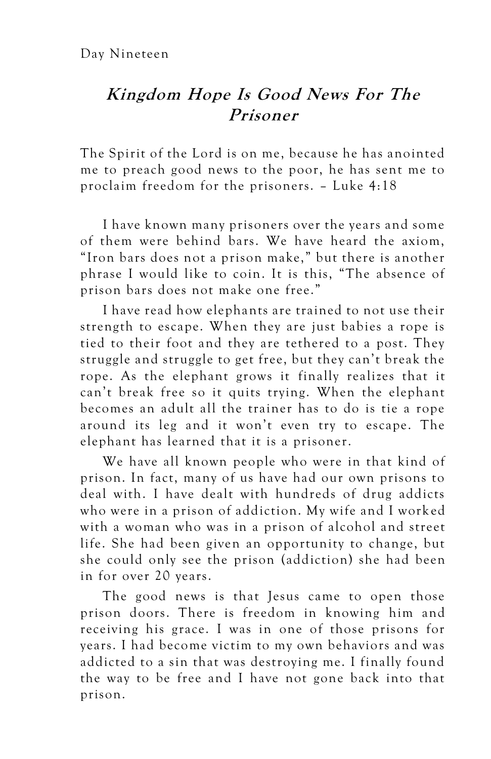Day Nineteen

## *Kingdom Hope Is Good News For The Prisoner*

The Spirit of the Lord is on me, because he has anointed me to preach good news to the poor, he has sent me to proclaim freedom for the prisoners. – Luke 4:18

I have known many prisoners over the years and some of them were behind bars. We have heard the axiom, "Iron bars does not a prison make," but there is another phrase I would like to coin. It is this, "The absence of prison bars does not make one free."

I have read how elephants are trained to not use their strength to escape. When they are just babies a rope is tied to their foot and they are tethered to a post. They struggle and struggle to get free, but they can't break the rope. As the elephant grows it finally realizes that it can't break free so it quits trying. When the elephant becomes an adult all the trainer has to do is tie a rope around its leg and it won't even try to escape. The elephant has learned that it is a prisoner.

We have all known people who were in that kind of prison. In fact, many of us have had our own prisons to deal with. I have dealt with hundreds of drug addicts who were in a prison of addiction. My wife and I worked with a woman who was in a prison of alcohol and street life. She had been given an opportunity to change, but she could only see the prison (addiction) she had been in for over 20 years.

The good news is that Jesus came to open those prison doors. There is freedom in knowing him and receiving his grace. I was in one of those prisons for years. I had become victim to my own behaviors and was addicted to a sin that was destroying me. I finally found the way to be free and I have not gone back into that prison.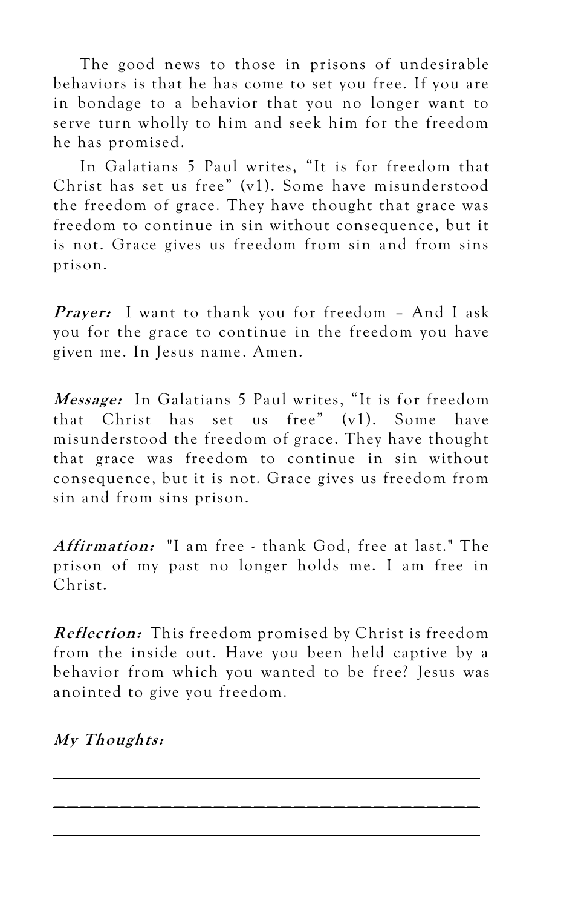The good news to those in prisons of undesirable behaviors is that he has come to set you free. If you are in bondage to a behavior that you no longer want to serve turn wholly to him and seek him for the freedom he has promised.

In Galatians 5 Paul writes, "It is for freedom that Christ has set us free" (v1). Some have misunderstood the freedom of grace. They have thought that grace was freedom to continue in sin without consequence, but it is not. Grace gives us freedom from sin and from sins prison.

***Prayer:*** I want to thank you for freedom – And I ask you for the grace to continue in the freedom you have given me. In Jesus name. Amen.

***Message:*** In Galatians 5 Paul writes, "It is for freedom that Christ has set us free" (v1). Some have misunderstood the freedom of grace. They have thought that grace was freedom to continue in sin without consequence, but it is not. Grace gives us freedom from sin and from sins prison.

***Affirmation:*** "I am free - thank God, free at last." The prison of my past no longer holds me. I am free in Christ.

***Reflection:*** This freedom promised by Christ is freedom from the inside out. Have you been held captive by a behavior from which you wanted to be free? Jesus was anointed to give you freedom.

***My Thoughts:***

________________________________________

________________________________________

________________________________________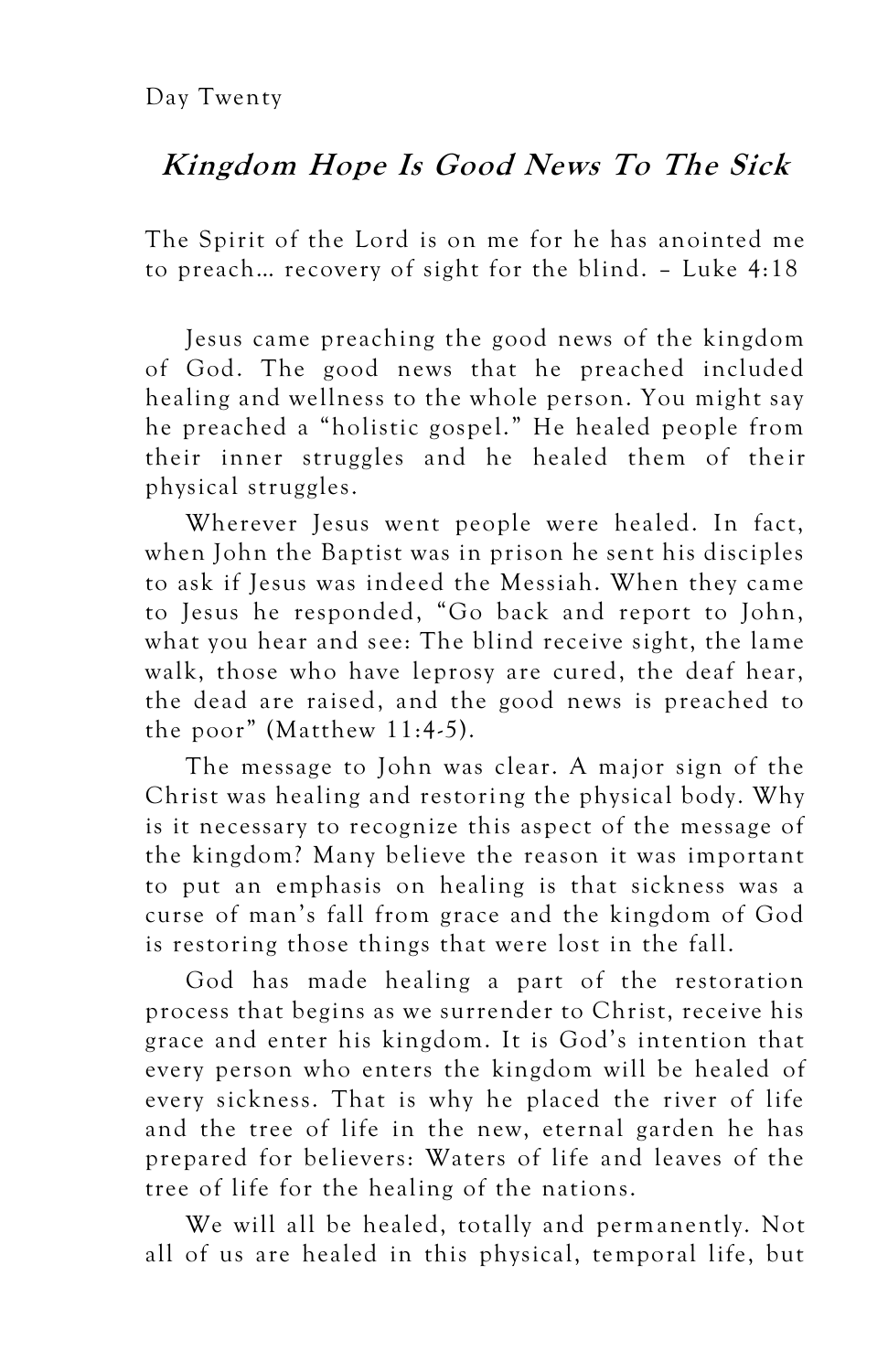Day Twenty

## *Kingdom Hope Is Good News To The Sick*

The Spirit of the Lord is on me for he has anointed me to preach… recovery of sight for the blind. – Luke 4:18

Jesus came preaching the good news of the kingdom of God. The good news that he preached included healing and wellness to the whole person. You might say he preached a "holistic gospel." He healed people from their inner struggles and he healed them of their physical struggles.

Wherever Jesus went people were healed. In fact, when John the Baptist was in prison he sent his disciples to ask if Jesus was indeed the Messiah. When they came to Jesus he responded, "Go back and report to John, what you hear and see: The blind receive sight, the lame walk, those who have leprosy are cured, the deaf hear, the dead are raised, and the good news is preached to the poor" (Matthew 11:4-5).

The message to John was clear. A major sign of the Christ was healing and restoring the physical body. Why is it necessary to recognize this aspect of the message of the kingdom? Many believe the reason it was important to put an emphasis on healing is that sickness was a curse of man's fall from grace and the kingdom of God is restoring those things that were lost in the fall.

God has made healing a part of the restoration process that begins as we surrender to Christ, receive his grace and enter his kingdom. It is God's intention that every person who enters the kingdom will be healed of every sickness. That is why he placed the river of life and the tree of life in the new, eternal garden he has prepared for believers: Waters of life and leaves of the tree of life for the healing of the nations.

We will all be healed, totally and permanently. Not all of us are healed in this physical, temporal life, but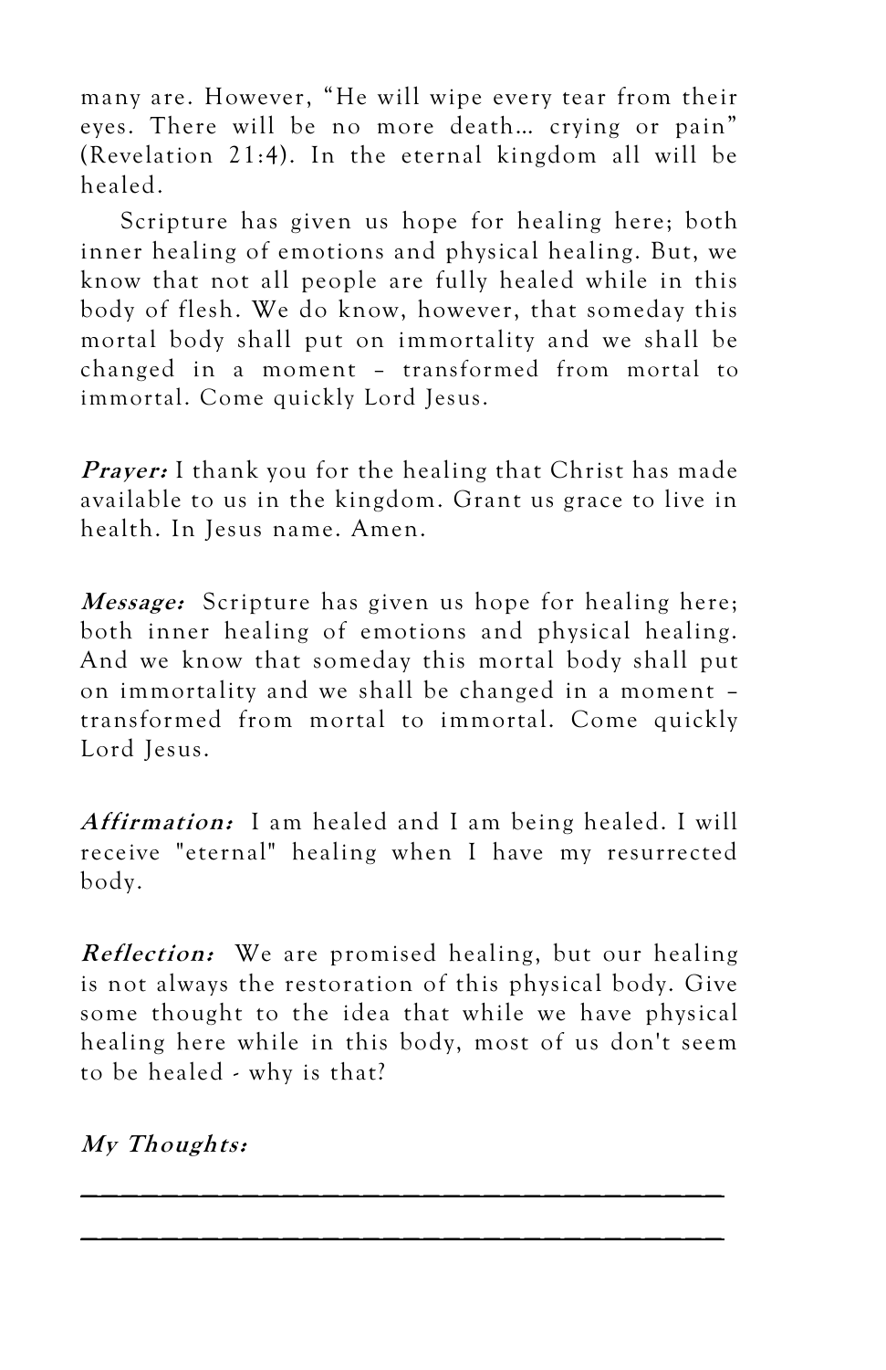many are. However, “He will wipe every tear from their eyes. There will be no more death… crying or pain” (Revelation 21:4). In the eternal kingdom all will be healed.

Scripture has given us hope for healing here; both inner healing of emotions and physical healing. But, we know that not all people are fully healed while in this body of flesh. We do know, however, that someday this mortal body shall put on immortality and we shall be changed in a moment – transformed from mortal to immortal. Come quickly Lord Jesus.

***Prayer:*** I thank you for the healing that Christ has made available to us in the kingdom. Grant us grace to live in health. In Jesus name. Amen.

***Message:*** Scripture has given us hope for healing here; both inner healing of emotions and physical healing. And we know that someday this mortal body shall put on immortality and we shall be changed in a moment – transformed from mortal to immortal. Come quickly Lord Jesus.

***Affirmation:*** I am healed and I am being healed. I will receive "eternal" healing when I have my resurrected body.

***Reflection:*** We are promised healing, but our healing is not always the restoration of this physical body. Give some thought to the idea that while we have physical healing here while in this body, most of us don't seem to be healed - why is that?

***My Thoughts:***

________________________________________

________________________________________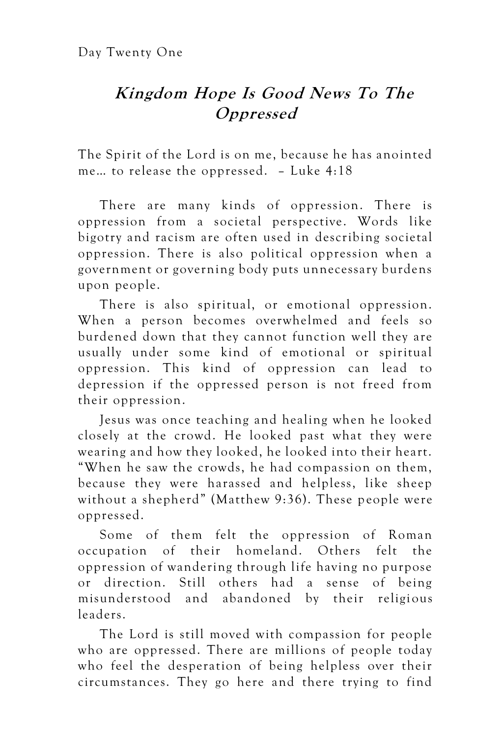Day Twenty One

## *Kingdom Hope Is Good News To The Oppressed*

The Spirit of the Lord is on me, because he has anointed me… to release the oppressed. – Luke 4:18

There are many kinds of oppression. There is oppression from a societal perspective. Words like bigotry and racism are often used in describing societal oppression. There is also political oppression when a government or governing body puts unnecessary burdens upon people.

There is also spiritual, or emotional oppression. When a person becomes overwhelmed and feels so burdened down that they cannot function well they are usually under some kind of emotional or spiritual oppression. This kind of oppression can lead to depression if the oppressed person is not freed from their oppression.

Jesus was once teaching and healing when he looked closely at the crowd. He looked past what they were wearing and how they looked, he looked into their heart. "When he saw the crowds, he had compassion on them, because they were harassed and helpless, like sheep without a shepherd" (Matthew 9:36). These people were oppressed.

Some of them felt the oppression of Roman occupation of their homeland. Others felt the oppression of wandering through life having no purpose or direction. Still others had a sense of being misunderstood and abandoned by their religious leaders.

The Lord is still moved with compassion for people who are oppressed. There are millions of people today who feel the desperation of being helpless over their circumstances. They go here and there trying to find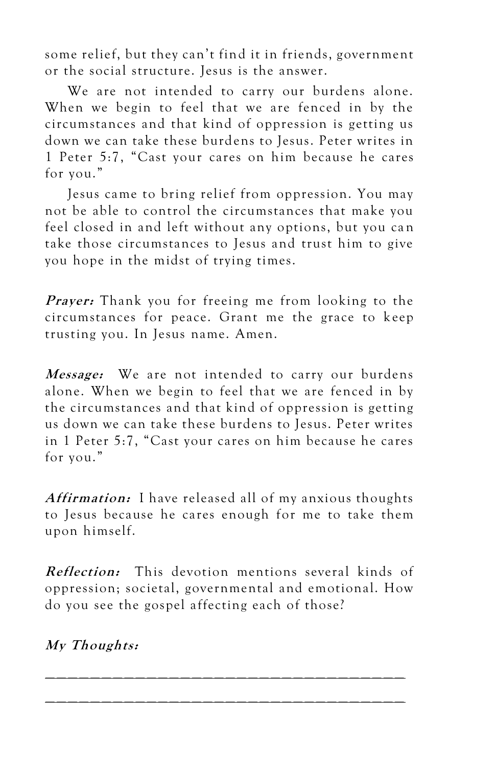some relief, but they can't find it in friends, government or the social structure. Jesus is the answer.

We are not intended to carry our burdens alone. When we begin to feel that we are fenced in by the circumstances and that kind of oppression is getting us down we can take these burdens to Jesus. Peter writes in 1 Peter 5:7, "Cast your cares on him because he cares for you."

Jesus came to bring relief from oppression. You may not be able to control the circumstances that make you feel closed in and left without any options, but you can take those circumstances to Jesus and trust him to give you hope in the midst of trying times.

***Prayer:*** Thank you for freeing me from looking to the circumstances for peace. Grant me the grace to keep trusting you. In Jesus name. Amen.

***Message:*** We are not intended to carry our burdens alone. When we begin to feel that we are fenced in by the circumstances and that kind of oppression is getting us down we can take these burdens to Jesus. Peter writes in 1 Peter 5:7, "Cast your cares on him because he cares for you."

***Affirmation:*** I have released all of my anxious thoughts to Jesus because he cares enough for me to take them upon himself.

***Reflection:*** This devotion mentions several kinds of oppression; societal, governmental and emotional. How do you see the gospel affecting each of those?

***My Thoughts:***

\_\_\_\_\_\_\_\_\_\_\_\_\_\_\_\_\_\_\_\_\_\_\_\_\_\_\_\_\_\_\_\_\_\_\_\_\_\_\_\_

\_\_\_\_\_\_\_\_\_\_\_\_\_\_\_\_\_\_\_\_\_\_\_\_\_\_\_\_\_\_\_\_\_\_\_\_\_\_\_\_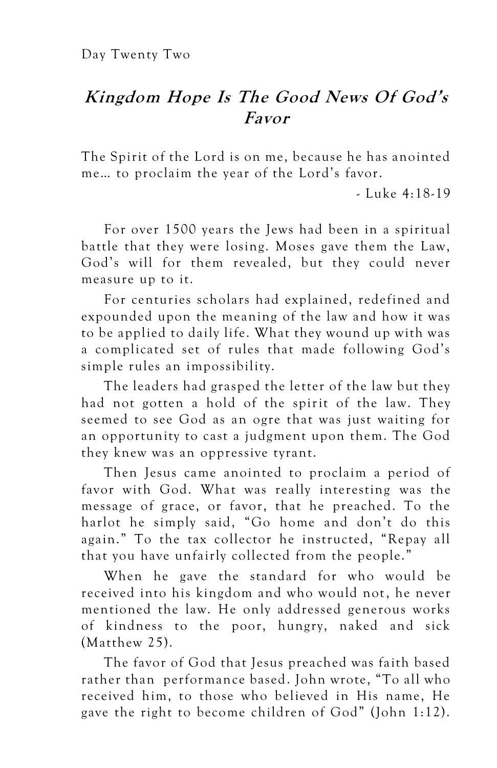Day Twenty Two

# *Kingdom Hope Is The Good News Of God's Favor*

The Spirit of the Lord is on me, because he has anointed me… to proclaim the year of the Lord's favor.

- Luke 4:18-19

For over 1500 years the Jews had been in a spiritual battle that they were losing. Moses gave them the Law, God's will for them revealed, but they could never measure up to it.

For centuries scholars had explained, redefined and expounded upon the meaning of the law and how it was to be applied to daily life. What they wound up with was a complicated set of rules that made following God's simple rules an impossibility.

The leaders had grasped the letter of the law but they had not gotten a hold of the spirit of the law. They seemed to see God as an ogre that was just waiting for an opportunity to cast a judgment upon them. The God they knew was an oppressive tyrant.

Then Jesus came anointed to proclaim a period of favor with God. What was really interesting was the message of grace, or favor, that he preached. To the harlot he simply said, "Go home and don't do this again." To the tax collector he instructed, "Repay all that you have unfairly collected from the people."

When he gave the standard for who would be received into his kingdom and who would not, he never mentioned the law. He only addressed generous works of kindness to the poor, hungry, naked and sick (Matthew 25).

The favor of God that Jesus preached was faith based rather than performance based. John wrote, "To all who received him, to those who believed in His name, He gave the right to become children of God" (John 1:12).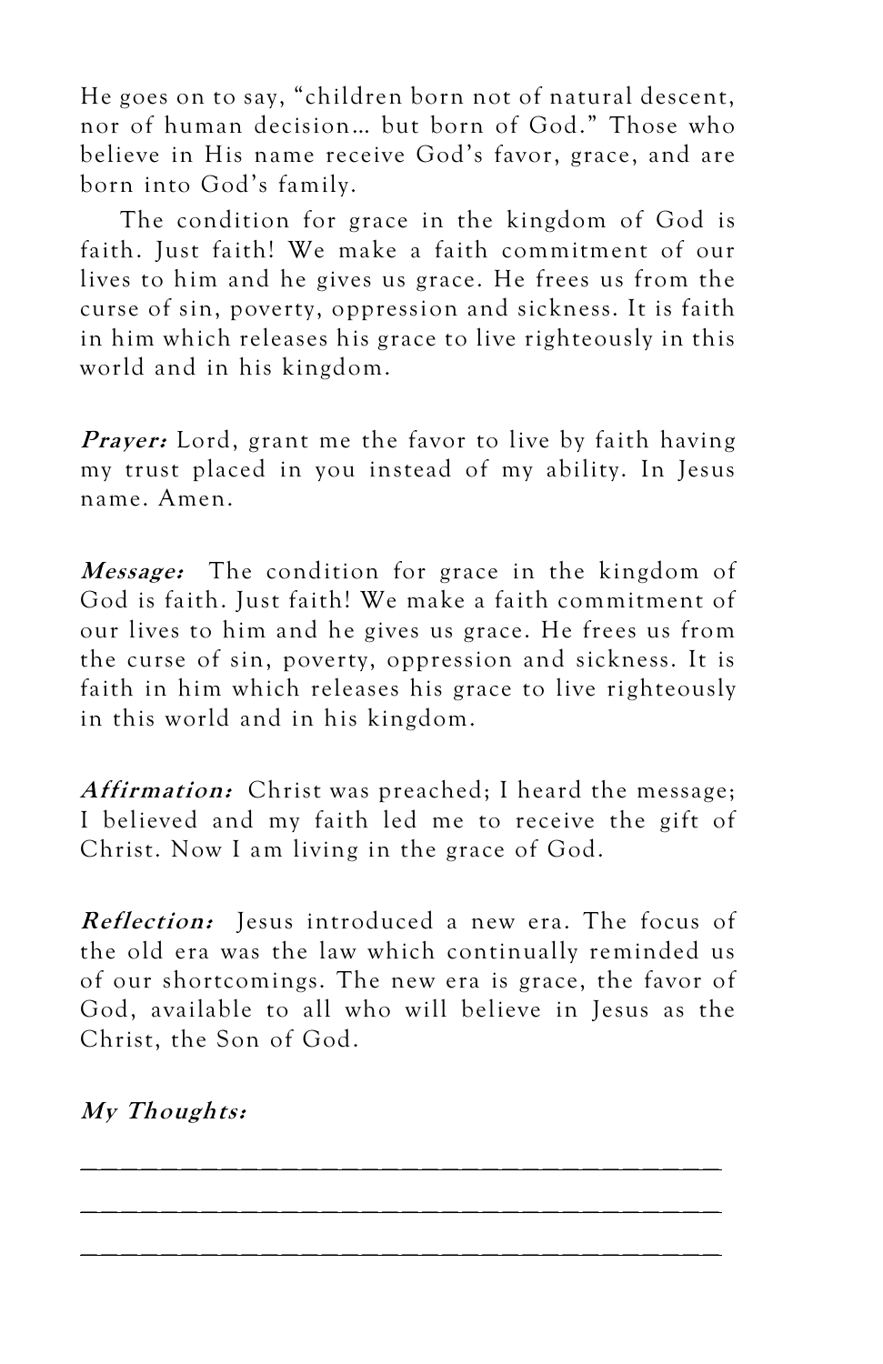He goes on to say, "children born not of natural descent, nor of human decision… but born of God." Those who believe in His name receive God's favor, grace, and are born into God's family.

The condition for grace in the kingdom of God is faith. Just faith! We make a faith commitment of our lives to him and he gives us grace. He frees us from the curse of sin, poverty, oppression and sickness. It is faith in him which releases his grace to live righteously in this world and in his kingdom.

***Prayer:*** Lord, grant me the favor to live by faith having my trust placed in you instead of my ability. In Jesus name. Amen.

***Message:*** The condition for grace in the kingdom of God is faith. Just faith! We make a faith commitment of our lives to him and he gives us grace. He frees us from the curse of sin, poverty, oppression and sickness. It is faith in him which releases his grace to live righteously in this world and in his kingdom.

***Affirmation:*** Christ was preached; I heard the message; I believed and my faith led me to receive the gift of Christ. Now I am living in the grace of God.

***Reflection:*** Jesus introduced a new era. The focus of the old era was the law which continually reminded us of our shortcomings. The new era is grace, the favor of God, available to all who will believe in Jesus as the Christ, the Son of God.

***My Thoughts:***

______________________________________

______________________________________

______________________________________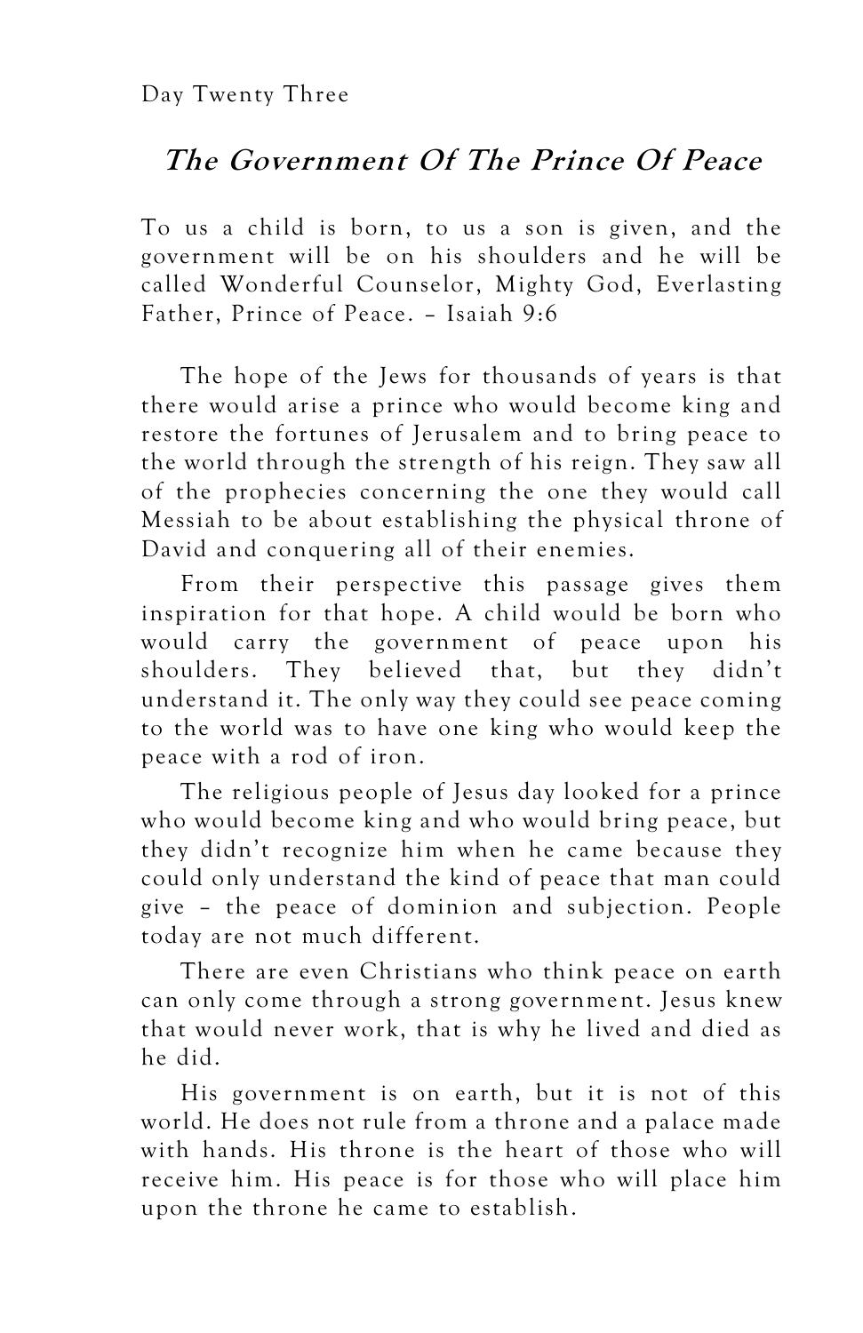Day Twenty Three

## *The Government Of The Prince Of Peace*

To us a child is born, to us a son is given, and the government will be on his shoulders and he will be called Wonderful Counselor, Mighty God, Everlasting Father, Prince of Peace. – Isaiah 9:6

The hope of the Jews for thousands of years is that there would arise a prince who would become king and restore the fortunes of Jerusalem and to bring peace to the world through the strength of his reign. They saw all of the prophecies concerning the one they would call Messiah to be about establishing the physical throne of David and conquering all of their enemies.

From their perspective this passage gives them inspiration for that hope. A child would be born who would carry the government of peace upon his shoulders. They believed that, but they didn't understand it. The only way they could see peace coming to the world was to have one king who would keep the peace with a rod of iron.

The religious people of Jesus day looked for a prince who would become king and who would bring peace, but they didn't recognize him when he came because they could only understand the kind of peace that man could give – the peace of dominion and subjection. People today are not much different.

There are even Christians who think peace on earth can only come through a strong government. Jesus knew that would never work, that is why he lived and died as he did.

His government is on earth, but it is not of this world. He does not rule from a throne and a palace made with hands. His throne is the heart of those who will receive him. His peace is for those who will place him upon the throne he came to establish.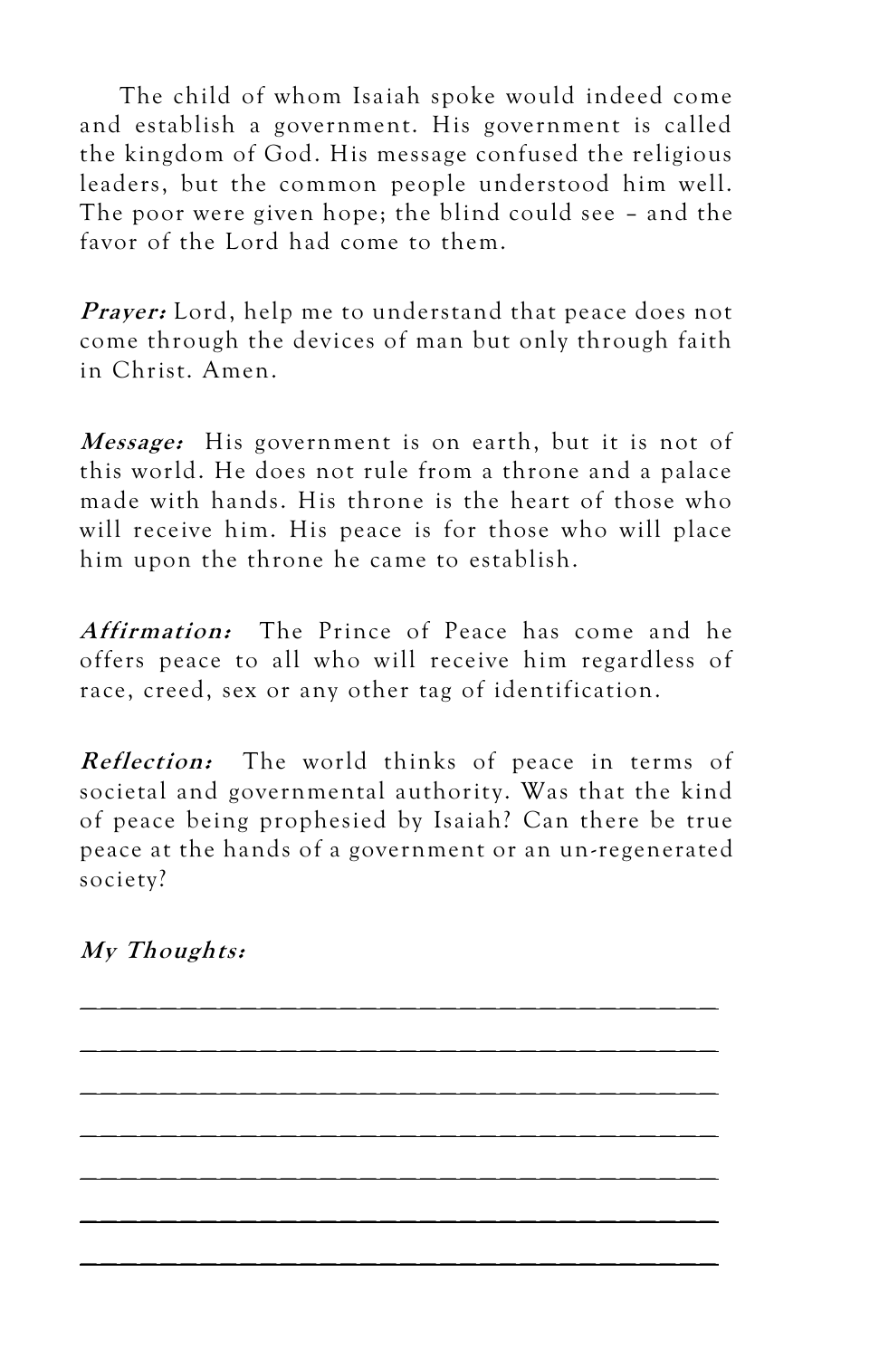The child of whom Isaiah spoke would indeed come and establish a government. His government is called the kingdom of God. His message confused the religious leaders, but the common people understood him well. The poor were given hope; the blind could see – and the favor of the Lord had come to them.

***Prayer:*** Lord, help me to understand that peace does not come through the devices of man but only through faith in Christ. Amen.

***Message:*** His government is on earth, but it is not of this world. He does not rule from a throne and a palace made with hands. His throne is the heart of those who will receive him. His peace is for those who will place him upon the throne he came to establish.

***Affirmation:*** The Prince of Peace has come and he offers peace to all who will receive him regardless of race, creed, sex or any other tag of identification.

***Reflection:*** The world thinks of peace in terms of societal and governmental authority. Was that the kind of peace being prophesied by Isaiah? Can there be true peace at the hands of a government or an un-regenerated society?

***My Thoughts:***

_______________________________________

_______________________________________

_______________________________________

_______________________________________

_______________________________________

_______________________________________

_______________________________________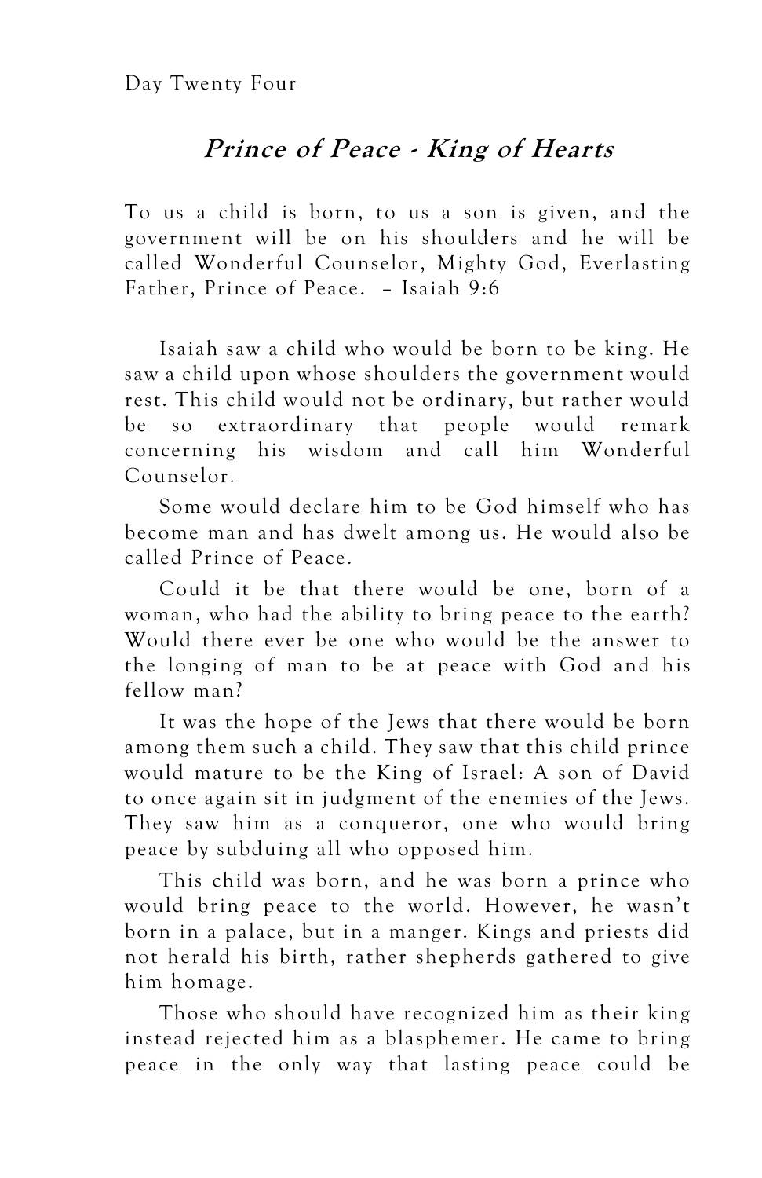Day Twenty Four

## *Prince of Peace - King of Hearts*

To us a child is born, to us a son is given, and the government will be on his shoulders and he will be called Wonderful Counselor, Mighty God, Everlasting Father, Prince of Peace. – Isaiah 9:6

Isaiah saw a child who would be born to be king. He saw a child upon whose shoulders the government would rest. This child would not be ordinary, but rather would be so extraordinary that people would remark concerning his wisdom and call him Wonderful Counselor.

Some would declare him to be God himself who has become man and has dwelt among us. He would also be called Prince of Peace.

Could it be that there would be one, born of a woman, who had the ability to bring peace to the earth? Would there ever be one who would be the answer to the longing of man to be at peace with God and his fellow man?

It was the hope of the Jews that there would be born among them such a child. They saw that this child prince would mature to be the King of Israel: A son of David to once again sit in judgment of the enemies of the Jews. They saw him as a conqueror, one who would bring peace by subduing all who opposed him.

This child was born, and he was born a prince who would bring peace to the world. However, he wasn't born in a palace, but in a manger. Kings and priests did not herald his birth, rather shepherds gathered to give him homage.

Those who should have recognized him as their king instead rejected him as a blasphemer. He came to bring peace in the only way that lasting peace could be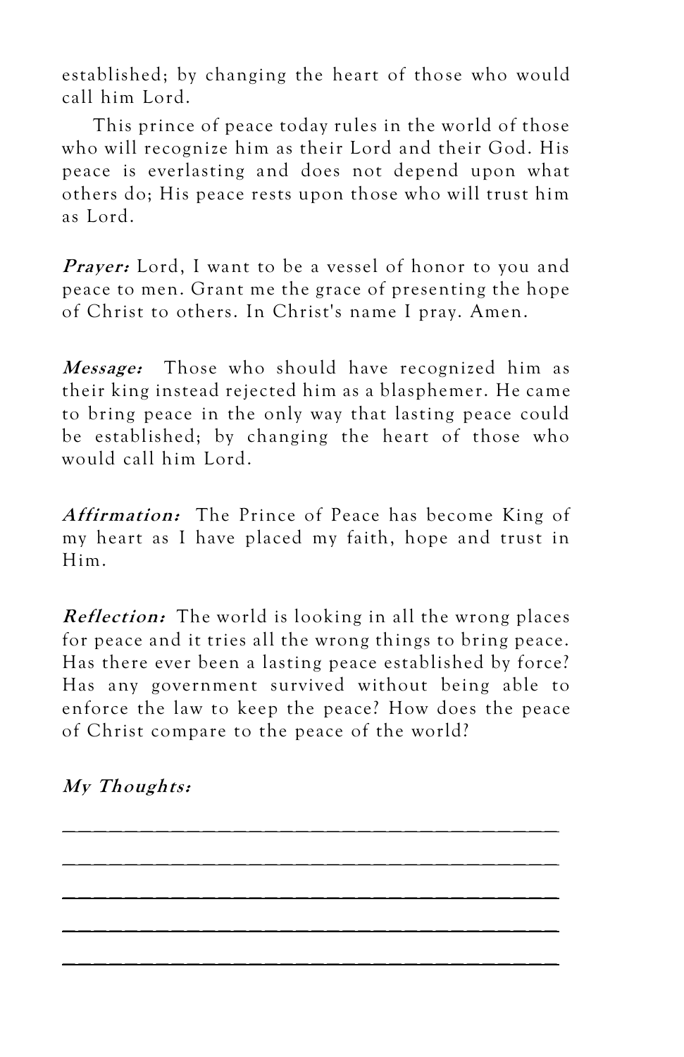established; by changing the heart of those who would call him Lord.

This prince of peace today rules in the world of those who will recognize him as their Lord and their God. His peace is everlasting and does not depend upon what others do; His peace rests upon those who will trust him as Lord.

***Prayer:*** Lord, I want to be a vessel of honor to you and peace to men. Grant me the grace of presenting the hope of Christ to others. In Christ's name I pray. Amen.

***Message:*** Those who should have recognized him as their king instead rejected him as a blasphemer. He came to bring peace in the only way that lasting peace could be established; by changing the heart of those who would call him Lord.

***Affirmation:*** The Prince of Peace has become King of my heart as I have placed my faith, hope and trust in Him.

***Reflection:*** The world is looking in all the wrong places for peace and it tries all the wrong things to bring peace. Has there ever been a lasting peace established by force? Has any government survived without being able to enforce the law to keep the peace? How does the peace of Christ compare to the peace of the world?

***My Thoughts:***

_____________________________________________

_____________________________________________

_____________________________________________

_____________________________________________

_____________________________________________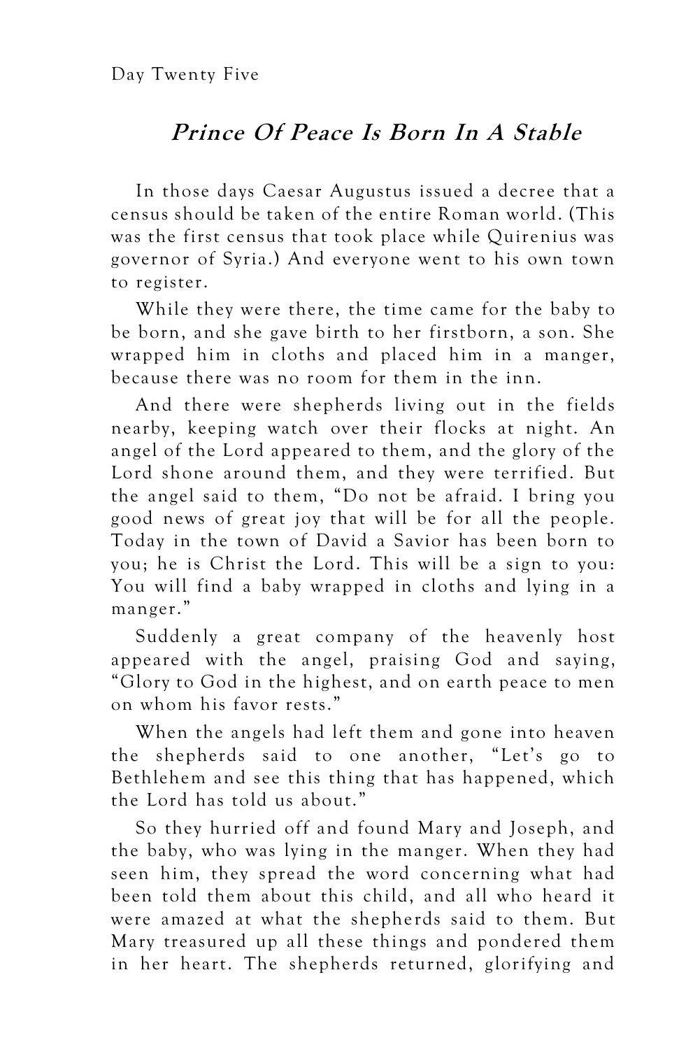Day Twenty Five

## *Prince Of Peace Is Born In A Stable*

In those days Caesar Augustus issued a decree that a census should be taken of the entire Roman world. (This was the first census that took place while Quirenius was governor of Syria.) And everyone went to his own town to register.

While they were there, the time came for the baby to be born, and she gave birth to her firstborn, a son. She wrapped him in cloths and placed him in a manger, because there was no room for them in the inn.

And there were shepherds living out in the fields nearby, keeping watch over their flocks at night. An angel of the Lord appeared to them, and the glory of the Lord shone around them, and they were terrified. But the angel said to them, "Do not be afraid. I bring you good news of great joy that will be for all the people. Today in the town of David a Savior has been born to you; he is Christ the Lord. This will be a sign to you: You will find a baby wrapped in cloths and lying in a manger."

Suddenly a great company of the heavenly host appeared with the angel, praising God and saying, "Glory to God in the highest, and on earth peace to men on whom his favor rests."

When the angels had left them and gone into heaven the shepherds said to one another, "Let's go to Bethlehem and see this thing that has happened, which the Lord has told us about."

So they hurried off and found Mary and Joseph, and the baby, who was lying in the manger. When they had seen him, they spread the word concerning what had been told them about this child, and all who heard it were amazed at what the shepherds said to them. But Mary treasured up all these things and pondered them in her heart. The shepherds returned, glorifying and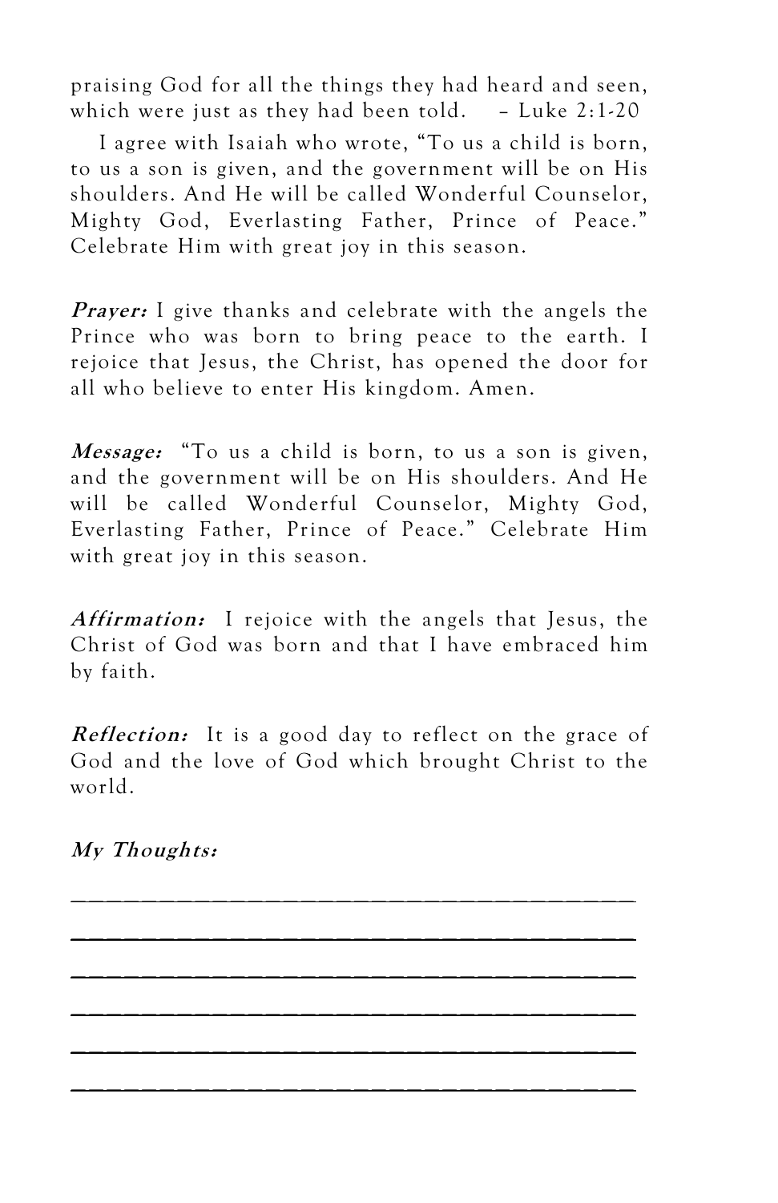praising God for all the things they had heard and seen, which were just as they had been told. – Luke 2:1-20

I agree with Isaiah who wrote, "To us a child is born, to us a son is given, and the government will be on His shoulders. And He will be called Wonderful Counselor, Mighty God, Everlasting Father, Prince of Peace." Celebrate Him with great joy in this season.

***Prayer:*** I give thanks and celebrate with the angels the Prince who was born to bring peace to the earth. I rejoice that Jesus, the Christ, has opened the door for all who believe to enter His kingdom. Amen.

***Message:*** "To us a child is born, to us a son is given, and the government will be on His shoulders. And He will be called Wonderful Counselor, Mighty God, Everlasting Father, Prince of Peace." Celebrate Him with great joy in this season.

***Affirmation:*** I rejoice with the angels that Jesus, the Christ of God was born and that I have embraced him by faith.

***Reflection:*** It is a good day to reflect on the grace of God and the love of God which brought Christ to the world.

***My Thoughts:***

_____________________________________________

_____________________________________________

_____________________________________________

_____________________________________________

_____________________________________________

_____________________________________________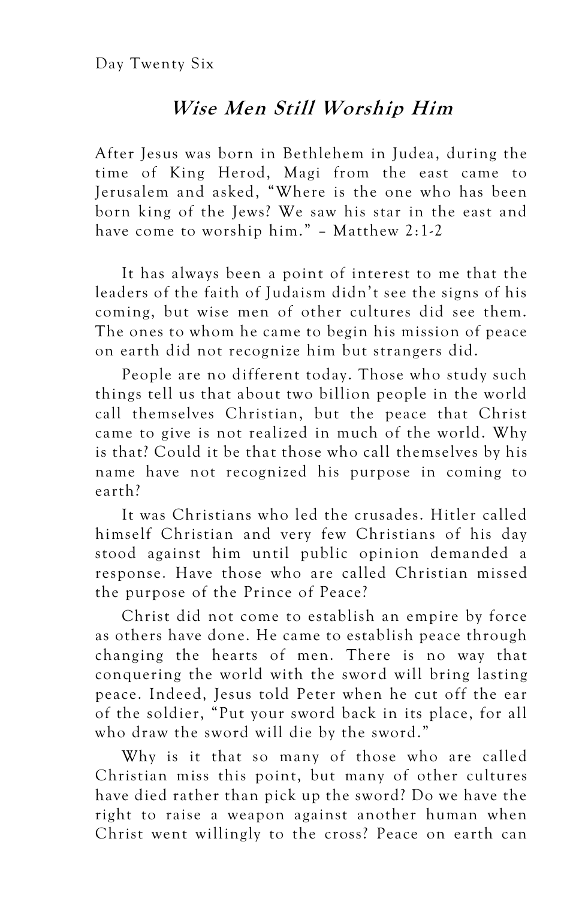Day Twenty Six

## *Wise Men Still Worship Him*

After Jesus was born in Bethlehem in Judea, during the time of King Herod, Magi from the east came to Jerusalem and asked, "Where is the one who has been born king of the Jews? We saw his star in the east and have come to worship him." – Matthew 2:1-2

It has always been a point of interest to me that the leaders of the faith of Judaism didn't see the signs of his coming, but wise men of other cultures did see them. The ones to whom he came to begin his mission of peace on earth did not recognize him but strangers did.

People are no different today. Those who study such things tell us that about two billion people in the world call themselves Christian, but the peace that Christ came to give is not realized in much of the world. Why is that? Could it be that those who call themselves by his name have not recognized his purpose in coming to earth?

It was Christians who led the crusades. Hitler called himself Christian and very few Christians of his day stood against him until public opinion demanded a response. Have those who are called Christian missed the purpose of the Prince of Peace?

Christ did not come to establish an empire by force as others have done. He came to establish peace through changing the hearts of men. There is no way that conquering the world with the sword will bring lasting peace. Indeed, Jesus told Peter when he cut off the ear of the soldier, "Put your sword back in its place, for all who draw the sword will die by the sword."

Why is it that so many of those who are called Christian miss this point, but many of other cultures have died rather than pick up the sword? Do we have the right to raise a weapon against another human when Christ went willingly to the cross? Peace on earth can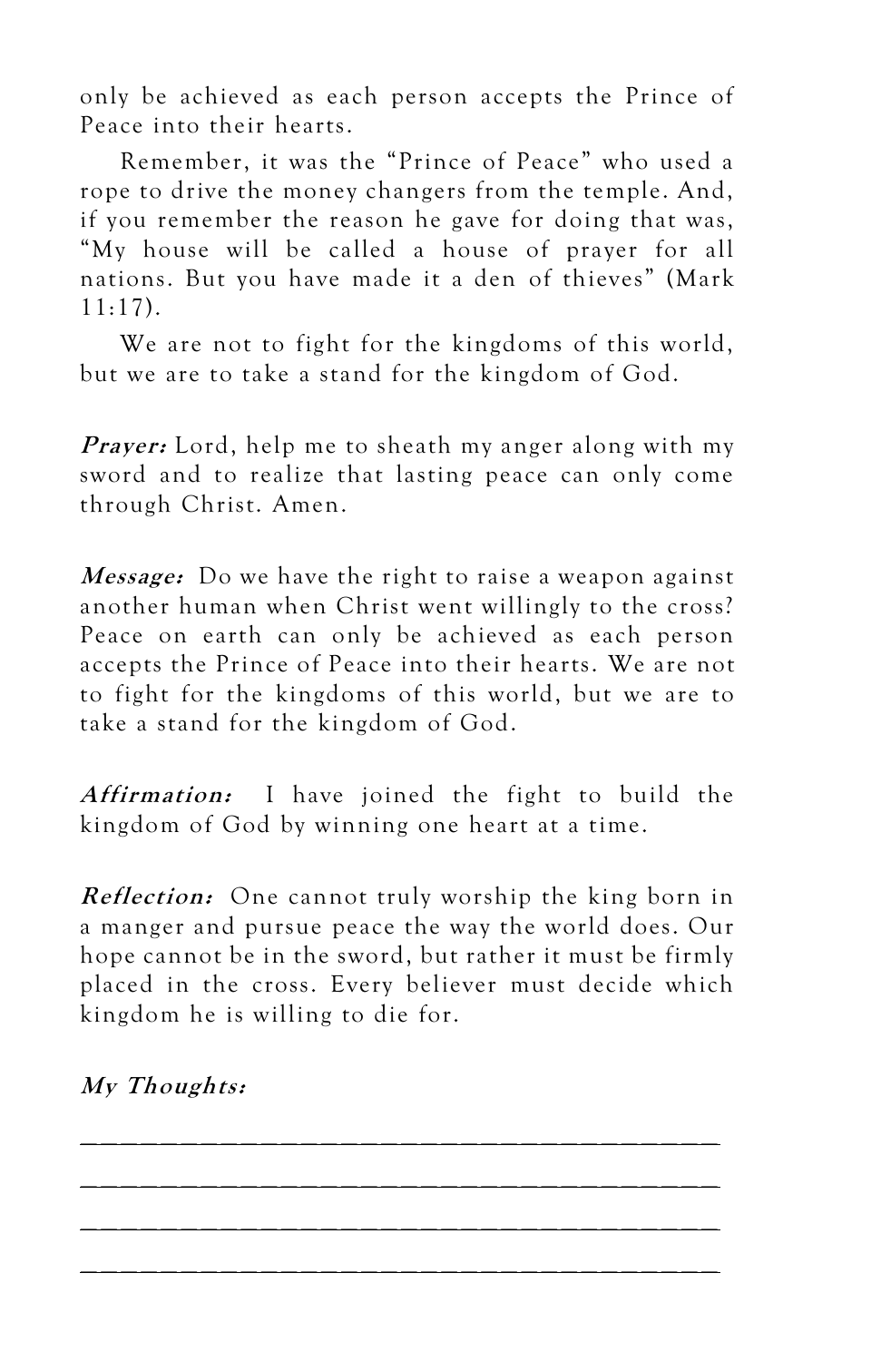only be achieved as each person accepts the Prince of Peace into their hearts.

Remember, it was the "Prince of Peace" who used a rope to drive the money changers from the temple. And, if you remember the reason he gave for doing that was, "My house will be called a house of prayer for all nations. But you have made it a den of thieves" (Mark 11:17).

We are not to fight for the kingdoms of this world, but we are to take a stand for the kingdom of God.

***Prayer:*** Lord, help me to sheath my anger along with my sword and to realize that lasting peace can only come through Christ. Amen.

***Message:*** Do we have the right to raise a weapon against another human when Christ went willingly to the cross? Peace on earth can only be achieved as each person accepts the Prince of Peace into their hearts. We are not to fight for the kingdoms of this world, but we are to take a stand for the kingdom of God.

***Affirmation:*** I have joined the fight to build the kingdom of God by winning one heart at a time.

***Reflection:*** One cannot truly worship the king born in a manger and pursue peace the way the world does. Our hope cannot be in the sword, but rather it must be firmly placed in the cross. Every believer must decide which kingdom he is willing to die for.

***My Thoughts:***

_______________________________________

_______________________________________

_______________________________________

_______________________________________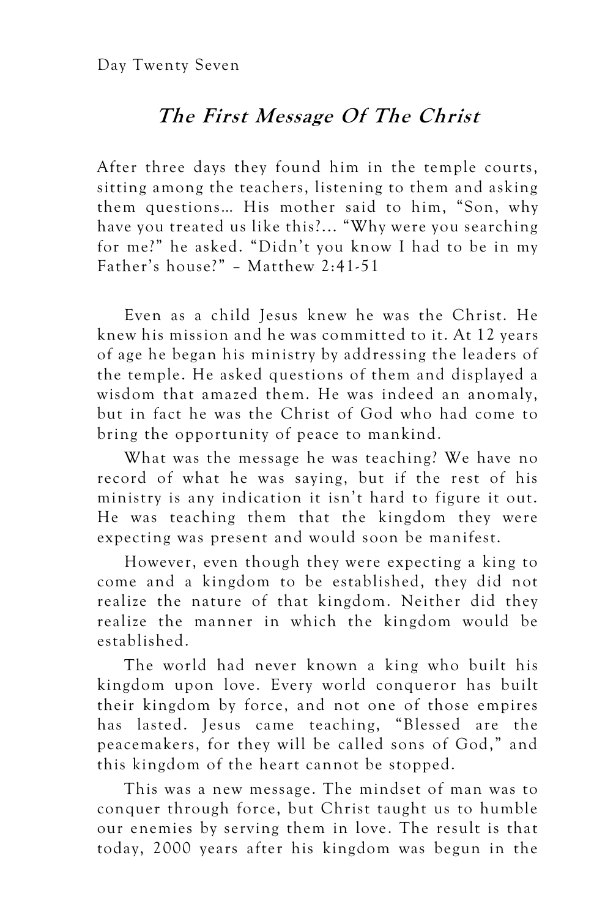Day Twenty Seven

## *The First Message Of The Christ*

After three days they found him in the temple courts, sitting among the teachers, listening to them and asking them questions… His mother said to him, "Son, why have you treated us like this?… "Why were you searching for me?" he asked. "Didn't you know I had to be in my Father's house?" – Matthew 2:41-51

Even as a child Jesus knew he was the Christ. He knew his mission and he was committed to it. At 12 years of age he began his ministry by addressing the leaders of the temple. He asked questions of them and displayed a wisdom that amazed them. He was indeed an anomaly, but in fact he was the Christ of God who had come to bring the opportunity of peace to mankind.

What was the message he was teaching? We have no record of what he was saying, but if the rest of his ministry is any indication it isn't hard to figure it out. He was teaching them that the kingdom they were expecting was present and would soon be manifest.

However, even though they were expecting a king to come and a kingdom to be established, they did not realize the nature of that kingdom. Neither did they realize the manner in which the kingdom would be established.

The world had never known a king who built his kingdom upon love. Every world conqueror has built their kingdom by force, and not one of those empires has lasted. Jesus came teaching, "Blessed are the peacemakers, for they will be called sons of God," and this kingdom of the heart cannot be stopped.

This was a new message. The mindset of man was to conquer through force, but Christ taught us to humble our enemies by serving them in love. The result is that today, 2000 years after his kingdom was begun in the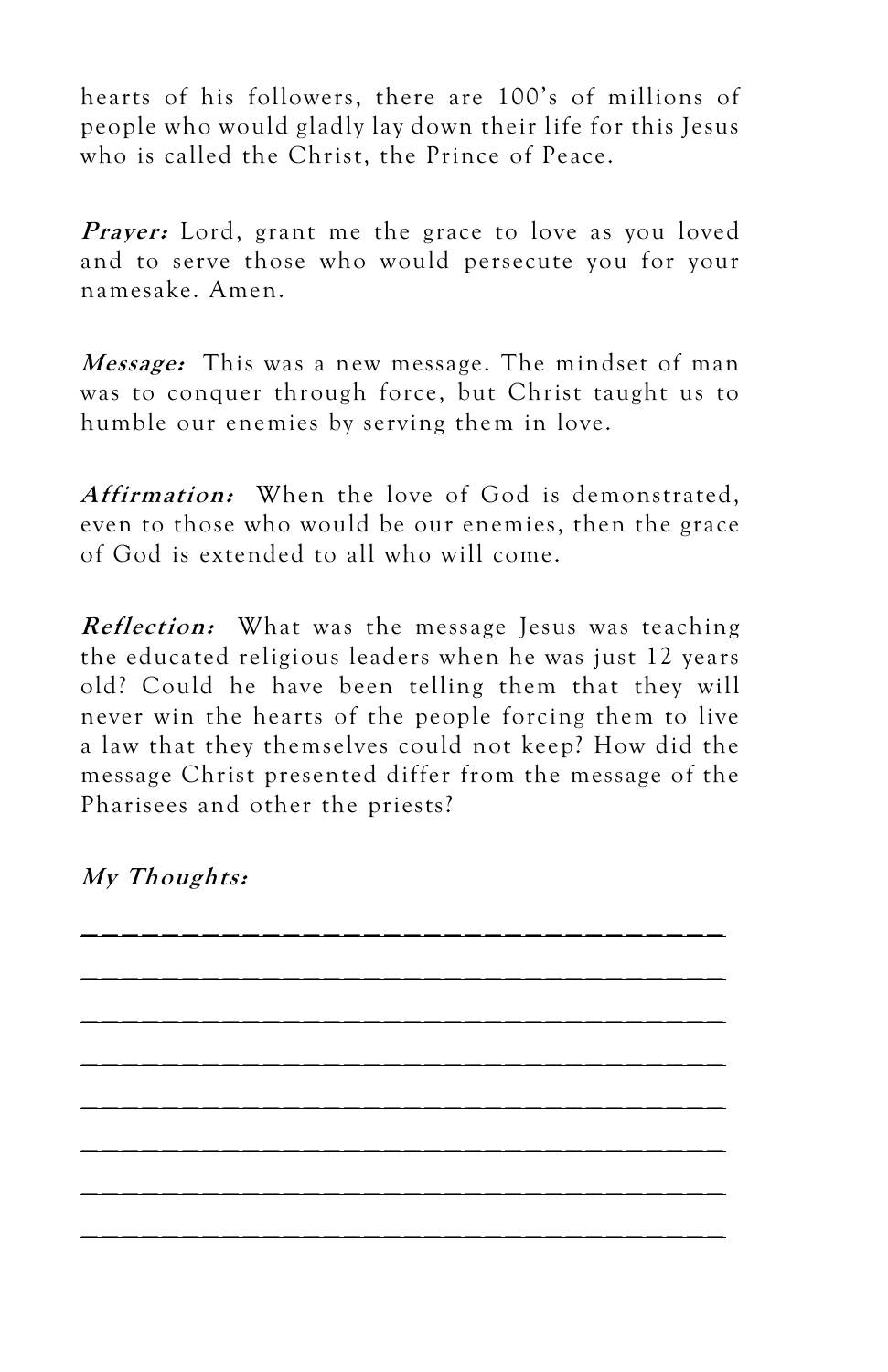hearts of his followers, there are 100's of millions of people who would gladly lay down their life for this Jesus who is called the Christ, the Prince of Peace.

***Prayer:*** Lord, grant me the grace to love as you loved and to serve those who would persecute you for your namesake. Amen.

***Message:*** This was a new message. The mindset of man was to conquer through force, but Christ taught us to humble our enemies by serving them in love.

***Affirmation:*** When the love of God is demonstrated, even to those who would be our enemies, then the grace of God is extended to all who will come.

***Reflection:*** What was the message Jesus was teaching the educated religious leaders when he was just 12 years old? Could he have been telling them that they will never win the hearts of the people forcing them to live a law that they themselves could not keep? How did the message Christ presented differ from the message of the Pharisees and other the priests?

***My Thoughts:***

_____________________________________

_____________________________________

_____________________________________

_____________________________________

_____________________________________

_____________________________________

_____________________________________

_____________________________________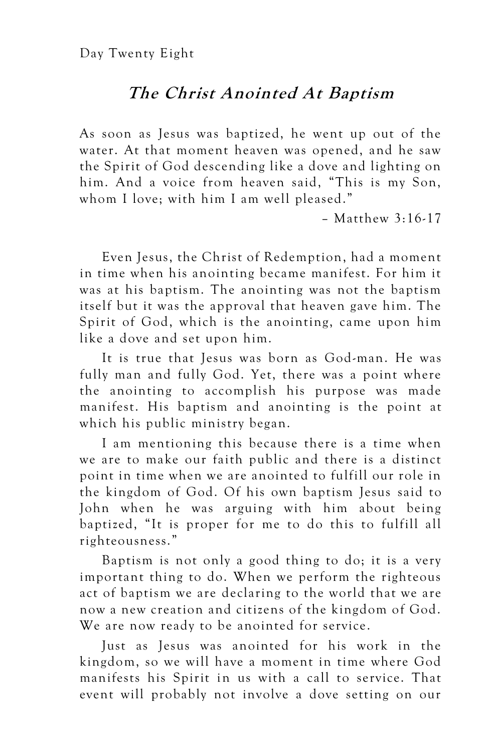Day Twenty Eight

## *The Christ Anointed At Baptism*

As soon as Jesus was baptized, he went up out of the water. At that moment heaven was opened, and he saw the Spirit of God descending like a dove and lighting on him. And a voice from heaven said, "This is my Son, whom I love; with him I am well pleased."

– Matthew 3:16-17

Even Jesus, the Christ of Redemption, had a moment in time when his anointing became manifest. For him it was at his baptism. The anointing was not the baptism itself but it was the approval that heaven gave him. The Spirit of God, which is the anointing, came upon him like a dove and set upon him.

It is true that Jesus was born as God-man. He was fully man and fully God. Yet, there was a point where the anointing to accomplish his purpose was made manifest. His baptism and anointing is the point at which his public ministry began.

I am mentioning this because there is a time when we are to make our faith public and there is a distinct point in time when we are anointed to fulfill our role in the kingdom of God. Of his own baptism Jesus said to John when he was arguing with him about being baptized, "It is proper for me to do this to fulfill all righteousness."

Baptism is not only a good thing to do; it is a very important thing to do. When we perform the righteous act of baptism we are declaring to the world that we are now a new creation and citizens of the kingdom of God. We are now ready to be anointed for service.

Just as Jesus was anointed for his work in the kingdom, so we will have a moment in time where God manifests his Spirit in us with a call to service. That event will probably not involve a dove setting on our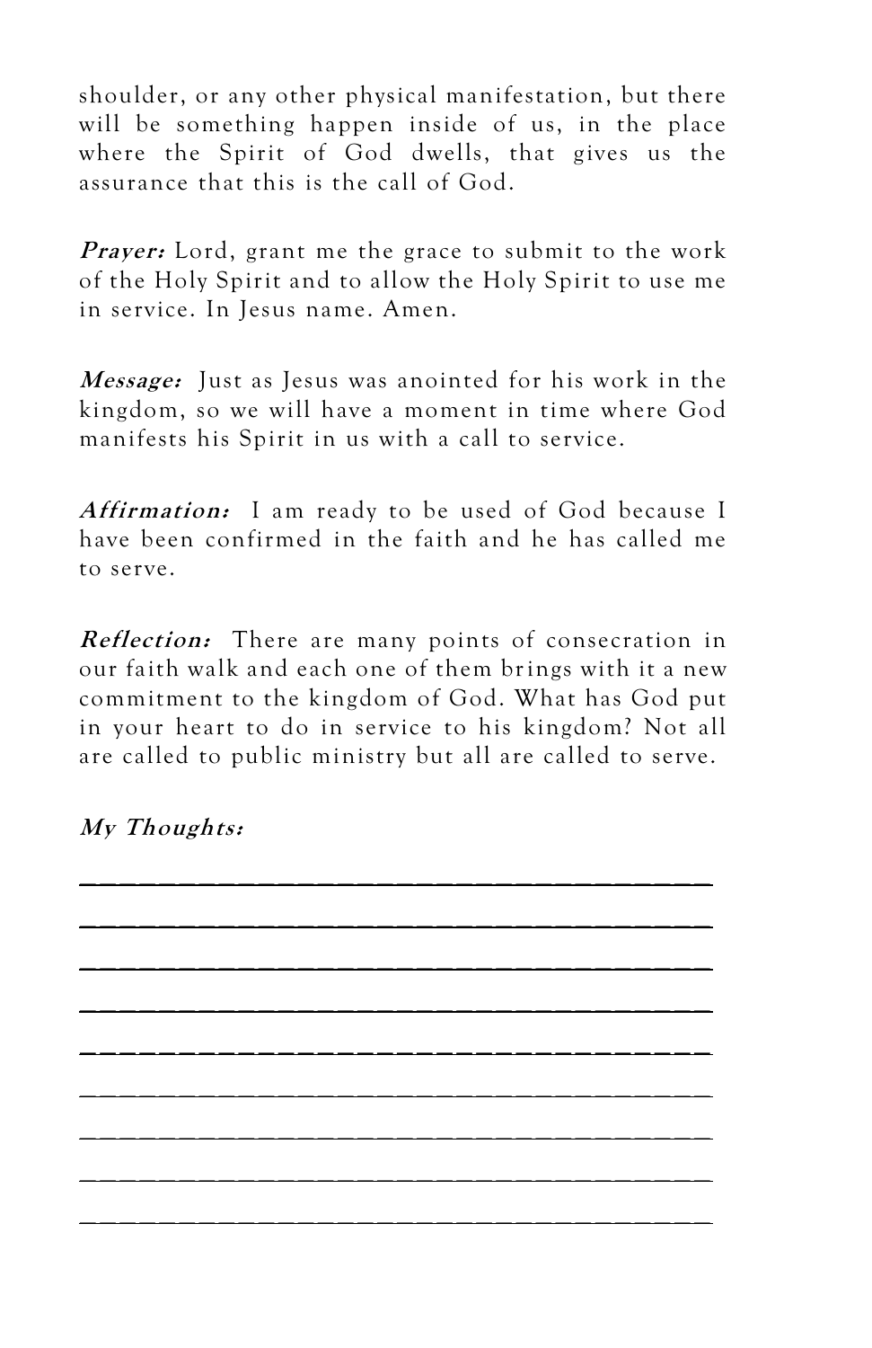shoulder, or any other physical manifestation, but there will be something happen inside of us, in the place where the Spirit of God dwells, that gives us the assurance that this is the call of God.

***Prayer:*** Lord, grant me the grace to submit to the work of the Holy Spirit and to allow the Holy Spirit to use me in service. In Jesus name. Amen.

***Message:*** Just as Jesus was anointed for his work in the kingdom, so we will have a moment in time where God manifests his Spirit in us with a call to service.

***Affirmation:*** I am ready to be used of God because I have been confirmed in the faith and he has called me to serve.

***Reflection:*** There are many points of consecration in our faith walk and each one of them brings with it a new commitment to the kingdom of God. What has God put in your heart to do in service to his kingdom? Not all are called to public ministry but all are called to serve.

***My Thoughts:***

________________________________________

________________________________________

________________________________________

________________________________________

________________________________________

________________________________________

________________________________________

________________________________________

________________________________________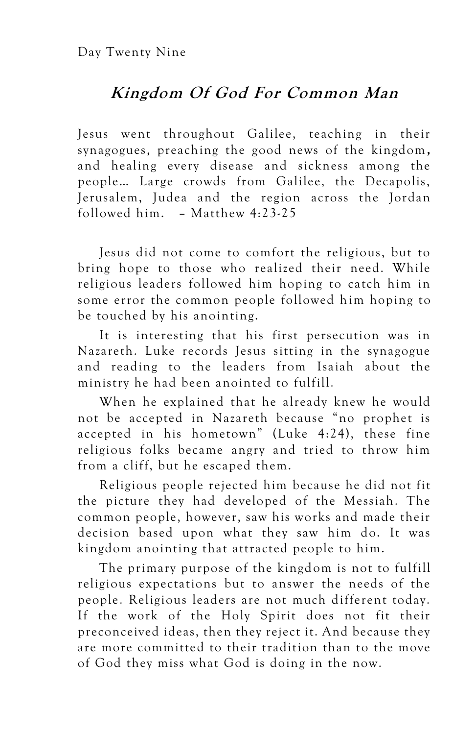Day Twenty Nine

## *Kingdom Of God For Common Man*

Jesus went throughout Galilee, teaching in their synagogues, preaching the good news of the kingdom, and healing every disease and sickness among the people… Large crowds from Galilee, the Decapolis, Jerusalem, Judea and the region across the Jordan followed him. – Matthew 4:23-25

Jesus did not come to comfort the religious, but to bring hope to those who realized their need. While religious leaders followed him hoping to catch him in some error the common people followed him hoping to be touched by his anointing.

It is interesting that his first persecution was in Nazareth. Luke records Jesus sitting in the synagogue and reading to the leaders from Isaiah about the ministry he had been anointed to fulfill.

When he explained that he already knew he would not be accepted in Nazareth because "no prophet is accepted in his hometown" (Luke 4:24), these fine religious folks became angry and tried to throw him from a cliff, but he escaped them.

Religious people rejected him because he did not fit the picture they had developed of the Messiah. The common people, however, saw his works and made their decision based upon what they saw him do. It was kingdom anointing that attracted people to him.

The primary purpose of the kingdom is not to fulfill religious expectations but to answer the needs of the people. Religious leaders are not much different today. If the work of the Holy Spirit does not fit their preconceived ideas, then they reject it. And because they are more committed to their tradition than to the move of God they miss what God is doing in the now.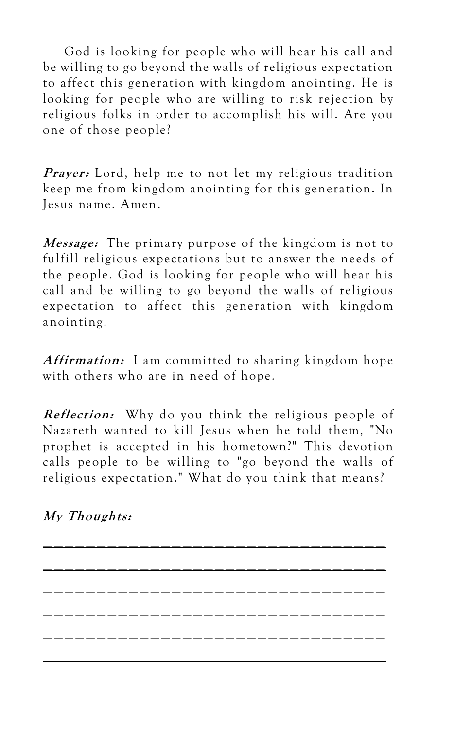God is looking for people who will hear his call and be willing to go beyond the walls of religious expectation to affect this generation with kingdom anointing. He is looking for people who are willing to risk rejection by religious folks in order to accomplish his will. Are you one of those people?

***Prayer:*** Lord, help me to not let my religious tradition keep me from kingdom anointing for this generation. In Jesus name. Amen.

***Message:*** The primary purpose of the kingdom is not to fulfill religious expectations but to answer the needs of the people. God is looking for people who will hear his call and be willing to go beyond the walls of religious expectation to affect this generation with kingdom anointing.

***Affirmation:*** I am committed to sharing kingdom hope with others who are in need of hope.

***Reflection:*** Why do you think the religious people of Nazareth wanted to kill Jesus when he told them, "No prophet is accepted in his hometown?" This devotion calls people to be willing to "go beyond the walls of religious expectation." What do you think that means?

***My Thoughts:***

______________________________________

______________________________________

______________________________________

______________________________________

______________________________________

______________________________________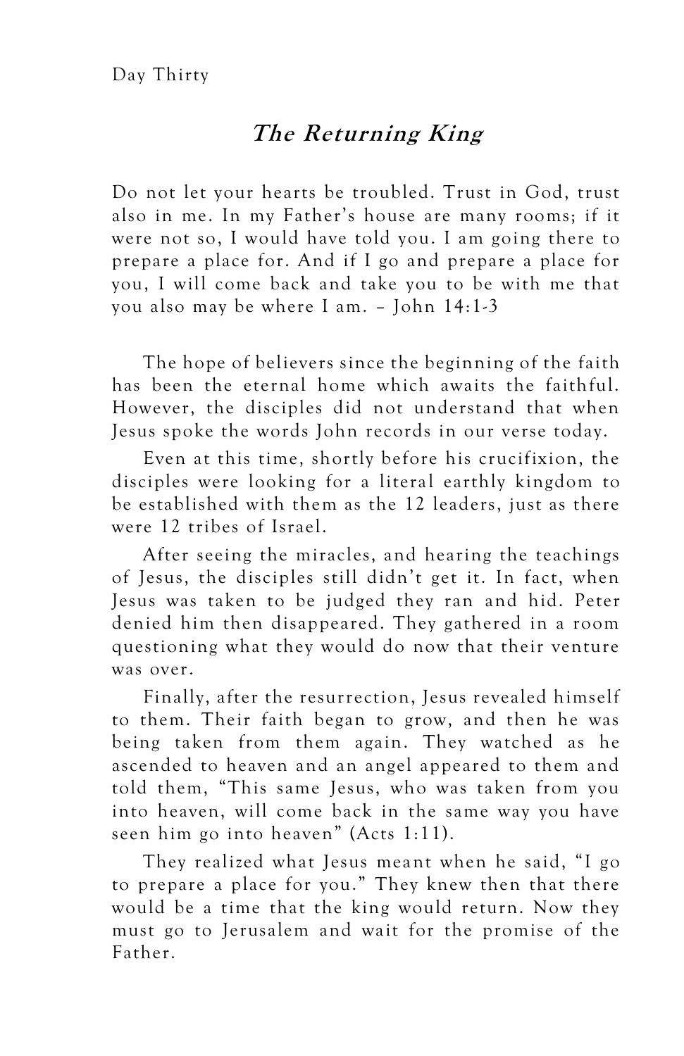Day Thirty

## *The Returning King*

Do not let your hearts be troubled. Trust in God, trust also in me. In my Father's house are many rooms; if it were not so, I would have told you. I am going there to prepare a place for. And if I go and prepare a place for you, I will come back and take you to be with me that you also may be where I am. – John 14:1-3

The hope of believers since the beginning of the faith has been the eternal home which awaits the faithful. However, the disciples did not understand that when Jesus spoke the words John records in our verse today.

Even at this time, shortly before his crucifixion, the disciples were looking for a literal earthly kingdom to be established with them as the 12 leaders, just as there were 12 tribes of Israel.

After seeing the miracles, and hearing the teachings of Jesus, the disciples still didn't get it. In fact, when Jesus was taken to be judged they ran and hid. Peter denied him then disappeared. They gathered in a room questioning what they would do now that their venture was over.

Finally, after the resurrection, Jesus revealed himself to them. Their faith began to grow, and then he was being taken from them again. They watched as he ascended to heaven and an angel appeared to them and told them, "This same Jesus, who was taken from you into heaven, will come back in the same way you have seen him go into heaven" (Acts 1:11).

They realized what Jesus meant when he said, "I go to prepare a place for you." They knew then that there would be a time that the king would return. Now they must go to Jerusalem and wait for the promise of the Father.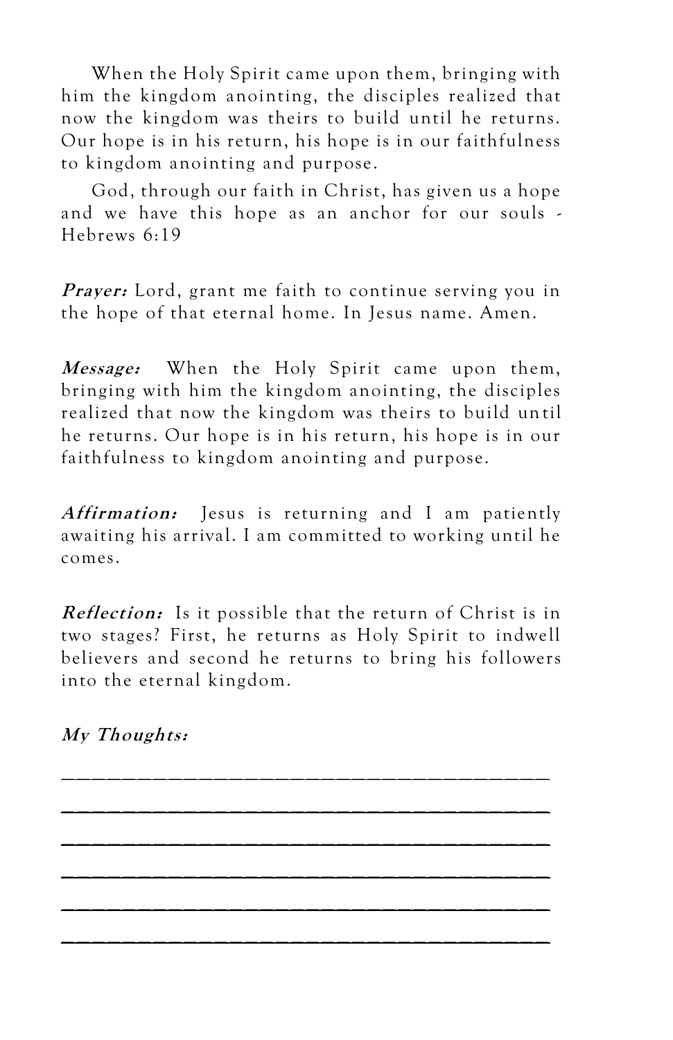When the Holy Spirit came upon them, bringing with him the kingdom anointing, the disciples realized that now the kingdom was theirs to build until he returns. Our hope is in his return, his hope is in our faithfulness to kingdom anointing and purpose.

God, through our faith in Christ, has given us a hope and we have this hope as an anchor for our souls - Hebrews 6:19

***Prayer:*** Lord, grant me faith to continue serving you in the hope of that eternal home. In Jesus name. Amen.

***Message:*** When the Holy Spirit came upon them, bringing with him the kingdom anointing, the disciples realized that now the kingdom was theirs to build until he returns. Our hope is in his return, his hope is in our faithfulness to kingdom anointing and purpose.

***Affirmation:*** Jesus is returning and I am patiently awaiting his arrival. I am committed to working until he comes.

***Reflection:*** Is it possible that the return of Christ is in two stages? First, he returns as Holy Spirit to indwell believers and second he returns to bring his followers into the eternal kingdom.

***My Thoughts:***

______________________________________

______________________________________

______________________________________

______________________________________

______________________________________

______________________________________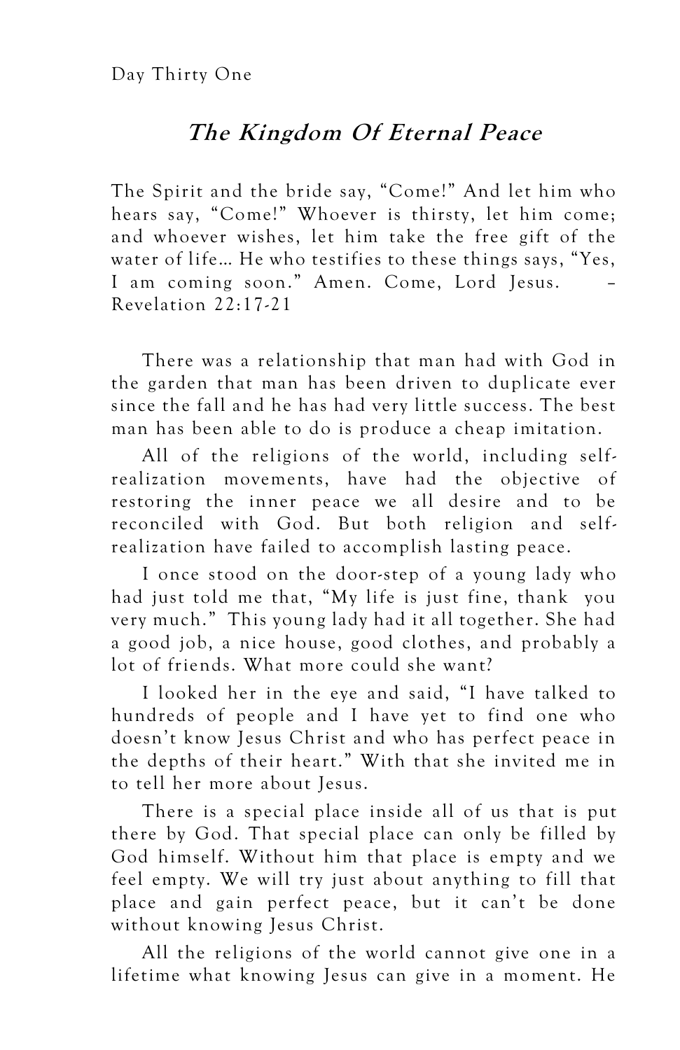Day Thirty One

## *The Kingdom Of Eternal Peace*

The Spirit and the bride say, "Come!" And let him who hears say, "Come!" Whoever is thirsty, let him come; and whoever wishes, let him take the free gift of the water of life… He who testifies to these things says, "Yes, I am coming soon." Amen. Come, Lord Jesus. – Revelation 22:17-21

There was a relationship that man had with God in the garden that man has been driven to duplicate ever since the fall and he has had very little success. The best man has been able to do is produce a cheap imitation.

All of the religions of the world, including self-realization movements, have had the objective of restoring the inner peace we all desire and to be reconciled with God. But both religion and self-realization have failed to accomplish lasting peace.

I once stood on the door-step of a young lady who had just told me that, "My life is just fine, thank you very much." This young lady had it all together. She had a good job, a nice house, good clothes, and probably a lot of friends. What more could she want?

I looked her in the eye and said, "I have talked to hundreds of people and I have yet to find one who doesn't know Jesus Christ and who has perfect peace in the depths of their heart." With that she invited me in to tell her more about Jesus.

There is a special place inside all of us that is put there by God. That special place can only be filled by God himself. Without him that place is empty and we feel empty. We will try just about anything to fill that place and gain perfect peace, but it can't be done without knowing Jesus Christ.

All the religions of the world cannot give one in a lifetime what knowing Jesus can give in a moment. He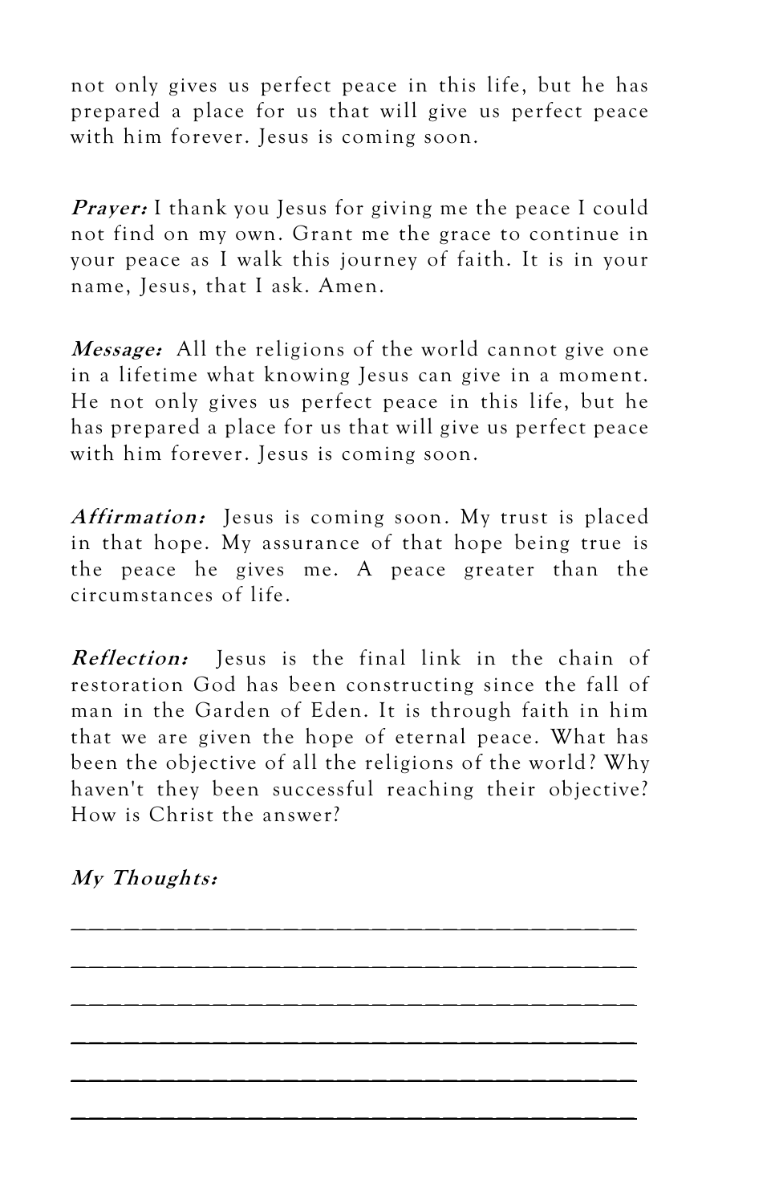not only gives us perfect peace in this life, but he has prepared a place for us that will give us perfect peace with him forever. Jesus is coming soon.

***Prayer:*** I thank you Jesus for giving me the peace I could not find on my own. Grant me the grace to continue in your peace as I walk this journey of faith. It is in your name, Jesus, that I ask. Amen.

***Message:*** All the religions of the world cannot give one in a lifetime what knowing Jesus can give in a moment. He not only gives us perfect peace in this life, but he has prepared a place for us that will give us perfect peace with him forever. Jesus is coming soon.

***Affirmation:*** Jesus is coming soon. My trust is placed in that hope. My assurance of that hope being true is the peace he gives me. A peace greater than the circumstances of life.

***Reflection:*** Jesus is the final link in the chain of restoration God has been constructing since the fall of man in the Garden of Eden. It is through faith in him that we are given the hope of eternal peace. What has been the objective of all the religions of the world? Why haven't they been successful reaching their objective? How is Christ the answer?

***My Thoughts:***

_______________________________________

_______________________________________

_______________________________________

_______________________________________

_______________________________________

_______________________________________